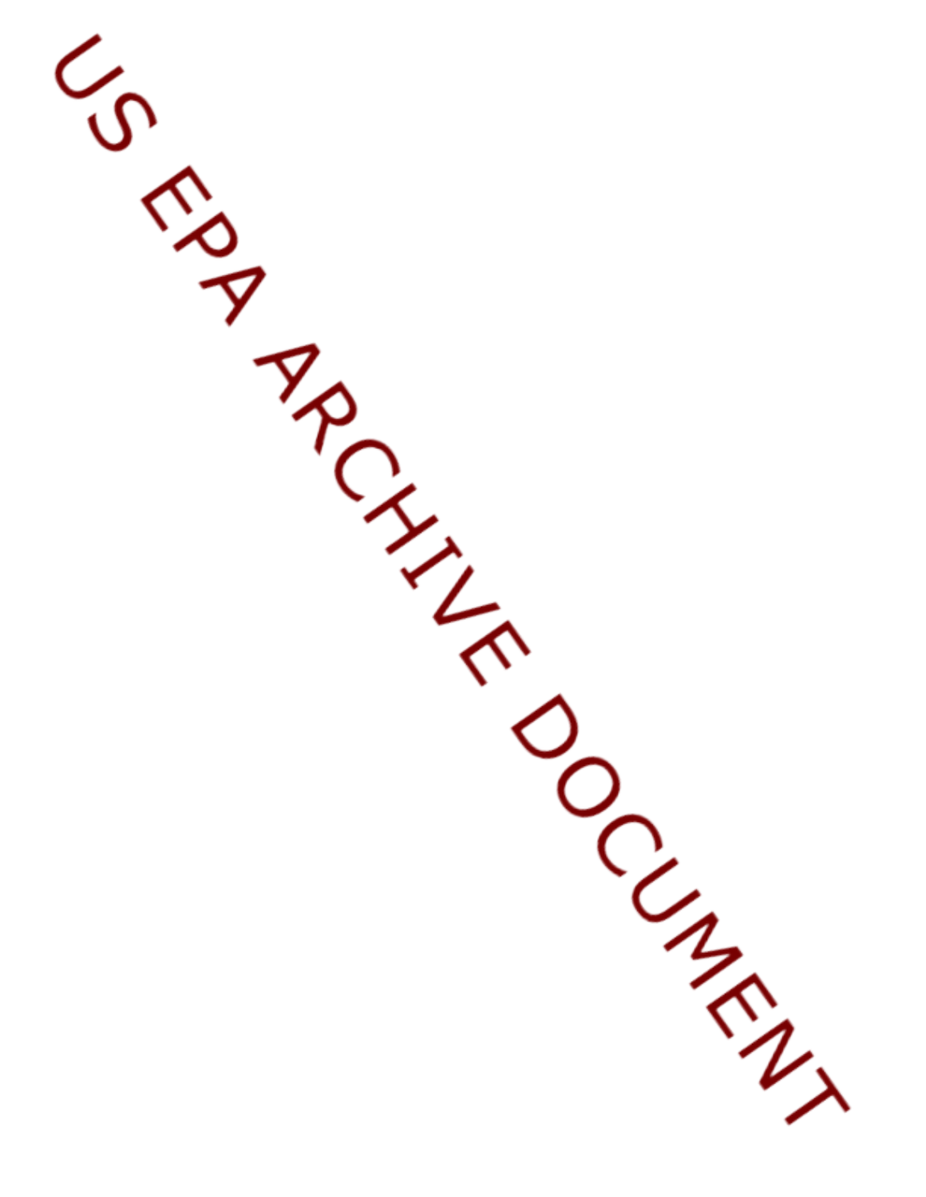US EPA ARCHIVE DOCUMENT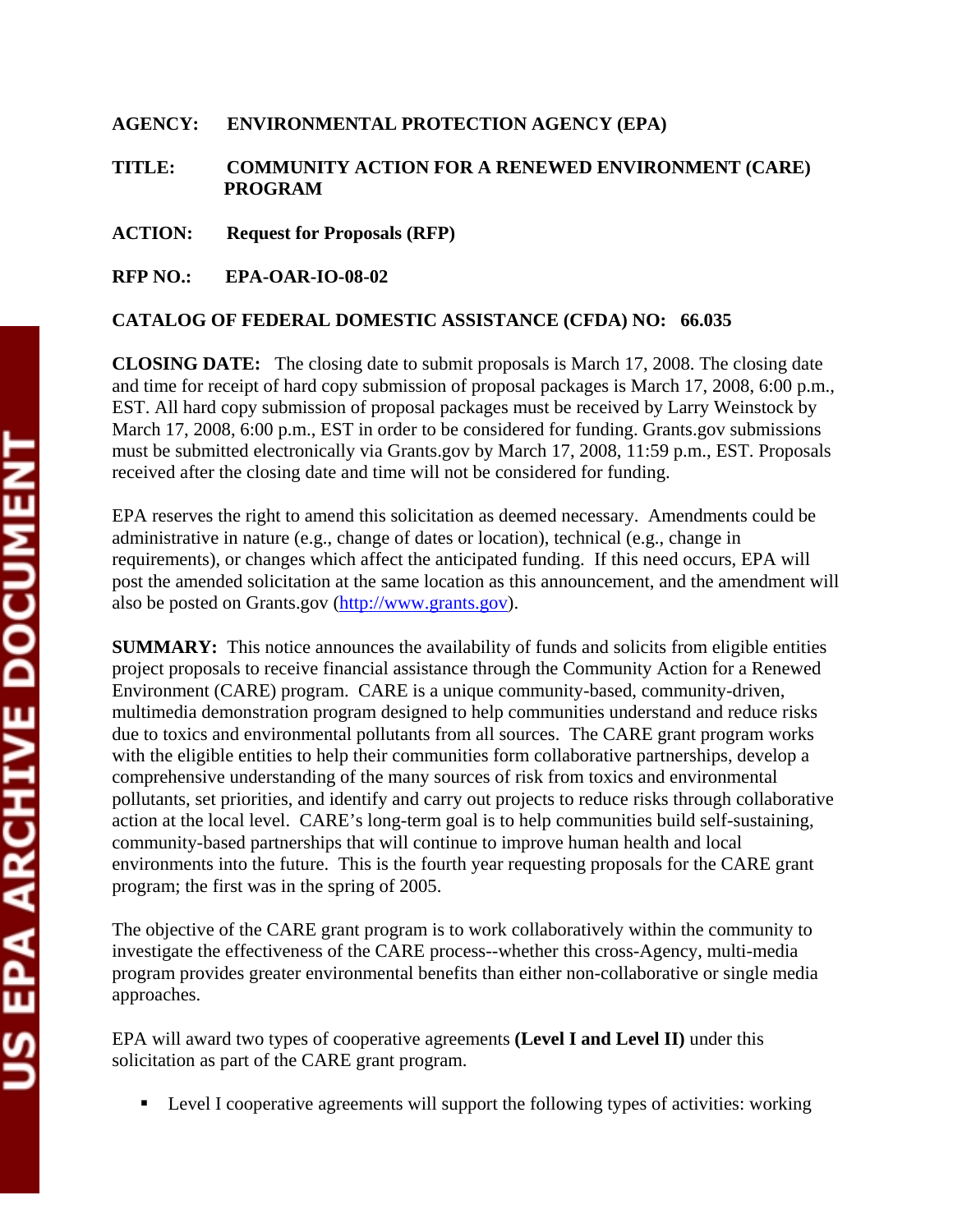**AGENCY: ENVIRONMENTAL PROTECTION AGENCY (EPA)**

**TITLE: COMMUNITY ACTION FOR A RENEWED ENVIRONMENT (CARE) PROGRAM**

**ACTION: Request for Proposals (RFP)**

**RFP NO.: EPA-OAR-IO-08-02**

**CATALOG OF FEDERAL DOMESTIC ASSISTANCE (CFDA) NO: 66.035**

**CLOSING DATE:** The closing date to submit proposals is March 17, 2008. The closing date and time for receipt of hard copy submission of proposal packages is March 17, 2008, 6:00 p.m., EST. All hard copy submission of proposal packages must be received by Larry Weinstock by March 17, 2008, 6:00 p.m., EST in order to be considered for funding. Grants.gov submissions must be submitted electronically via Grants.gov by March 17, 2008, 11:59 p.m., EST. Proposals received after the closing date and time will not be considered for funding.

EPA reserves the right to amend this solicitation as deemed necessary. Amendments could be administrative in nature (e.g., change of dates or location), technical (e.g., change in requirements), or changes which affect the anticipated funding. If this need occurs, EPA will post the amended solicitation at the same location as this announcement, and the amendment will also be posted on Grants.gov (http://www.grants.gov).

**SUMMARY:** This notice announces the availability of funds and solicits from eligible entities project proposals to receive financial assistance through the Community Action for a Renewed Environment (CARE) program. CARE is a unique community-based, community-driven, multimedia demonstration program designed to help communities understand and reduce risks due to toxics and environmental pollutants from all sources. The CARE grant program works with the eligible entities to help their communities form collaborative partnerships, develop a comprehensive understanding of the many sources of risk from toxics and environmental pollutants, set priorities, and identify and carry out projects to reduce risks through collaborative action at the local level. CARE's long-term goal is to help communities build self-sustaining, community-based partnerships that will continue to improve human health and local environments into the future. This is the fourth year requesting proposals for the CARE grant program; the first was in the spring of 2005.

The objective of the CARE grant program is to work collaboratively within the community to investigate the effectiveness of the CARE process--whether this cross-Agency, multi-media program provides greater environmental benefits than either non-collaborative or single media approaches.

EPA will award two types of cooperative agreements **(Level I and Level II)** under this solicitation as part of the CARE grant program.

- Level I cooperative agreements will support the following types of activities: working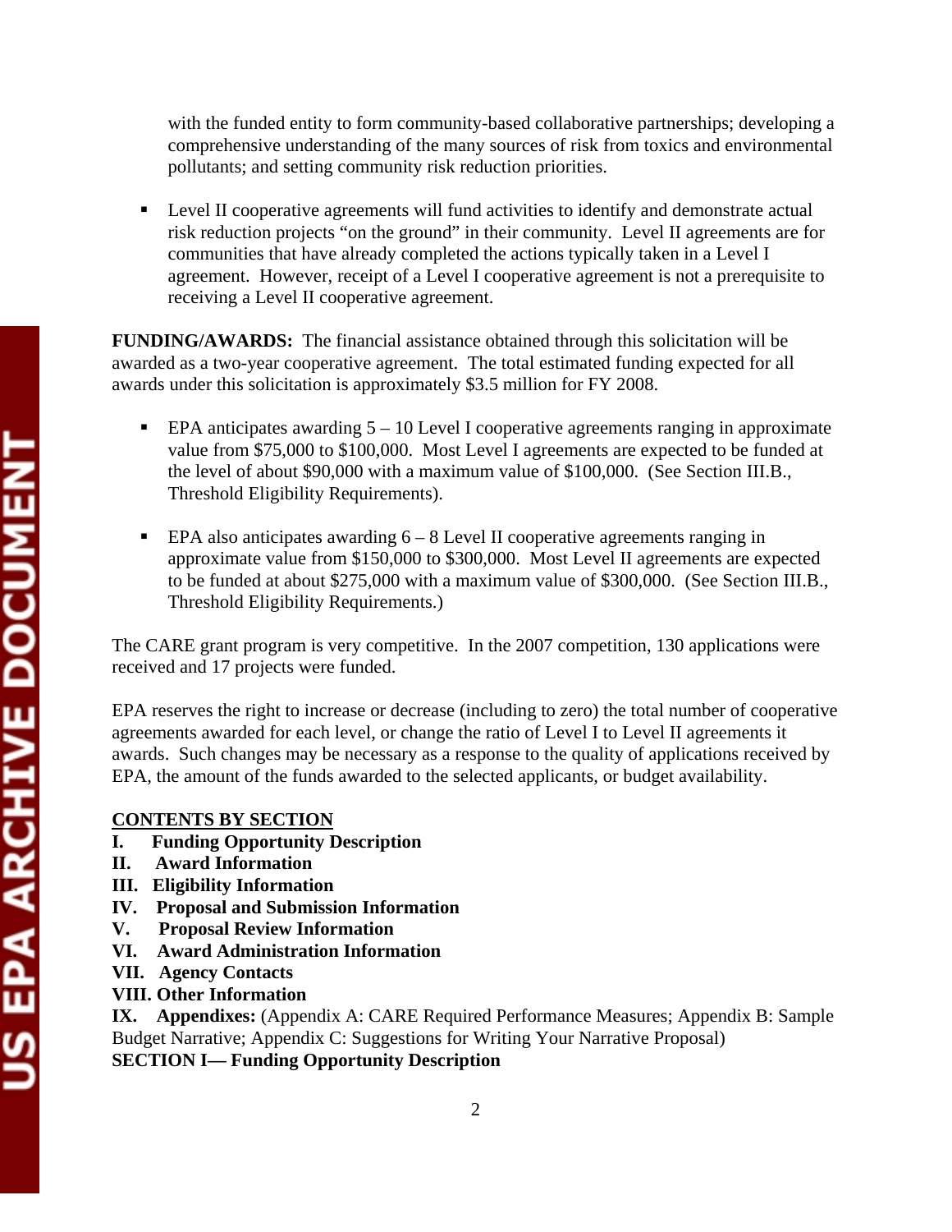with the funded entity to form community-based collaborative partnerships; developing a comprehensive understanding of the many sources of risk from toxics and environmental pollutants; and setting community risk reduction priorities.

- Level II cooperative agreements will fund activities to identify and demonstrate actual risk reduction projects "on the ground" in their community. Level II agreements are for communities that have already completed the actions typically taken in a Level I agreement. However, receipt of a Level I cooperative agreement is not a prerequisite to receiving a Level II cooperative agreement.

**FUNDING/AWARDS:** The financial assistance obtained through this solicitation will be awarded as a two-year cooperative agreement. The total estimated funding expected for all awards under this solicitation is approximately $3.5 million for FY 2008.

- EPA anticipates awarding 5 – 10 Level I cooperative agreements ranging in approximate value from $75,000 to $100,000. Most Level I agreements are expected to be funded at the level of about $90,000 with a maximum value of $100,000. (See Section III.B., Threshold Eligibility Requirements).

- EPA also anticipates awarding 6 – 8 Level II cooperative agreements ranging in approximate value from $150,000 to $300,000. Most Level II agreements are expected to be funded at about $275,000 with a maximum value of $300,000. (See Section III.B., Threshold Eligibility Requirements.)

The CARE grant program is very competitive. In the 2007 competition, 130 applications were received and 17 projects were funded.

EPA reserves the right to increase or decrease (including to zero) the total number of cooperative agreements awarded for each level, or change the ratio of Level I to Level II agreements it awards. Such changes may be necessary as a response to the quality of applications received by EPA, the amount of the funds awarded to the selected applicants, or budget availability.

**CONTENTS BY SECTION**

**I. Funding Opportunity Description**
**II. Award Information**
**III. Eligibility Information**
**IV. Proposal and Submission Information**
**V. Proposal Review Information**
**VI. Award Administration Information**
**VII. Agency Contacts**
**VIII. Other Information**
**IX. Appendixes:** (Appendix A: CARE Required Performance Measures; Appendix B: Sample Budget Narrative; Appendix C: Suggestions for Writing Your Narrative Proposal)

## SECTION I— Funding Opportunity Description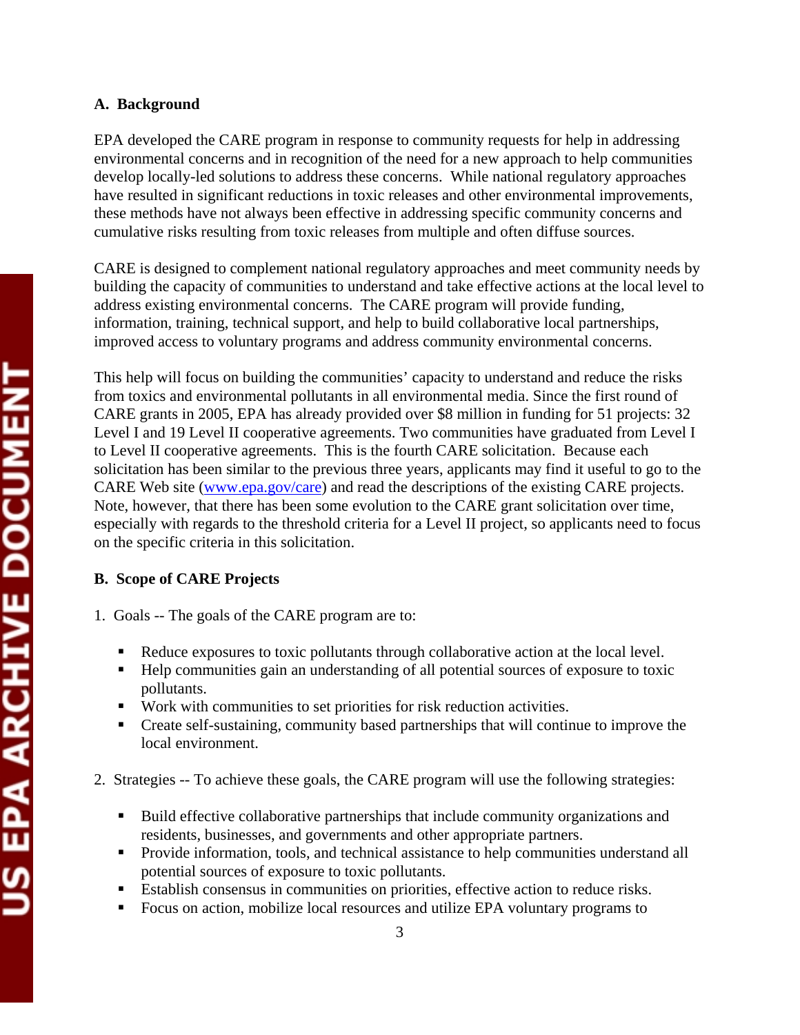**A. Background**

EPA developed the CARE program in response to community requests for help in addressing environmental concerns and in recognition of the need for a new approach to help communities develop locally-led solutions to address these concerns. While national regulatory approaches have resulted in significant reductions in toxic releases and other environmental improvements, these methods have not always been effective in addressing specific community concerns and cumulative risks resulting from toxic releases from multiple and often diffuse sources.

CARE is designed to complement national regulatory approaches and meet community needs by building the capacity of communities to understand and take effective actions at the local level to address existing environmental concerns. The CARE program will provide funding, information, training, technical support, and help to build collaborative local partnerships, improved access to voluntary programs and address community environmental concerns.

This help will focus on building the communities' capacity to understand and reduce the risks from toxics and environmental pollutants in all environmental media. Since the first round of CARE grants in 2005, EPA has already provided over $8 million in funding for 51 projects: 32 Level I and 19 Level II cooperative agreements. Two communities have graduated from Level I to Level II cooperative agreements. This is the fourth CARE solicitation. Because each solicitation has been similar to the previous three years, applicants may find it useful to go to the CARE Web site ([www.epa.gov/care](www.epa.gov/care)) and read the descriptions of the existing CARE projects. Note, however, that there has been some evolution to the CARE grant solicitation over time, especially with regards to the threshold criteria for a Level II project, so applicants need to focus on the specific criteria in this solicitation.

**B. Scope of CARE Projects**

1. Goals -- The goals of the CARE program are to:

   - Reduce exposures to toxic pollutants through collaborative action at the local level.
   - Help communities gain an understanding of all potential sources of exposure to toxic pollutants.
   - Work with communities to set priorities for risk reduction activities.
   - Create self-sustaining, community based partnerships that will continue to improve the local environment.

2. Strategies -- To achieve these goals, the CARE program will use the following strategies:

   - Build effective collaborative partnerships that include community organizations and residents, businesses, and governments and other appropriate partners.
   - Provide information, tools, and technical assistance to help communities understand all potential sources of exposure to toxic pollutants.
   - Establish consensus in communities on priorities, effective action to reduce risks.
   - Focus on action, mobilize local resources and utilize EPA voluntary programs to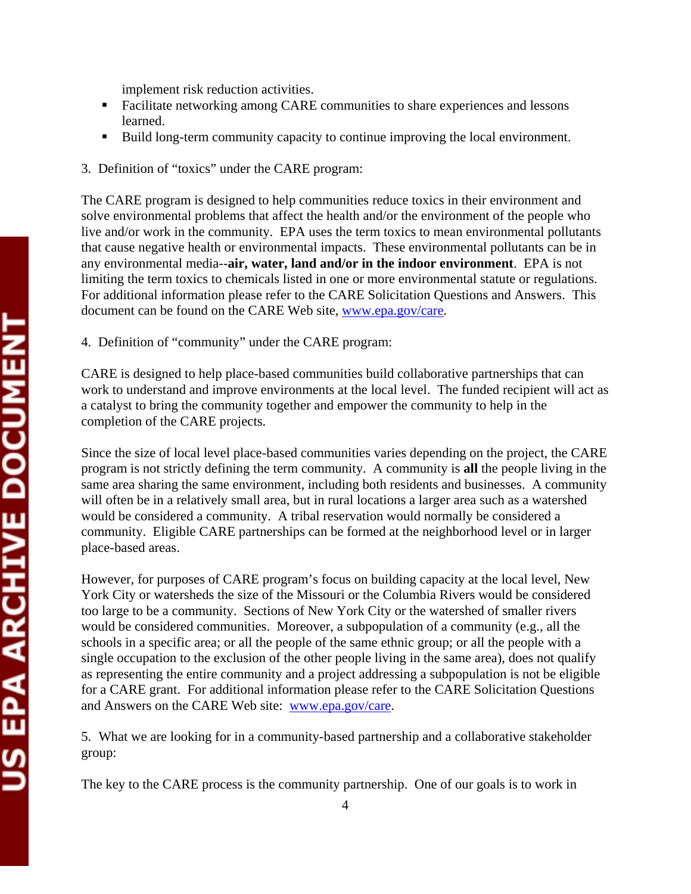implement risk reduction activities.

- Facilitate networking among CARE communities to share experiences and lessons learned.
- Build long-term community capacity to continue improving the local environment.

3. Definition of "toxics" under the CARE program:

The CARE program is designed to help communities reduce toxics in their environment and solve environmental problems that affect the health and/or the environment of the people who live and/or work in the community. EPA uses the term toxics to mean environmental pollutants that cause negative health or environmental impacts. These environmental pollutants can be in any environmental media--**air, water, land and/or in the indoor environment**. EPA is not limiting the term toxics to chemicals listed in one or more environmental statute or regulations. For additional information please refer to the CARE Solicitation Questions and Answers. This document can be found on the CARE Web site, www.epa.gov/care.

4. Definition of "community" under the CARE program:

CARE is designed to help place-based communities build collaborative partnerships that can work to understand and improve environments at the local level. The funded recipient will act as a catalyst to bring the community together and empower the community to help in the completion of the CARE projects.

Since the size of local level place-based communities varies depending on the project, the CARE program is not strictly defining the term community. A community is **all** the people living in the same area sharing the same environment, including both residents and businesses. A community will often be in a relatively small area, but in rural locations a larger area such as a watershed would be considered a community. A tribal reservation would normally be considered a community. Eligible CARE partnerships can be formed at the neighborhood level or in larger place-based areas.

However, for purposes of CARE program's focus on building capacity at the local level, New York City or watersheds the size of the Missouri or the Columbia Rivers would be considered too large to be a community. Sections of New York City or the watershed of smaller rivers would be considered communities. Moreover, a subpopulation of a community (e.g., all the schools in a specific area; or all the people of the same ethnic group; or all the people with a single occupation to the exclusion of the other people living in the same area), does not qualify as representing the entire community and a project addressing a subpopulation is not be eligible for a CARE grant. For additional information please refer to the CARE Solicitation Questions and Answers on the CARE Web site: www.epa.gov/care.

5. What we are looking for in a community-based partnership and a collaborative stakeholder group:

The key to the CARE process is the community partnership. One of our goals is to work in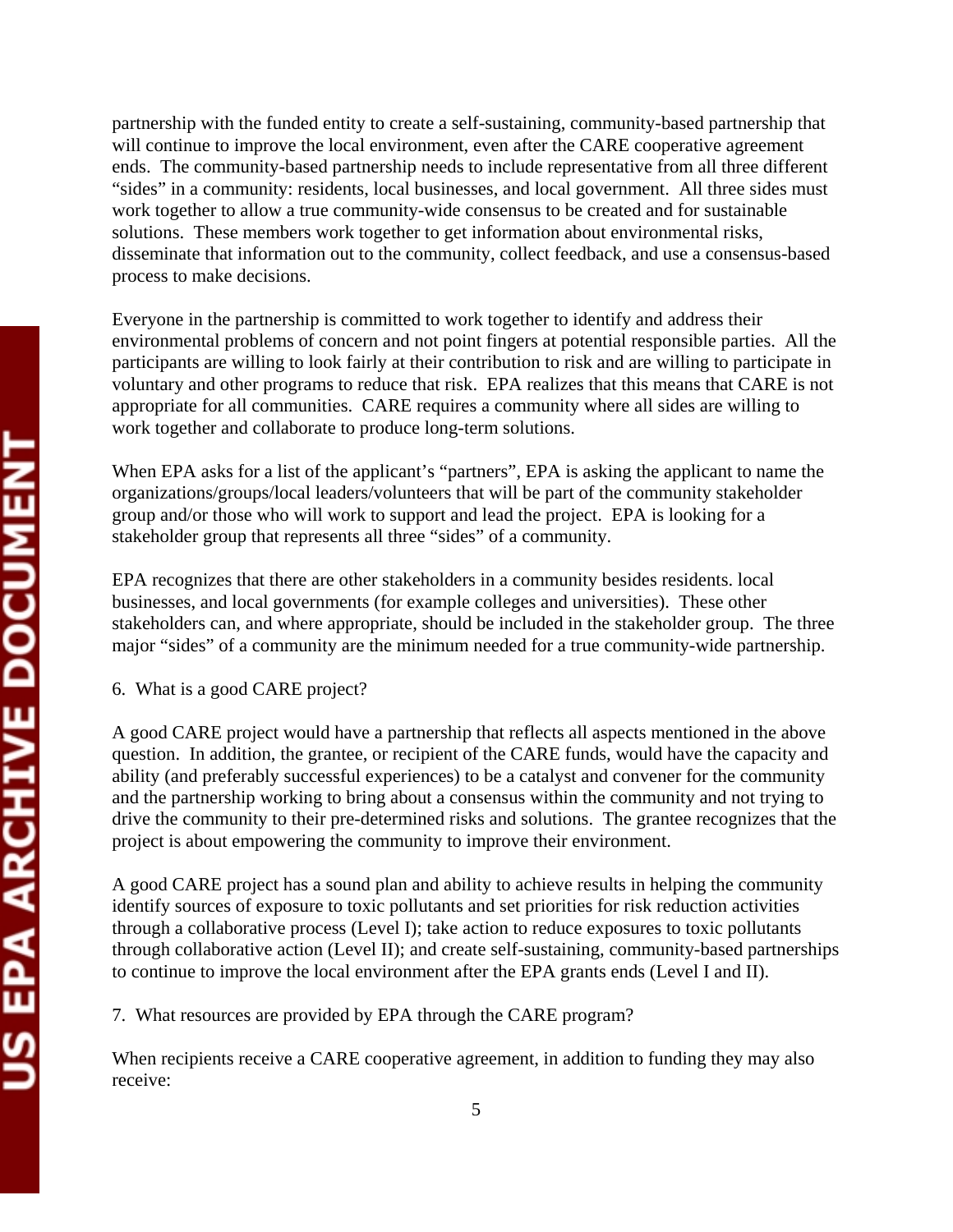partnership with the funded entity to create a self-sustaining, community-based partnership that will continue to improve the local environment, even after the CARE cooperative agreement ends. The community-based partnership needs to include representative from all three different "sides" in a community: residents, local businesses, and local government. All three sides must work together to allow a true community-wide consensus to be created and for sustainable solutions. These members work together to get information about environmental risks, disseminate that information out to the community, collect feedback, and use a consensus-based process to make decisions.

Everyone in the partnership is committed to work together to identify and address their environmental problems of concern and not point fingers at potential responsible parties. All the participants are willing to look fairly at their contribution to risk and are willing to participate in voluntary and other programs to reduce that risk. EPA realizes that this means that CARE is not appropriate for all communities. CARE requires a community where all sides are willing to work together and collaborate to produce long-term solutions.

When EPA asks for a list of the applicant's "partners", EPA is asking the applicant to name the organizations/groups/local leaders/volunteers that will be part of the community stakeholder group and/or those who will work to support and lead the project. EPA is looking for a stakeholder group that represents all three "sides" of a community.

EPA recognizes that there are other stakeholders in a community besides residents. local businesses, and local governments (for example colleges and universities). These other stakeholders can, and where appropriate, should be included in the stakeholder group. The three major "sides" of a community are the minimum needed for a true community-wide partnership.

6. What is a good CARE project?

A good CARE project would have a partnership that reflects all aspects mentioned in the above question. In addition, the grantee, or recipient of the CARE funds, would have the capacity and ability (and preferably successful experiences) to be a catalyst and convener for the community and the partnership working to bring about a consensus within the community and not trying to drive the community to their pre-determined risks and solutions. The grantee recognizes that the project is about empowering the community to improve their environment.

A good CARE project has a sound plan and ability to achieve results in helping the community identify sources of exposure to toxic pollutants and set priorities for risk reduction activities through a collaborative process (Level I); take action to reduce exposures to toxic pollutants through collaborative action (Level II); and create self-sustaining, community-based partnerships to continue to improve the local environment after the EPA grants ends (Level I and II).

7. What resources are provided by EPA through the CARE program?

When recipients receive a CARE cooperative agreement, in addition to funding they may also receive: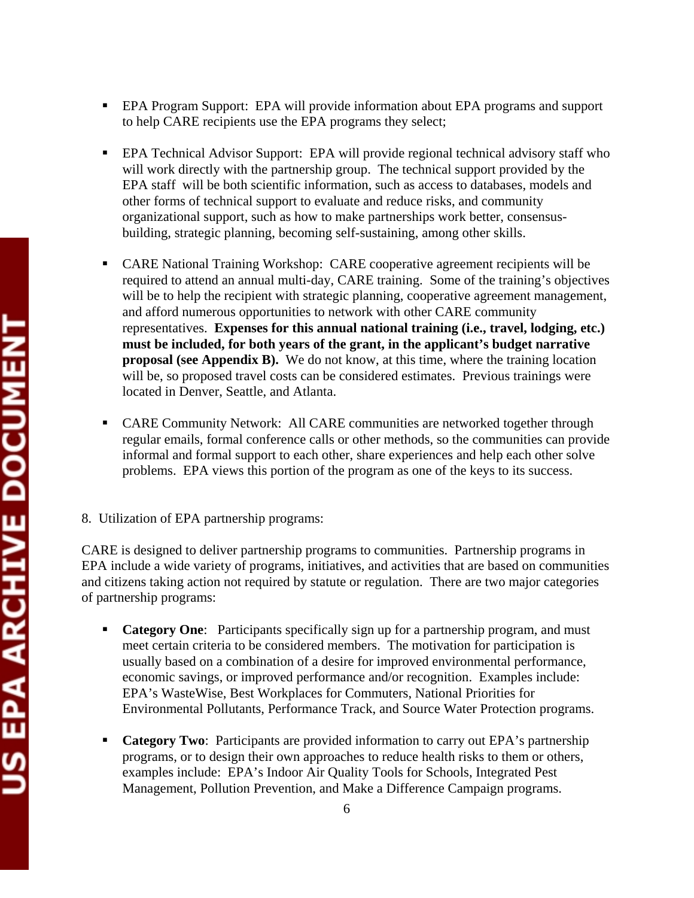- EPA Program Support: EPA will provide information about EPA programs and support to help CARE recipients use the EPA programs they select;

- EPA Technical Advisor Support: EPA will provide regional technical advisory staff who will work directly with the partnership group. The technical support provided by the EPA staff will be both scientific information, such as access to databases, models and other forms of technical support to evaluate and reduce risks, and community organizational support, such as how to make partnerships work better, consensus-building, strategic planning, becoming self-sustaining, among other skills.

- CARE National Training Workshop: CARE cooperative agreement recipients will be required to attend an annual multi-day, CARE training. Some of the training's objectives will be to help the recipient with strategic planning, cooperative agreement management, and afford numerous opportunities to network with other CARE community representatives. **Expenses for this annual national training (i.e., travel, lodging, etc.) must be included, for both years of the grant, in the applicant's budget narrative proposal (see Appendix B).** We do not know, at this time, where the training location will be, so proposed travel costs can be considered estimates. Previous trainings were located in Denver, Seattle, and Atlanta.

- CARE Community Network: All CARE communities are networked together through regular emails, formal conference calls or other methods, so the communities can provide informal and formal support to each other, share experiences and help each other solve problems. EPA views this portion of the program as one of the keys to its success.

8. Utilization of EPA partnership programs:

CARE is designed to deliver partnership programs to communities. Partnership programs in EPA include a wide variety of programs, initiatives, and activities that are based on communities and citizens taking action not required by statute or regulation. There are two major categories of partnership programs:

- **Category One**: Participants specifically sign up for a partnership program, and must meet certain criteria to be considered members. The motivation for participation is usually based on a combination of a desire for improved environmental performance, economic savings, or improved performance and/or recognition. Examples include: EPA's WasteWise, Best Workplaces for Commuters, National Priorities for Environmental Pollutants, Performance Track, and Source Water Protection programs.

- **Category Two**: Participants are provided information to carry out EPA's partnership programs, or to design their own approaches to reduce health risks to them or others, examples include: EPA's Indoor Air Quality Tools for Schools, Integrated Pest Management, Pollution Prevention, and Make a Difference Campaign programs.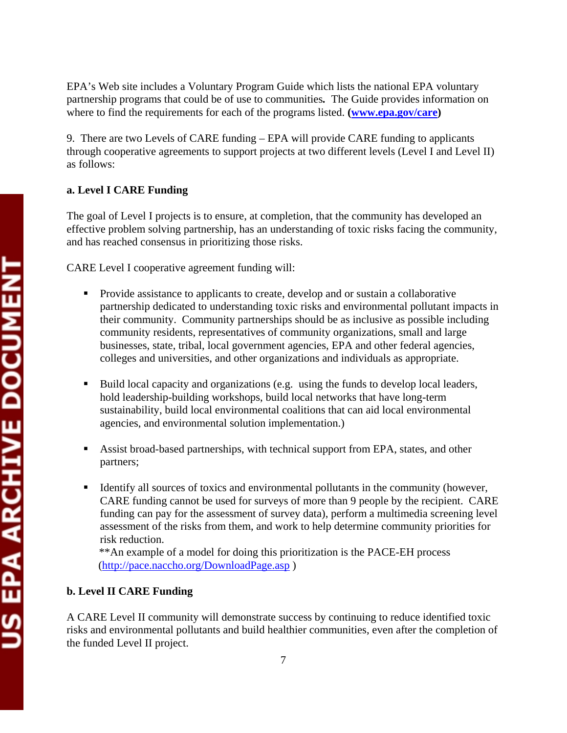EPA's Web site includes a Voluntary Program Guide which lists the national EPA voluntary partnership programs that could be of use to communities**.** The Guide provides information on where to find the requirements for each of the programs listed. **([www.epa.gov/care](www.epa.gov/care))**

9. There are two Levels of CARE funding – EPA will provide CARE funding to applicants through cooperative agreements to support projects at two different levels (Level I and Level II) as follows:

**a. Level I CARE Funding**

The goal of Level I projects is to ensure, at completion, that the community has developed an effective problem solving partnership, has an understanding of toxic risks facing the community, and has reached consensus in prioritizing those risks.

CARE Level I cooperative agreement funding will:

- Provide assistance to applicants to create, develop and or sustain a collaborative partnership dedicated to understanding toxic risks and environmental pollutant impacts in their community. Community partnerships should be as inclusive as possible including community residents, representatives of community organizations, small and large businesses, state, tribal, local government agencies, EPA and other federal agencies, colleges and universities, and other organizations and individuals as appropriate.

- Build local capacity and organizations (e.g. using the funds to develop local leaders, hold leadership-building workshops, build local networks that have long-term sustainability, build local environmental coalitions that can aid local environmental agencies, and environmental solution implementation.)

- Assist broad-based partnerships, with technical support from EPA, states, and other partners;

- Identify all sources of toxics and environmental pollutants in the community (however, CARE funding cannot be used for surveys of more than 9 people by the recipient. CARE funding can pay for the assessment of survey data), perform a multimedia screening level assessment of the risks from them, and work to help determine community priorities for risk reduction.
  **An example of a model for doing this prioritization is the PACE-EH process ([http://pace.naccho.org/DownloadPage.asp](http://pace.naccho.org/DownloadPage.asp) )

**b. Level II CARE Funding**

A CARE Level II community will demonstrate success by continuing to reduce identified toxic risks and environmental pollutants and build healthier communities, even after the completion of the funded Level II project.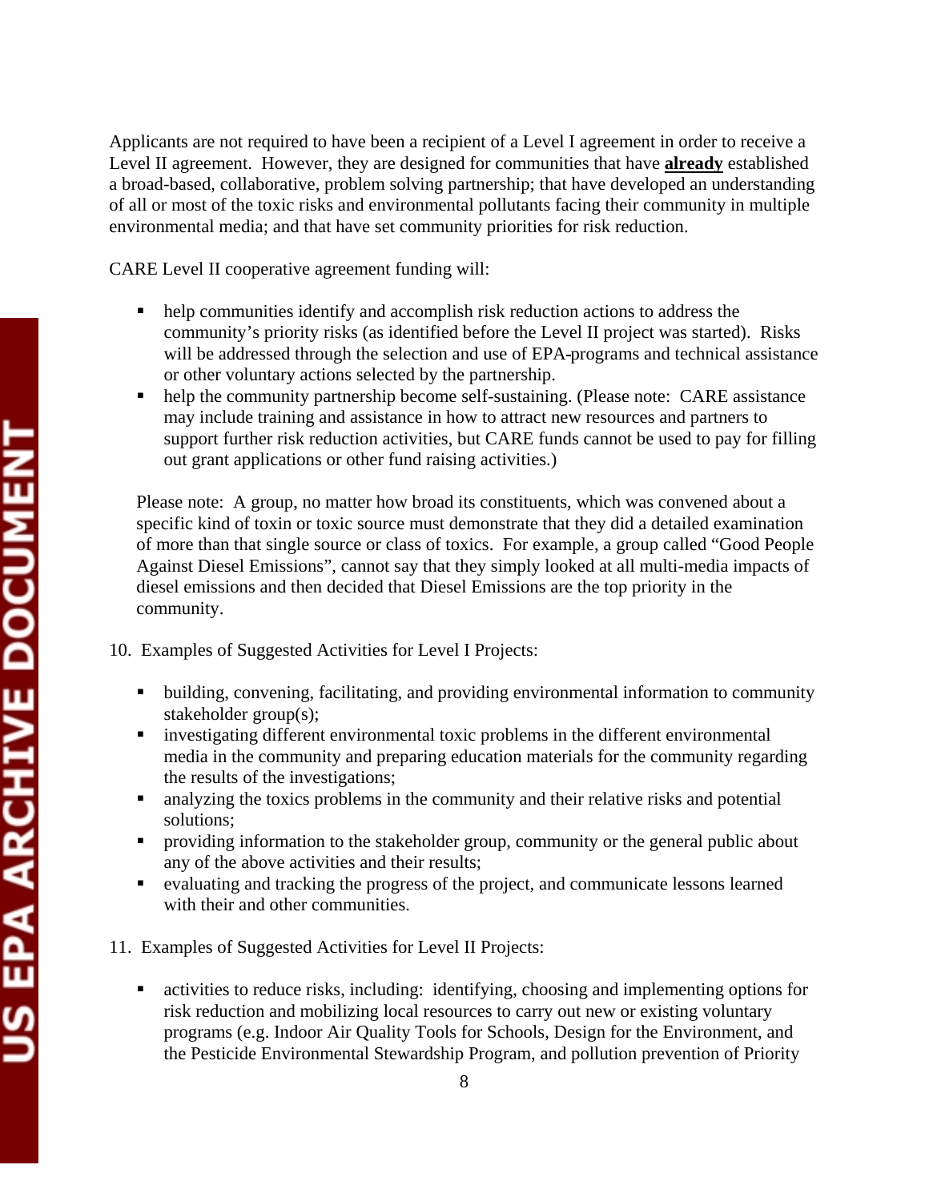Applicants are not required to have been a recipient of a Level I agreement in order to receive a Level II agreement. However, they are designed for communities that have **<u>already</u>** established a broad-based, collaborative, problem solving partnership; that have developed an understanding of all or most of the toxic risks and environmental pollutants facing their community in multiple environmental media; and that have set community priorities for risk reduction.

CARE Level II cooperative agreement funding will:

- help communities identify and accomplish risk reduction actions to address the community's priority risks (as identified before the Level II project was started). Risks will be addressed through the selection and use of EPA-programs and technical assistance or other voluntary actions selected by the partnership.
- help the community partnership become self-sustaining. (Please note: CARE assistance may include training and assistance in how to attract new resources and partners to support further risk reduction activities, but CARE funds cannot be used to pay for filling out grant applications or other fund raising activities.)

Please note: A group, no matter how broad its constituents, which was convened about a specific kind of toxin or toxic source must demonstrate that they did a detailed examination of more than that single source or class of toxics. For example, a group called "Good People Against Diesel Emissions", cannot say that they simply looked at all multi-media impacts of diesel emissions and then decided that Diesel Emissions are the top priority in the community.

10. Examples of Suggested Activities for Level I Projects:

- building, convening, facilitating, and providing environmental information to community stakeholder group(s);
- investigating different environmental toxic problems in the different environmental media in the community and preparing education materials for the community regarding the results of the investigations;
- analyzing the toxics problems in the community and their relative risks and potential solutions;
- providing information to the stakeholder group, community or the general public about any of the above activities and their results;
- evaluating and tracking the progress of the project, and communicate lessons learned with their and other communities.

11. Examples of Suggested Activities for Level II Projects:

- activities to reduce risks, including: identifying, choosing and implementing options for risk reduction and mobilizing local resources to carry out new or existing voluntary programs (e.g. Indoor Air Quality Tools for Schools, Design for the Environment, and the Pesticide Environmental Stewardship Program, and pollution prevention of Priority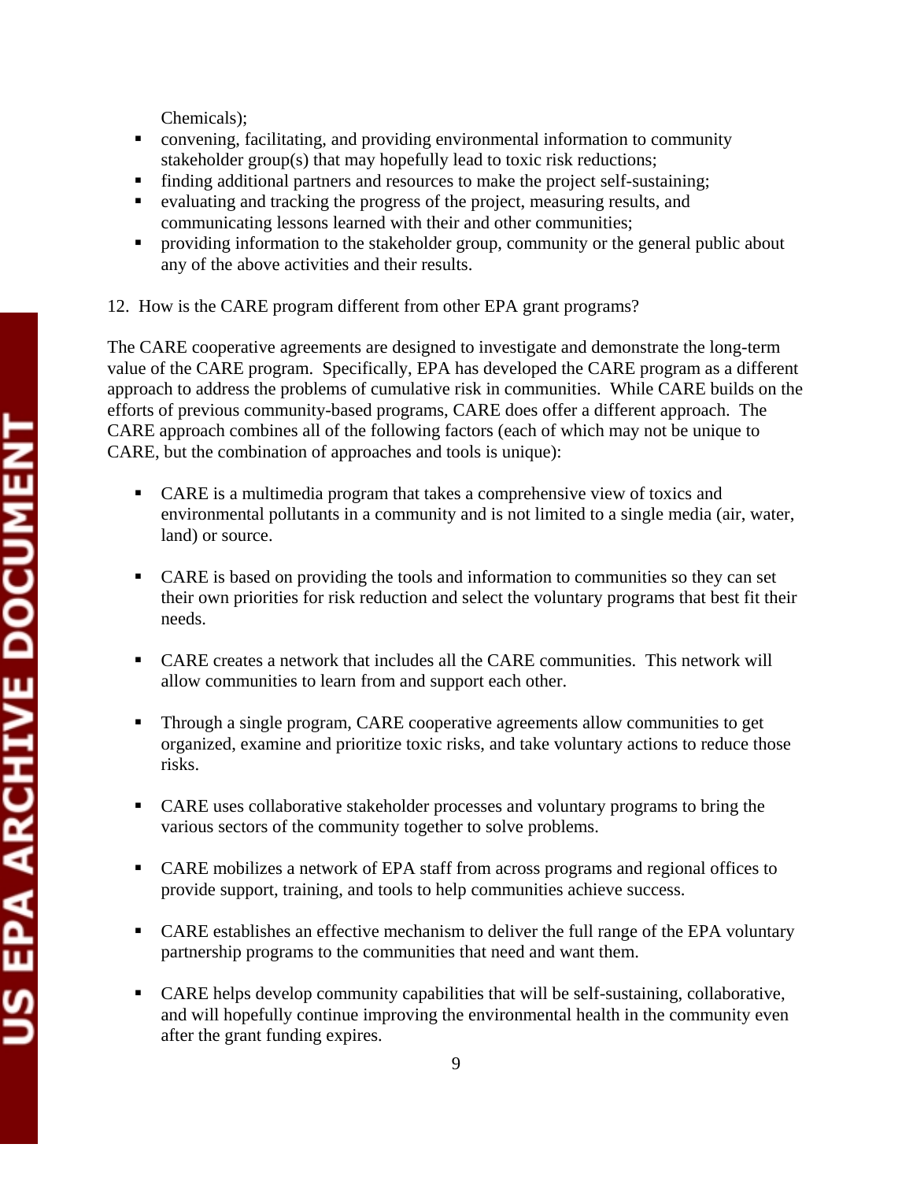Chemicals);

- convening, facilitating, and providing environmental information to community stakeholder group(s) that may hopefully lead to toxic risk reductions;
- finding additional partners and resources to make the project self-sustaining;
- evaluating and tracking the progress of the project, measuring results, and communicating lessons learned with their and other communities;
- providing information to the stakeholder group, community or the general public about any of the above activities and their results.

12. How is the CARE program different from other EPA grant programs?

The CARE cooperative agreements are designed to investigate and demonstrate the long-term value of the CARE program. Specifically, EPA has developed the CARE program as a different approach to address the problems of cumulative risk in communities. While CARE builds on the efforts of previous community-based programs, CARE does offer a different approach. The CARE approach combines all of the following factors (each of which may not be unique to CARE, but the combination of approaches and tools is unique):

- CARE is a multimedia program that takes a comprehensive view of toxics and environmental pollutants in a community and is not limited to a single media (air, water, land) or source.

- CARE is based on providing the tools and information to communities so they can set their own priorities for risk reduction and select the voluntary programs that best fit their needs.

- CARE creates a network that includes all the CARE communities. This network will allow communities to learn from and support each other.

- Through a single program, CARE cooperative agreements allow communities to get organized, examine and prioritize toxic risks, and take voluntary actions to reduce those risks.

- CARE uses collaborative stakeholder processes and voluntary programs to bring the various sectors of the community together to solve problems.

- CARE mobilizes a network of EPA staff from across programs and regional offices to provide support, training, and tools to help communities achieve success.

- CARE establishes an effective mechanism to deliver the full range of the EPA voluntary partnership programs to the communities that need and want them.

- CARE helps develop community capabilities that will be self-sustaining, collaborative, and will hopefully continue improving the environmental health in the community even after the grant funding expires.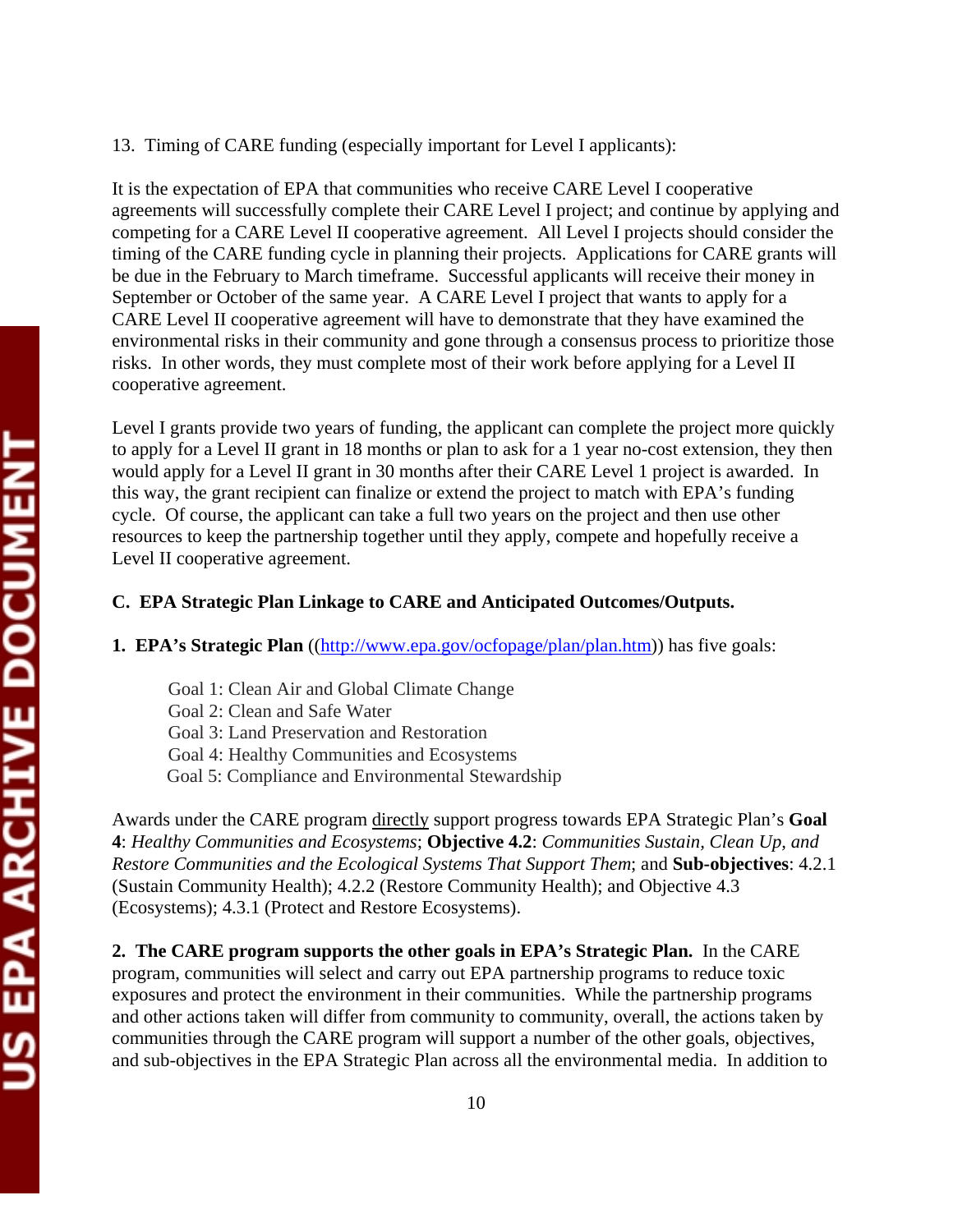13. Timing of CARE funding (especially important for Level I applicants):

It is the expectation of EPA that communities who receive CARE Level I cooperative agreements will successfully complete their CARE Level I project; and continue by applying and competing for a CARE Level II cooperative agreement. All Level I projects should consider the timing of the CARE funding cycle in planning their projects. Applications for CARE grants will be due in the February to March timeframe. Successful applicants will receive their money in September or October of the same year. A CARE Level I project that wants to apply for a CARE Level II cooperative agreement will have to demonstrate that they have examined the environmental risks in their community and gone through a consensus process to prioritize those risks. In other words, they must complete most of their work before applying for a Level II cooperative agreement.

Level I grants provide two years of funding, the applicant can complete the project more quickly to apply for a Level II grant in 18 months or plan to ask for a 1 year no-cost extension, they then would apply for a Level II grant in 30 months after their CARE Level 1 project is awarded. In this way, the grant recipient can finalize or extend the project to match with EPA's funding cycle. Of course, the applicant can take a full two years on the project and then use other resources to keep the partnership together until they apply, compete and hopefully receive a Level II cooperative agreement.

**C. EPA Strategic Plan Linkage to CARE and Anticipated Outcomes/Outputs.**

**1. EPA's Strategic Plan** ((http://www.epa.gov/ocfopage/plan/plan.htm)) has five goals:

Goal 1: Clean Air and Global Climate Change
Goal 2: Clean and Safe Water
Goal 3: Land Preservation and Restoration
Goal 4: Healthy Communities and Ecosystems
Goal 5: Compliance and Environmental Stewardship

Awards under the CARE program directly support progress towards EPA Strategic Plan's **Goal 4**: *Healthy Communities and Ecosystems*; **Objective 4.2**: *Communities Sustain, Clean Up, and Restore Communities and the Ecological Systems That Support Them*; and **Sub-objectives**: 4.2.1 (Sustain Community Health); 4.2.2 (Restore Community Health); and Objective 4.3 (Ecosystems); 4.3.1 (Protect and Restore Ecosystems).

**2. The CARE program supports the other goals in EPA's Strategic Plan.** In the CARE program, communities will select and carry out EPA partnership programs to reduce toxic exposures and protect the environment in their communities. While the partnership programs and other actions taken will differ from community to community, overall, the actions taken by communities through the CARE program will support a number of the other goals, objectives, and sub-objectives in the EPA Strategic Plan across all the environmental media. In addition to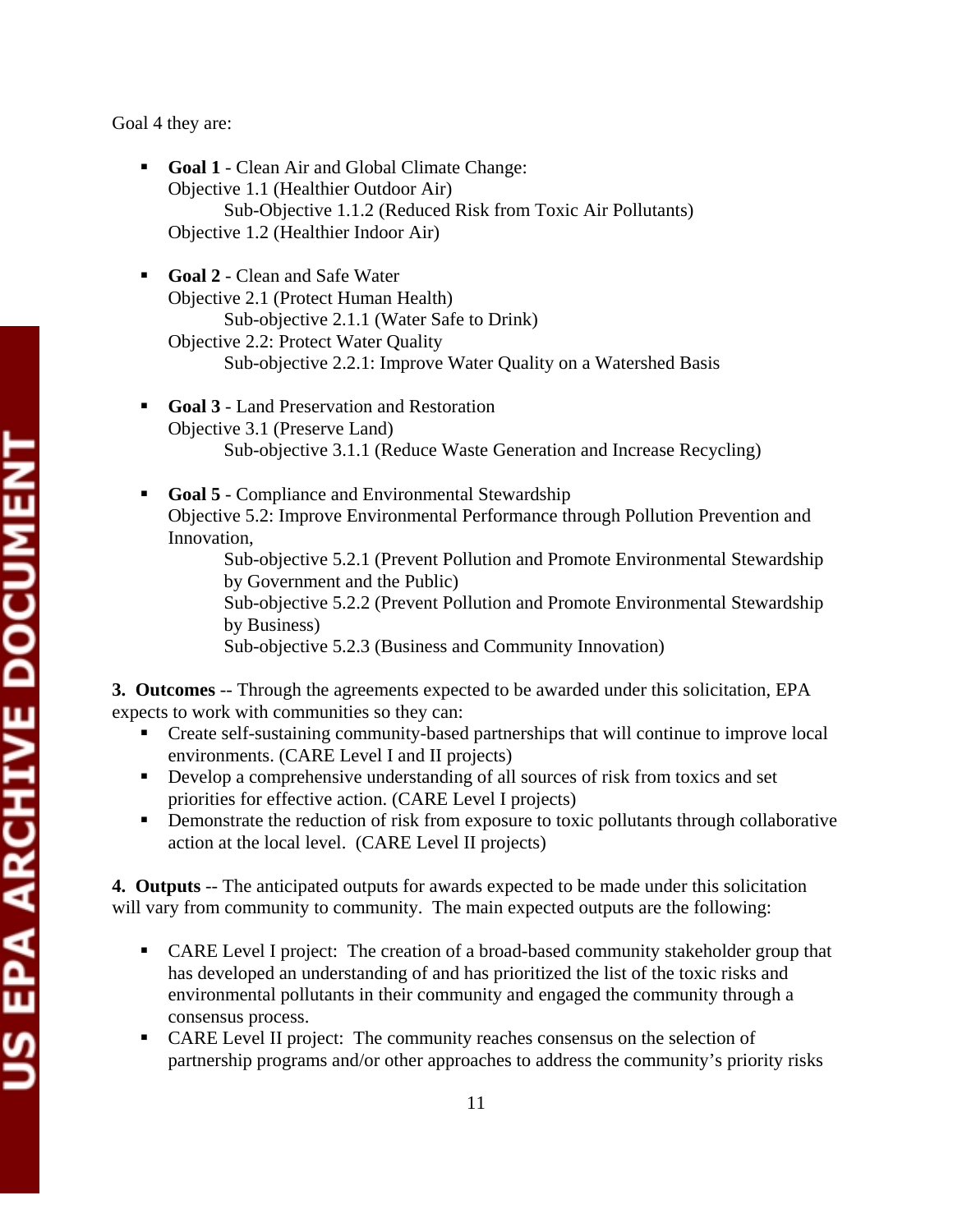Goal 4 they are:

- **Goal 1** - Clean Air and Global Climate Change:
  Objective 1.1 (Healthier Outdoor Air)
    Sub-Objective 1.1.2 (Reduced Risk from Toxic Air Pollutants)
  Objective 1.2 (Healthier Indoor Air)

- **Goal 2** - Clean and Safe Water
  Objective 2.1 (Protect Human Health)
    Sub-objective 2.1.1 (Water Safe to Drink)
  Objective 2.2: Protect Water Quality
    Sub-objective 2.2.1: Improve Water Quality on a Watershed Basis

- **Goal 3** - Land Preservation and Restoration
  Objective 3.1 (Preserve Land)
    Sub-objective 3.1.1 (Reduce Waste Generation and Increase Recycling)

- **Goal 5** - Compliance and Environmental Stewardship
  Objective 5.2: Improve Environmental Performance through Pollution Prevention and Innovation,
    Sub-objective 5.2.1 (Prevent Pollution and Promote Environmental Stewardship by Government and the Public)
    Sub-objective 5.2.2 (Prevent Pollution and Promote Environmental Stewardship by Business)
    Sub-objective 5.2.3 (Business and Community Innovation)

**3. Outcomes** -- Through the agreements expected to be awarded under this solicitation, EPA expects to work with communities so they can:

- Create self-sustaining community-based partnerships that will continue to improve local environments. (CARE Level I and II projects)
- Develop a comprehensive understanding of all sources of risk from toxics and set priorities for effective action. (CARE Level I projects)
- Demonstrate the reduction of risk from exposure to toxic pollutants through collaborative action at the local level. (CARE Level II projects)

**4. Outputs** -- The anticipated outputs for awards expected to be made under this solicitation will vary from community to community. The main expected outputs are the following:

- CARE Level I project: The creation of a broad-based community stakeholder group that has developed an understanding of and has prioritized the list of the toxic risks and environmental pollutants in their community and engaged the community through a consensus process.
- CARE Level II project: The community reaches consensus on the selection of partnership programs and/or other approaches to address the community's priority risks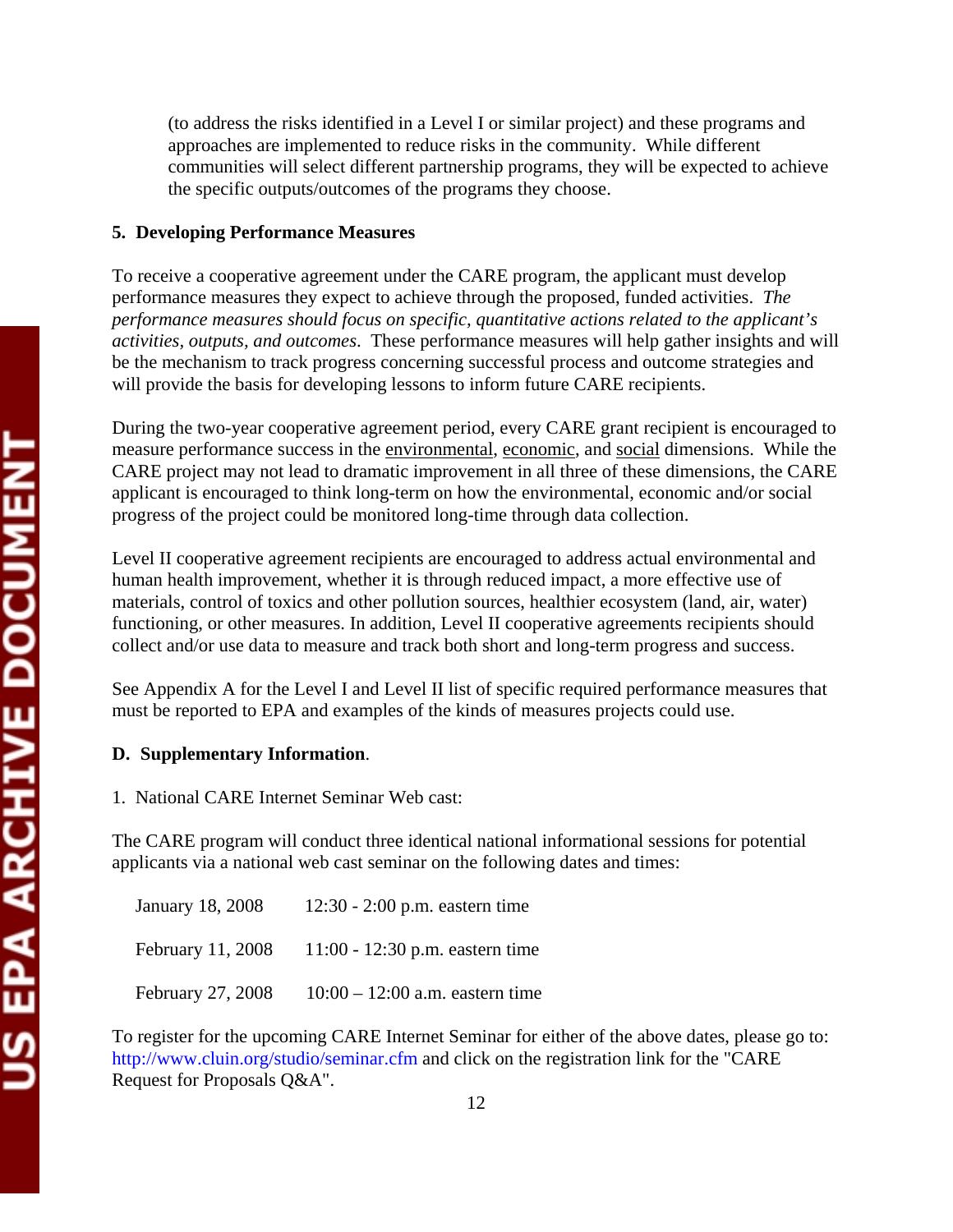(to address the risks identified in a Level I or similar project) and these programs and approaches are implemented to reduce risks in the community. While different communities will select different partnership programs, they will be expected to achieve the specific outputs/outcomes of the programs they choose.

**5. Developing Performance Measures**

To receive a cooperative agreement under the CARE program, the applicant must develop performance measures they expect to achieve through the proposed, funded activities. *The performance measures should focus on specific, quantitative actions related to the applicant's activities, outputs, and outcomes*. These performance measures will help gather insights and will be the mechanism to track progress concerning successful process and outcome strategies and will provide the basis for developing lessons to inform future CARE recipients.

During the two-year cooperative agreement period, every CARE grant recipient is encouraged to measure performance success in the <u>environmental</u>, <u>economic</u>, and <u>social</u> dimensions. While the CARE project may not lead to dramatic improvement in all three of these dimensions, the CARE applicant is encouraged to think long-term on how the environmental, economic and/or social progress of the project could be monitored long-time through data collection.

Level II cooperative agreement recipients are encouraged to address actual environmental and human health improvement, whether it is through reduced impact, a more effective use of materials, control of toxics and other pollution sources, healthier ecosystem (land, air, water) functioning, or other measures. In addition, Level II cooperative agreements recipients should collect and/or use data to measure and track both short and long-term progress and success.

See Appendix A for the Level I and Level II list of specific required performance measures that must be reported to EPA and examples of the kinds of measures projects could use.

**D. Supplementary Information**.

1. National CARE Internet Seminar Web cast:

The CARE program will conduct three identical national informational sessions for potential applicants via a national web cast seminar on the following dates and times:

| | |
|---|---|
| January 18, 2008 | 12:30 - 2:00 p.m. eastern time |
| February 11, 2008 | 11:00 - 12:30 p.m. eastern time |
| February 27, 2008 | 10:00 – 12:00 a.m. eastern time |

To register for the upcoming CARE Internet Seminar for either of the above dates, please go to: http://www.cluin.org/studio/seminar.cfm and click on the registration link for the "CARE Request for Proposals Q&A".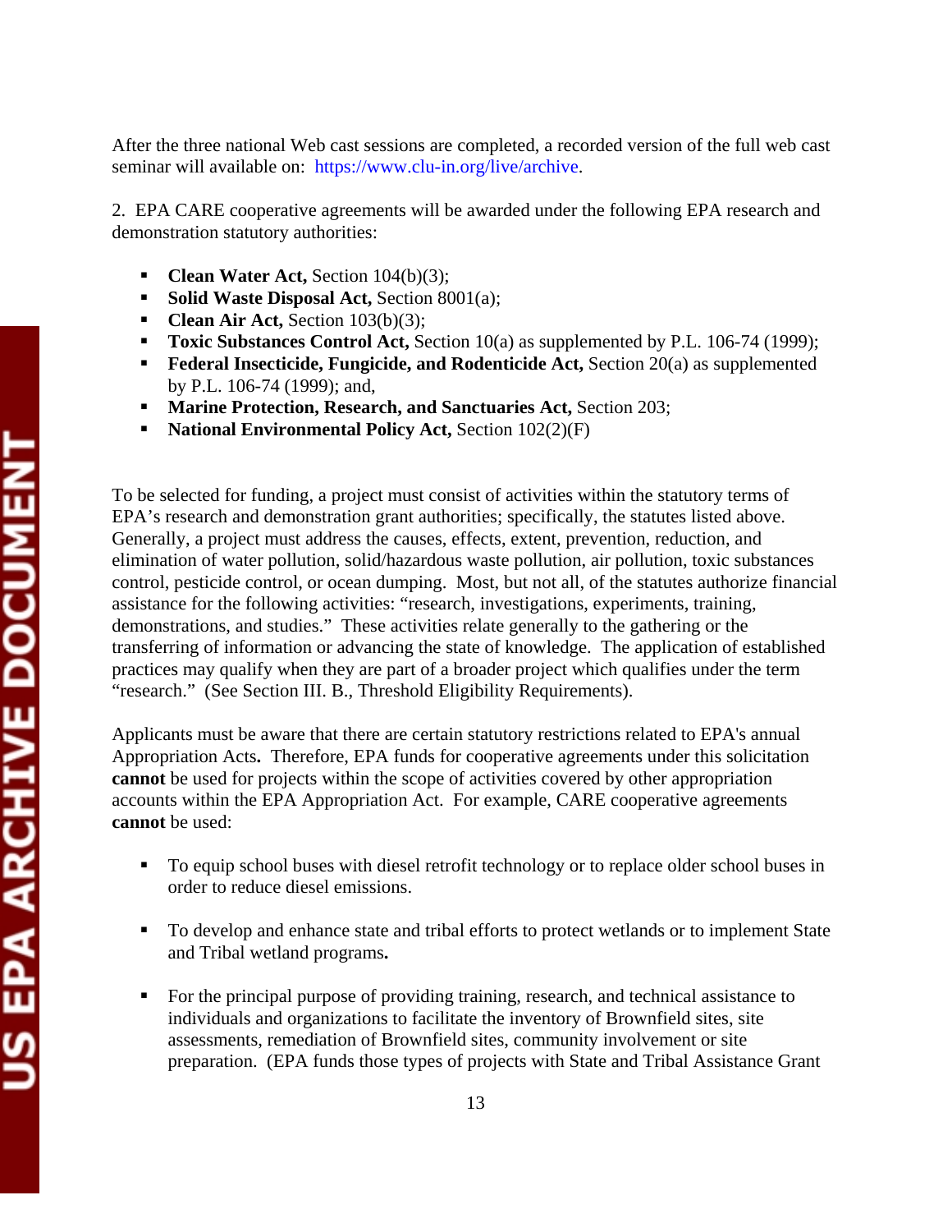After the three national Web cast sessions are completed, a recorded version of the full web cast seminar will available on: https://www.clu-in.org/live/archive.

2. EPA CARE cooperative agreements will be awarded under the following EPA research and demonstration statutory authorities:

- **Clean Water Act,** Section 104(b)(3);
- **Solid Waste Disposal Act,** Section 8001(a);
- **Clean Air Act,** Section 103(b)(3);
- **Toxic Substances Control Act,** Section 10(a) as supplemented by P.L. 106-74 (1999);
- **Federal Insecticide, Fungicide, and Rodenticide Act,** Section 20(a) as supplemented by P.L. 106-74 (1999); and,
- **Marine Protection, Research, and Sanctuaries Act,** Section 203;
- **National Environmental Policy Act,** Section 102(2)(F)

To be selected for funding, a project must consist of activities within the statutory terms of EPA's research and demonstration grant authorities; specifically, the statutes listed above. Generally, a project must address the causes, effects, extent, prevention, reduction, and elimination of water pollution, solid/hazardous waste pollution, air pollution, toxic substances control, pesticide control, or ocean dumping. Most, but not all, of the statutes authorize financial assistance for the following activities: "research, investigations, experiments, training, demonstrations, and studies." These activities relate generally to the gathering or the transferring of information or advancing the state of knowledge. The application of established practices may qualify when they are part of a broader project which qualifies under the term "research." (See Section III. B., Threshold Eligibility Requirements).

Applicants must be aware that there are certain statutory restrictions related to EPA's annual Appropriation Acts**.** Therefore, EPA funds for cooperative agreements under this solicitation **cannot** be used for projects within the scope of activities covered by other appropriation accounts within the EPA Appropriation Act. For example, CARE cooperative agreements **cannot** be used:

- To equip school buses with diesel retrofit technology or to replace older school buses in order to reduce diesel emissions.

- To develop and enhance state and tribal efforts to protect wetlands or to implement State and Tribal wetland programs**.**

- For the principal purpose of providing training, research, and technical assistance to individuals and organizations to facilitate the inventory of Brownfield sites, site assessments, remediation of Brownfield sites, community involvement or site preparation. (EPA funds those types of projects with State and Tribal Assistance Grant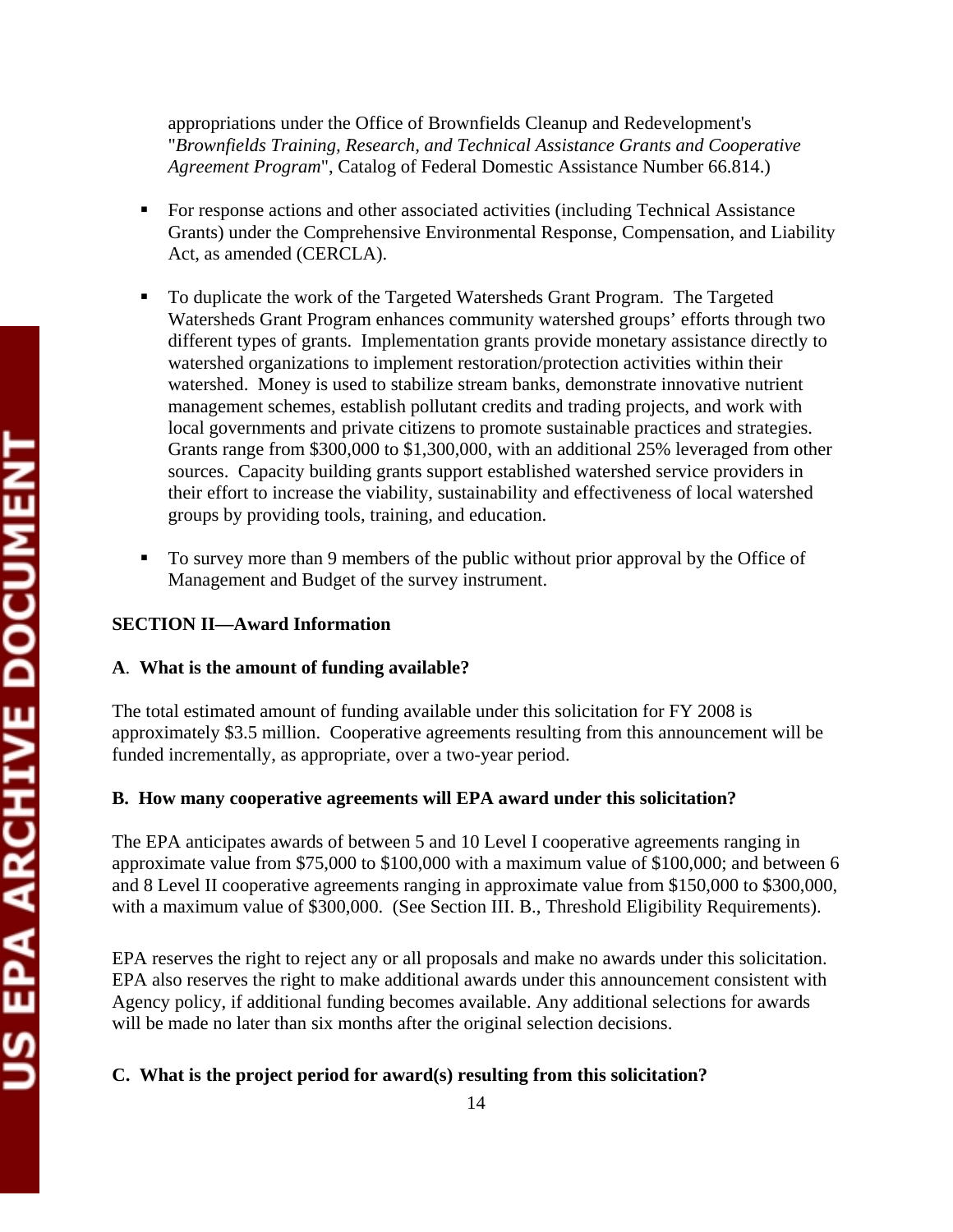appropriations under the Office of Brownfields Cleanup and Redevelopment's "*Brownfields Training, Research, and Technical Assistance Grants and Cooperative Agreement Program*", Catalog of Federal Domestic Assistance Number 66.814.)

- For response actions and other associated activities (including Technical Assistance Grants) under the Comprehensive Environmental Response, Compensation, and Liability Act, as amended (CERCLA).
- To duplicate the work of the Targeted Watersheds Grant Program. The Targeted Watersheds Grant Program enhances community watershed groups' efforts through two different types of grants. Implementation grants provide monetary assistance directly to watershed organizations to implement restoration/protection activities within their watershed. Money is used to stabilize stream banks, demonstrate innovative nutrient management schemes, establish pollutant credits and trading projects, and work with local governments and private citizens to promote sustainable practices and strategies. Grants range from $300,000 to $1,300,000, with an additional 25% leveraged from other sources. Capacity building grants support established watershed service providers in their effort to increase the viability, sustainability and effectiveness of local watershed groups by providing tools, training, and education.
- To survey more than 9 members of the public without prior approval by the Office of Management and Budget of the survey instrument.

## SECTION II—Award Information

### A. What is the amount of funding available?

The total estimated amount of funding available under this solicitation for FY 2008 is approximately $3.5 million. Cooperative agreements resulting from this announcement will be funded incrementally, as appropriate, over a two-year period.

### B. How many cooperative agreements will EPA award under this solicitation?

The EPA anticipates awards of between 5 and 10 Level I cooperative agreements ranging in approximate value from $75,000 to $100,000 with a maximum value of $100,000; and between 6 and 8 Level II cooperative agreements ranging in approximate value from $150,000 to $300,000, with a maximum value of $300,000. (See Section III. B., Threshold Eligibility Requirements).

EPA reserves the right to reject any or all proposals and make no awards under this solicitation. EPA also reserves the right to make additional awards under this announcement consistent with Agency policy, if additional funding becomes available. Any additional selections for awards will be made no later than six months after the original selection decisions.

### C. What is the project period for award(s) resulting from this solicitation?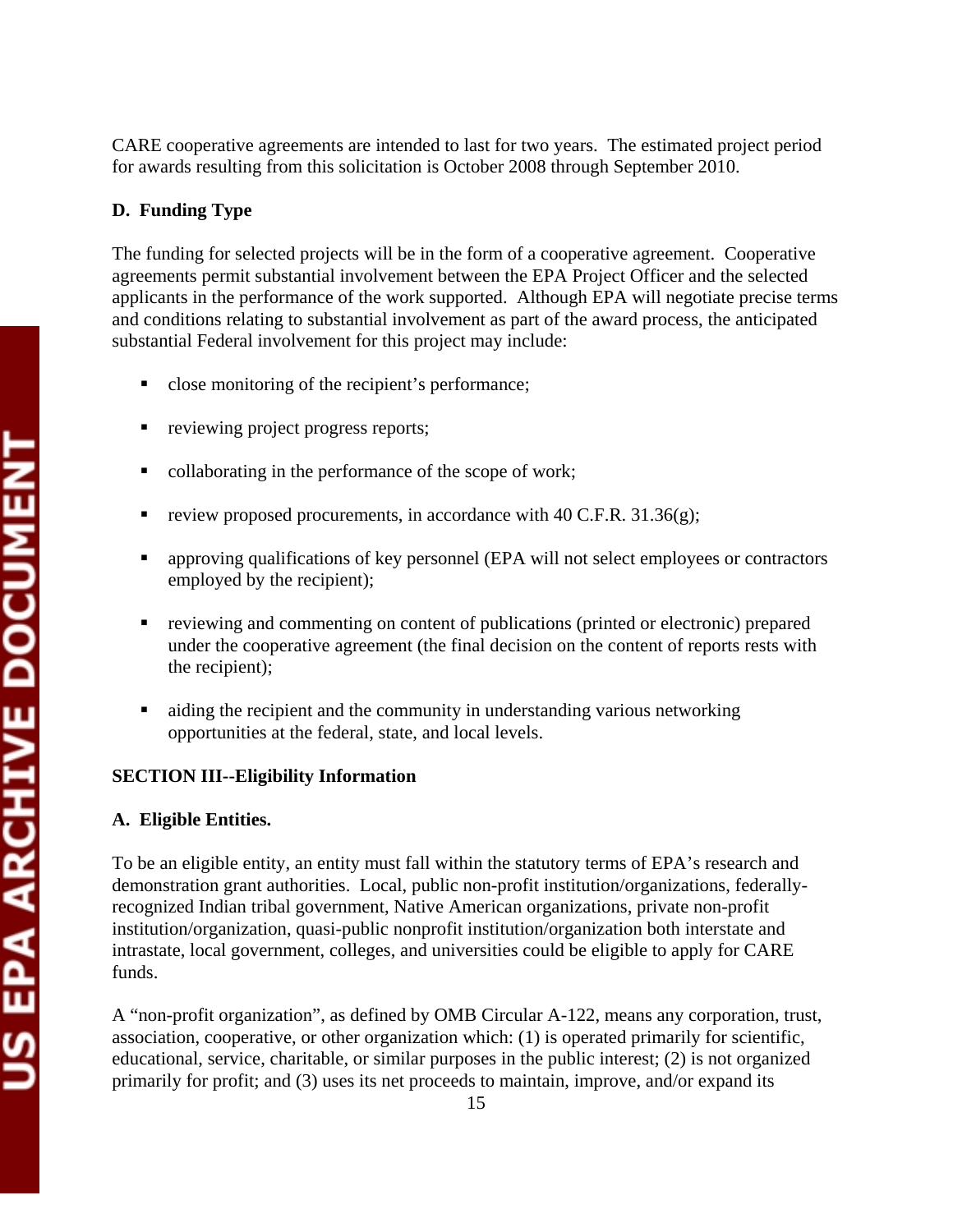CARE cooperative agreements are intended to last for two years. The estimated project period for awards resulting from this solicitation is October 2008 through September 2010.

**D. Funding Type**

The funding for selected projects will be in the form of a cooperative agreement. Cooperative agreements permit substantial involvement between the EPA Project Officer and the selected applicants in the performance of the work supported. Although EPA will negotiate precise terms and conditions relating to substantial involvement as part of the award process, the anticipated substantial Federal involvement for this project may include:

- close monitoring of the recipient's performance;
- reviewing project progress reports;
- collaborating in the performance of the scope of work;
- review proposed procurements, in accordance with 40 C.F.R. 31.36(g);
- approving qualifications of key personnel (EPA will not select employees or contractors employed by the recipient);
- reviewing and commenting on content of publications (printed or electronic) prepared under the cooperative agreement (the final decision on the content of reports rests with the recipient);
- aiding the recipient and the community in understanding various networking opportunities at the federal, state, and local levels.

**SECTION III--Eligibility Information**

**A. Eligible Entities.**

To be an eligible entity, an entity must fall within the statutory terms of EPA's research and demonstration grant authorities. Local, public non-profit institution/organizations, federally-recognized Indian tribal government, Native American organizations, private non-profit institution/organization, quasi-public nonprofit institution/organization both interstate and intrastate, local government, colleges, and universities could be eligible to apply for CARE funds.

A "non-profit organization", as defined by OMB Circular A-122, means any corporation, trust, association, cooperative, or other organization which: (1) is operated primarily for scientific, educational, service, charitable, or similar purposes in the public interest; (2) is not organized primarily for profit; and (3) uses its net proceeds to maintain, improve, and/or expand its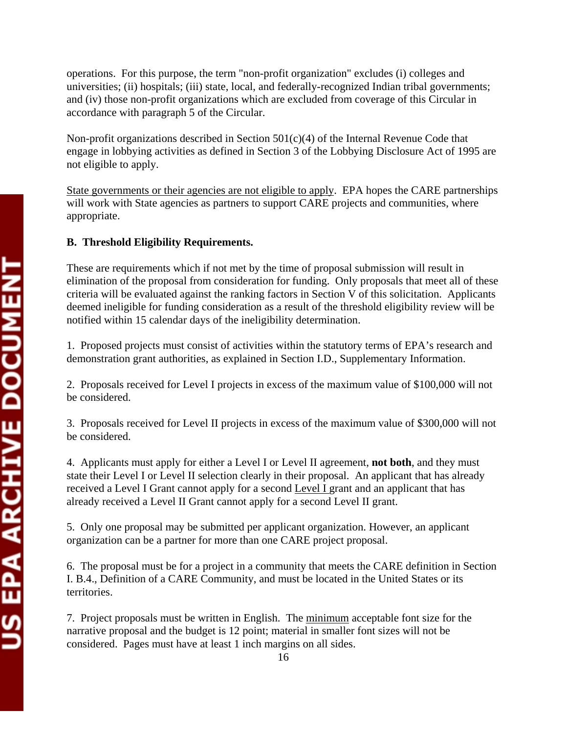operations. For this purpose, the term "non-profit organization" excludes (i) colleges and universities; (ii) hospitals; (iii) state, local, and federally-recognized Indian tribal governments; and (iv) those non-profit organizations which are excluded from coverage of this Circular in accordance with paragraph 5 of the Circular.

Non-profit organizations described in Section 501(c)(4) of the Internal Revenue Code that engage in lobbying activities as defined in Section 3 of the Lobbying Disclosure Act of 1995 are not eligible to apply.

State governments or their agencies are not eligible to apply. EPA hopes the CARE partnerships will work with State agencies as partners to support CARE projects and communities, where appropriate.

**B. Threshold Eligibility Requirements.**

These are requirements which if not met by the time of proposal submission will result in elimination of the proposal from consideration for funding. Only proposals that meet all of these criteria will be evaluated against the ranking factors in Section V of this solicitation. Applicants deemed ineligible for funding consideration as a result of the threshold eligibility review will be notified within 15 calendar days of the ineligibility determination.

1. Proposed projects must consist of activities within the statutory terms of EPA's research and demonstration grant authorities, as explained in Section I.D., Supplementary Information.

2. Proposals received for Level I projects in excess of the maximum value of $100,000 will not be considered.

3. Proposals received for Level II projects in excess of the maximum value of $300,000 will not be considered.

4. Applicants must apply for either a Level I or Level II agreement, **not both**, and they must state their Level I or Level II selection clearly in their proposal. An applicant that has already received a Level I Grant cannot apply for a second Level I grant and an applicant that has already received a Level II Grant cannot apply for a second Level II grant.

5. Only one proposal may be submitted per applicant organization. However, an applicant organization can be a partner for more than one CARE project proposal.

6. The proposal must be for a project in a community that meets the CARE definition in Section I. B.4., Definition of a CARE Community, and must be located in the United States or its territories.

7. Project proposals must be written in English. The minimum acceptable font size for the narrative proposal and the budget is 12 point; material in smaller font sizes will not be considered. Pages must have at least 1 inch margins on all sides.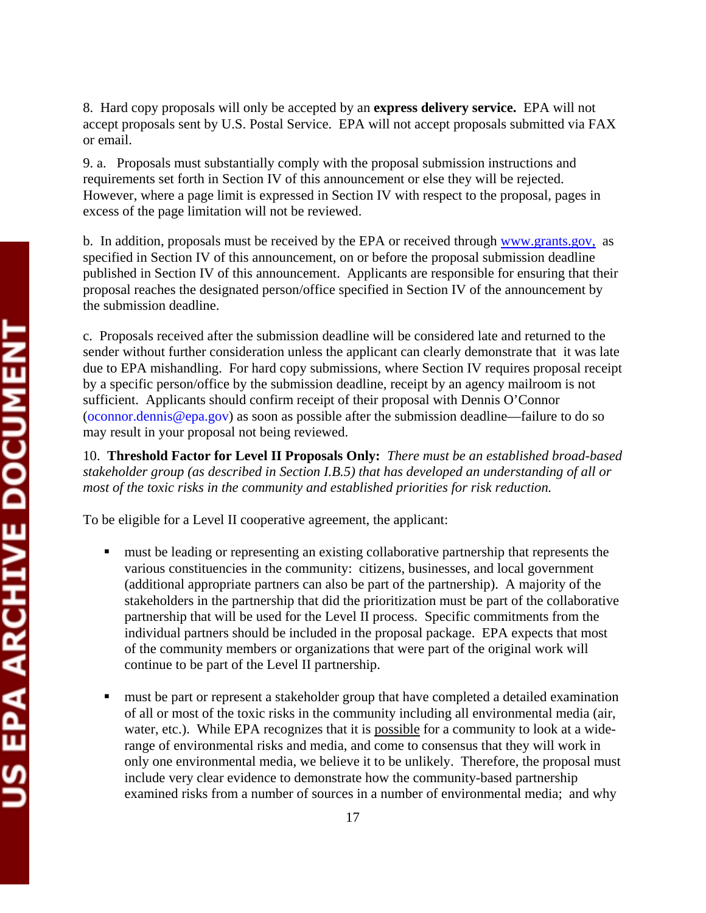8. Hard copy proposals will only be accepted by an **express delivery service.** EPA will not accept proposals sent by U.S. Postal Service. EPA will not accept proposals submitted via FAX or email.

9. a. Proposals must substantially comply with the proposal submission instructions and requirements set forth in Section IV of this announcement or else they will be rejected. However, where a page limit is expressed in Section IV with respect to the proposal, pages in excess of the page limitation will not be reviewed.

b. In addition, proposals must be received by the EPA or received through www.grants.gov, as specified in Section IV of this announcement, on or before the proposal submission deadline published in Section IV of this announcement. Applicants are responsible for ensuring that their proposal reaches the designated person/office specified in Section IV of the announcement by the submission deadline.

c. Proposals received after the submission deadline will be considered late and returned to the sender without further consideration unless the applicant can clearly demonstrate that it was late due to EPA mishandling. For hard copy submissions, where Section IV requires proposal receipt by a specific person/office by the submission deadline, receipt by an agency mailroom is not sufficient. Applicants should confirm receipt of their proposal with Dennis O'Connor (oconnor.dennis@epa.gov) as soon as possible after the submission deadline—failure to do so may result in your proposal not being reviewed.

10. **Threshold Factor for Level II Proposals Only:** *There must be an established broad-based stakeholder group (as described in Section I.B.5) that has developed an understanding of all or most of the toxic risks in the community and established priorities for risk reduction.*

To be eligible for a Level II cooperative agreement, the applicant:

- must be leading or representing an existing collaborative partnership that represents the various constituencies in the community: citizens, businesses, and local government (additional appropriate partners can also be part of the partnership). A majority of the stakeholders in the partnership that did the prioritization must be part of the collaborative partnership that will be used for the Level II process. Specific commitments from the individual partners should be included in the proposal package. EPA expects that most of the community members or organizations that were part of the original work will continue to be part of the Level II partnership.

- must be part or represent a stakeholder group that have completed a detailed examination of all or most of the toxic risks in the community including all environmental media (air, water, etc.). While EPA recognizes that it is possible for a community to look at a wide-range of environmental risks and media, and come to consensus that they will work in only one environmental media, we believe it to be unlikely. Therefore, the proposal must include very clear evidence to demonstrate how the community-based partnership examined risks from a number of sources in a number of environmental media; and why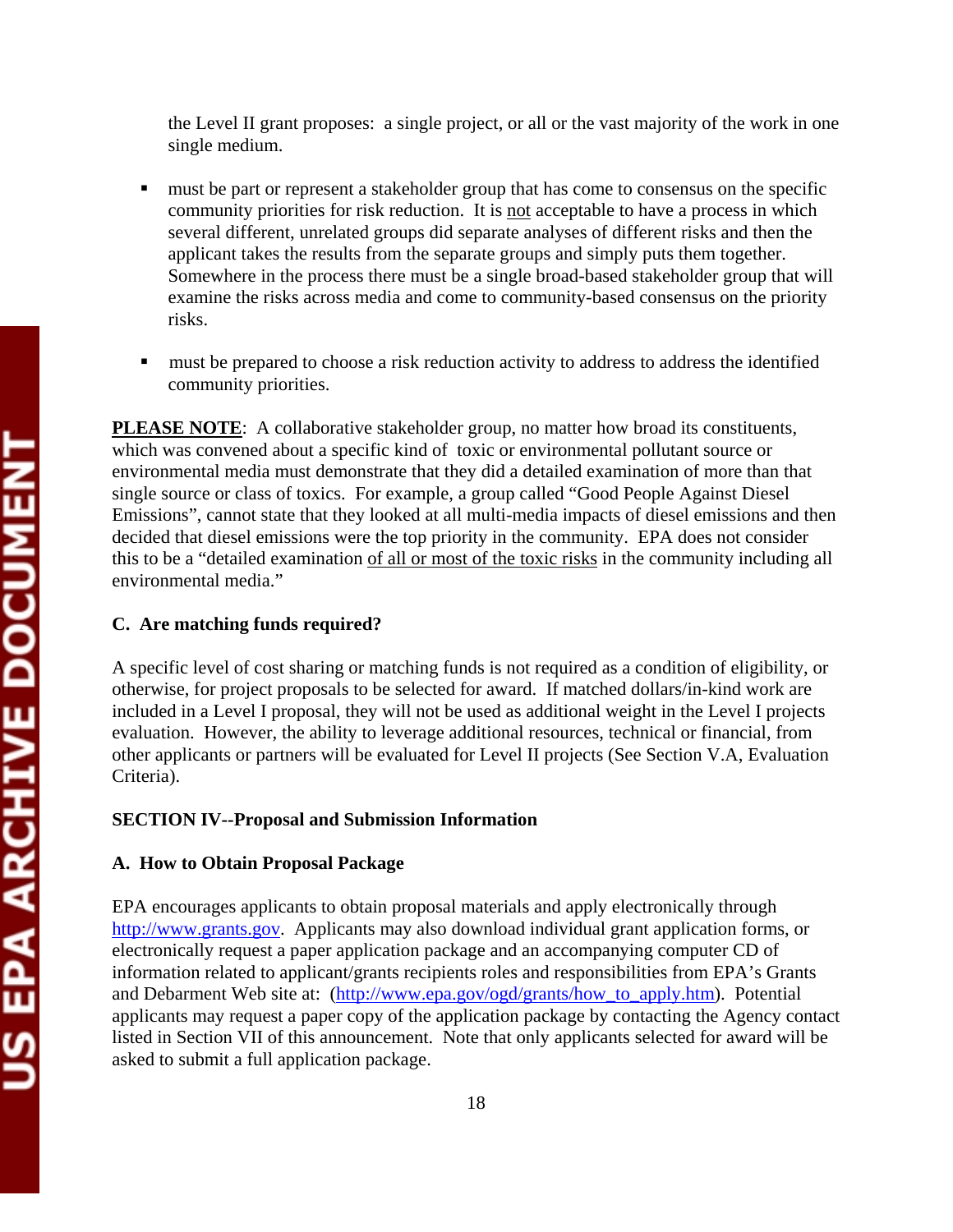the Level II grant proposes: a single project, or all or the vast majority of the work in one single medium.

- must be part or represent a stakeholder group that has come to consensus on the specific community priorities for risk reduction. It is not acceptable to have a process in which several different, unrelated groups did separate analyses of different risks and then the applicant takes the results from the separate groups and simply puts them together. Somewhere in the process there must be a single broad-based stakeholder group that will examine the risks across media and come to community-based consensus on the priority risks.

- must be prepared to choose a risk reduction activity to address to address the identified community priorities.

**PLEASE NOTE**: A collaborative stakeholder group, no matter how broad its constituents, which was convened about a specific kind of toxic or environmental pollutant source or environmental media must demonstrate that they did a detailed examination of more than that single source or class of toxics. For example, a group called "Good People Against Diesel Emissions", cannot state that they looked at all multi-media impacts of diesel emissions and then decided that diesel emissions were the top priority in the community. EPA does not consider this to be a "detailed examination of all or most of the toxic risks in the community including all environmental media."

### C. Are matching funds required?

A specific level of cost sharing or matching funds is not required as a condition of eligibility, or otherwise, for project proposals to be selected for award. If matched dollars/in-kind work are included in a Level I proposal, they will not be used as additional weight in the Level I projects evaluation. However, the ability to leverage additional resources, technical or financial, from other applicants or partners will be evaluated for Level II projects (See Section V.A, Evaluation Criteria).

## SECTION IV--Proposal and Submission Information

### A. How to Obtain Proposal Package

EPA encourages applicants to obtain proposal materials and apply electronically through http://www.grants.gov. Applicants may also download individual grant application forms, or electronically request a paper application package and an accompanying computer CD of information related to applicant/grants recipients roles and responsibilities from EPA's Grants and Debarment Web site at: (http://www.epa.gov/ogd/grants/how_to_apply.htm). Potential applicants may request a paper copy of the application package by contacting the Agency contact listed in Section VII of this announcement. Note that only applicants selected for award will be asked to submit a full application package.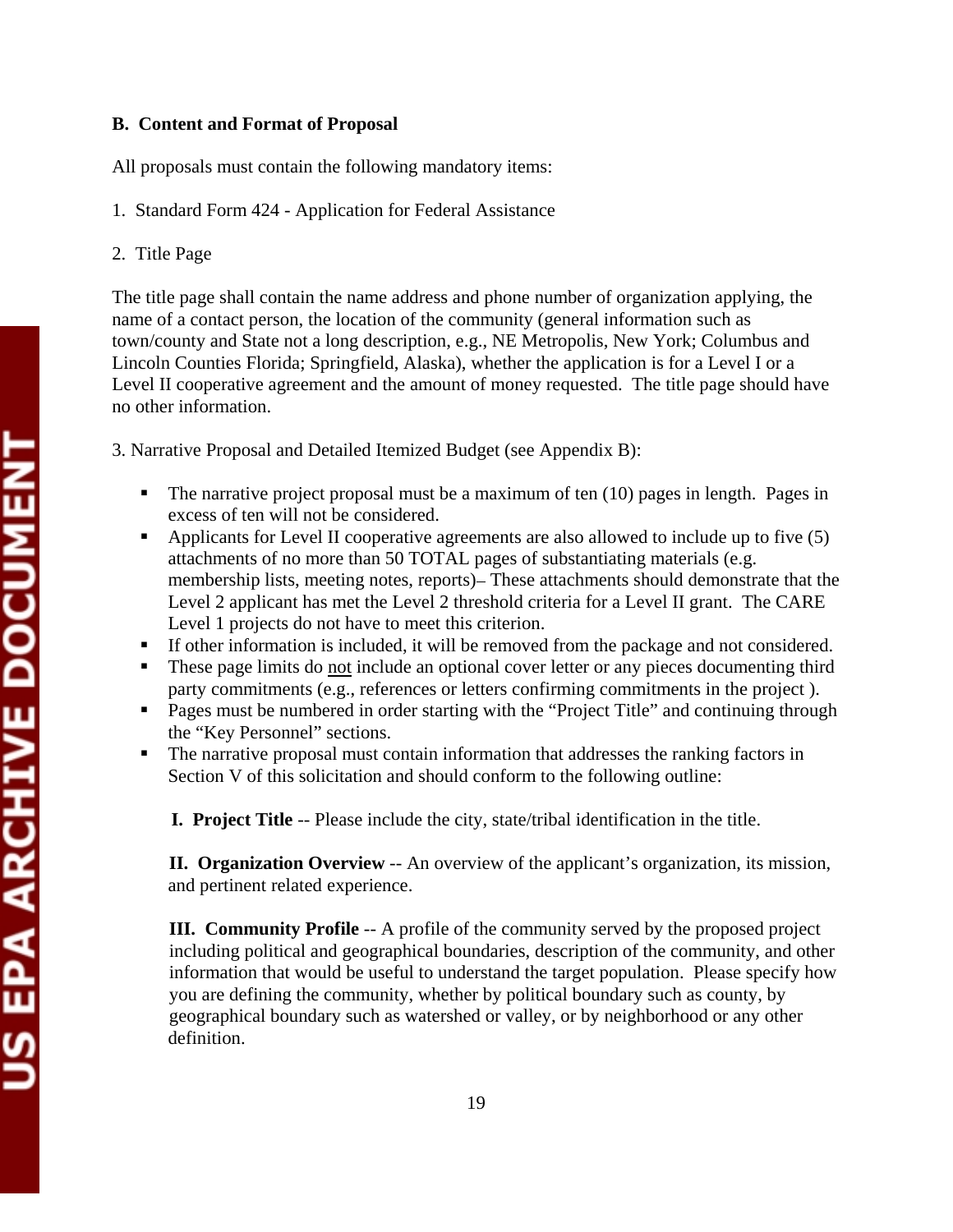### B. Content and Format of Proposal

All proposals must contain the following mandatory items:

1. Standard Form 424 - Application for Federal Assistance

2. Title Page

The title page shall contain the name address and phone number of organization applying, the name of a contact person, the location of the community (general information such as town/county and State not a long description, e.g., NE Metropolis, New York; Columbus and Lincoln Counties Florida; Springfield, Alaska), whether the application is for a Level I or a Level II cooperative agreement and the amount of money requested. The title page should have no other information.

3. Narrative Proposal and Detailed Itemized Budget (see Appendix B):

- The narrative project proposal must be a maximum of ten (10) pages in length. Pages in excess of ten will not be considered.
- Applicants for Level II cooperative agreements are also allowed to include up to five (5) attachments of no more than 50 TOTAL pages of substantiating materials (e.g. membership lists, meeting notes, reports)– These attachments should demonstrate that the Level 2 applicant has met the Level 2 threshold criteria for a Level II grant. The CARE Level 1 projects do not have to meet this criterion.
- If other information is included, it will be removed from the package and not considered.
- These page limits do not include an optional cover letter or any pieces documenting third party commitments (e.g., references or letters confirming commitments in the project ).
- Pages must be numbered in order starting with the "Project Title" and continuing through the "Key Personnel" sections.
- The narrative proposal must contain information that addresses the ranking factors in Section V of this solicitation and should conform to the following outline:

  **I. Project Title** -- Please include the city, state/tribal identification in the title.

  **II. Organization Overview** -- An overview of the applicant's organization, its mission, and pertinent related experience.

  **III. Community Profile** -- A profile of the community served by the proposed project including political and geographical boundaries, description of the community, and other information that would be useful to understand the target population. Please specify how you are defining the community, whether by political boundary such as county, by geographical boundary such as watershed or valley, or by neighborhood or any other definition.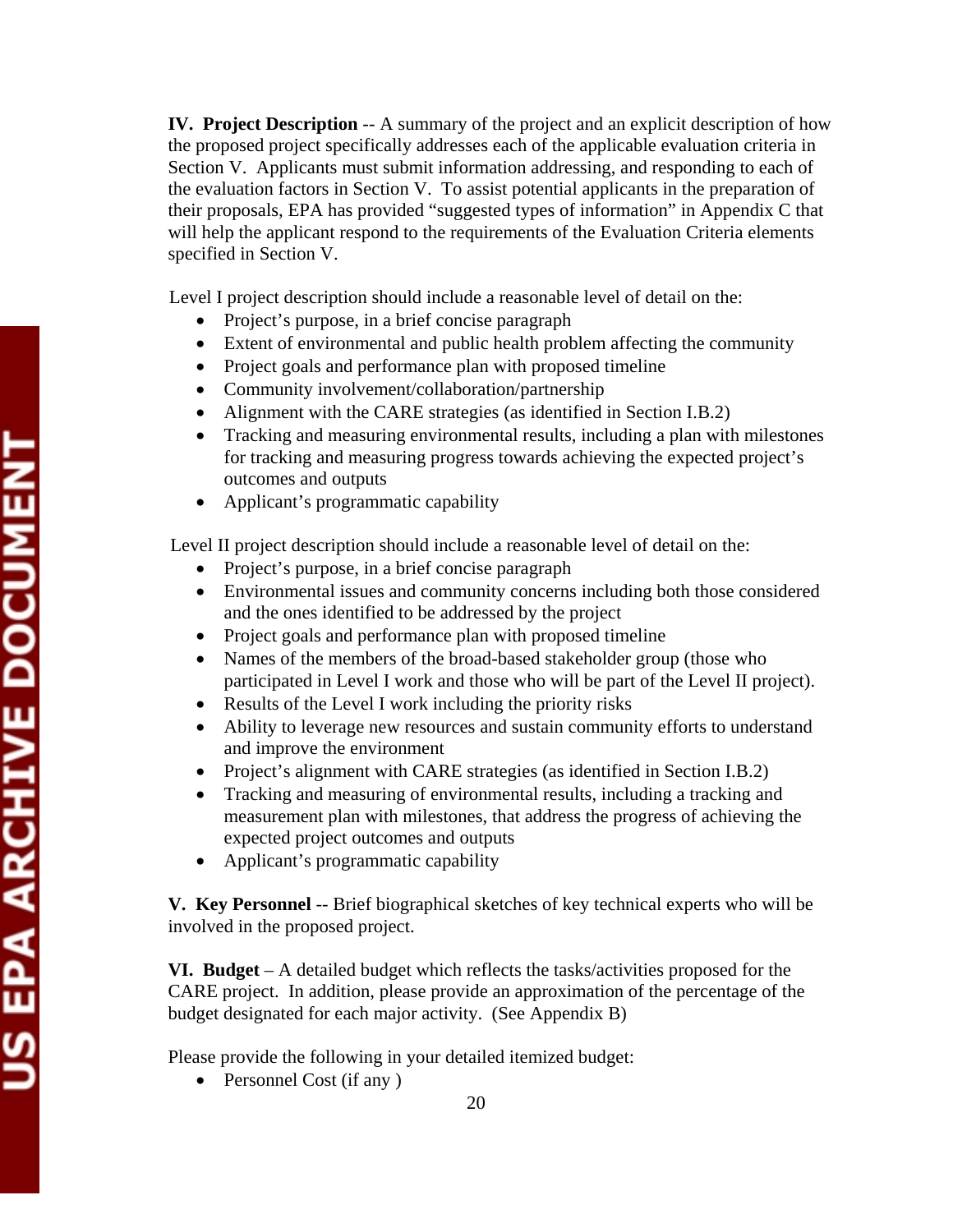**IV. Project Description** -- A summary of the project and an explicit description of how the proposed project specifically addresses each of the applicable evaluation criteria in Section V. Applicants must submit information addressing, and responding to each of the evaluation factors in Section V. To assist potential applicants in the preparation of their proposals, EPA has provided "suggested types of information" in Appendix C that will help the applicant respond to the requirements of the Evaluation Criteria elements specified in Section V.

Level I project description should include a reasonable level of detail on the:

- Project's purpose, in a brief concise paragraph
- Extent of environmental and public health problem affecting the community
- Project goals and performance plan with proposed timeline
- Community involvement/collaboration/partnership
- Alignment with the CARE strategies (as identified in Section I.B.2)
- Tracking and measuring environmental results, including a plan with milestones for tracking and measuring progress towards achieving the expected project's outcomes and outputs
- Applicant's programmatic capability

Level II project description should include a reasonable level of detail on the:

- Project's purpose, in a brief concise paragraph
- Environmental issues and community concerns including both those considered and the ones identified to be addressed by the project
- Project goals and performance plan with proposed timeline
- Names of the members of the broad-based stakeholder group (those who participated in Level I work and those who will be part of the Level II project).
- Results of the Level I work including the priority risks
- Ability to leverage new resources and sustain community efforts to understand and improve the environment
- Project's alignment with CARE strategies (as identified in Section I.B.2)
- Tracking and measuring of environmental results, including a tracking and measurement plan with milestones, that address the progress of achieving the expected project outcomes and outputs
- Applicant's programmatic capability

**V. Key Personnel** -- Brief biographical sketches of key technical experts who will be involved in the proposed project.

**VI. Budget** – A detailed budget which reflects the tasks/activities proposed for the CARE project. In addition, please provide an approximation of the percentage of the budget designated for each major activity. (See Appendix B)

Please provide the following in your detailed itemized budget:

- Personnel Cost (if any )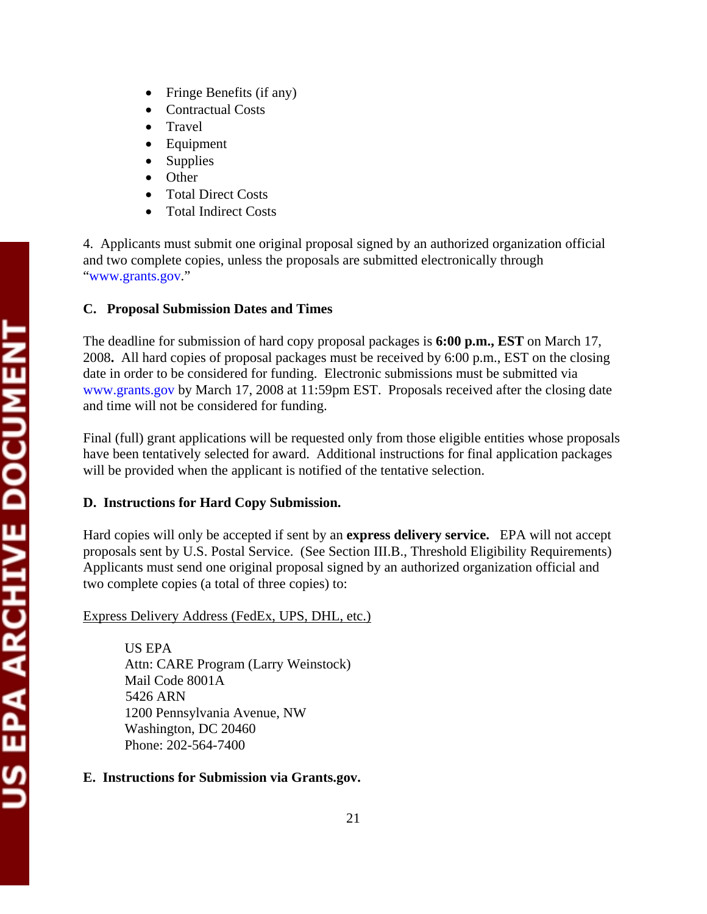- Fringe Benefits (if any)
- Contractual Costs
- Travel
- Equipment
- Supplies
- Other
- Total Direct Costs
- Total Indirect Costs

4. Applicants must submit one original proposal signed by an authorized organization official and two complete copies, unless the proposals are submitted electronically through "www.grants.gov."

### C. Proposal Submission Dates and Times

The deadline for submission of hard copy proposal packages is **6:00 p.m., EST** on March 17, 2008**.** All hard copies of proposal packages must be received by 6:00 p.m., EST on the closing date in order to be considered for funding. Electronic submissions must be submitted via www.grants.gov by March 17, 2008 at 11:59pm EST. Proposals received after the closing date and time will not be considered for funding.

Final (full) grant applications will be requested only from those eligible entities whose proposals have been tentatively selected for award. Additional instructions for final application packages will be provided when the applicant is notified of the tentative selection.

### D. Instructions for Hard Copy Submission.

Hard copies will only be accepted if sent by an **express delivery service.** EPA will not accept proposals sent by U.S. Postal Service. (See Section III.B., Threshold Eligibility Requirements) Applicants must send one original proposal signed by an authorized organization official and two complete copies (a total of three copies) to:

<u>Express Delivery Address (FedEx, UPS, DHL, etc.)</u>

US EPA
Attn: CARE Program (Larry Weinstock)
Mail Code 8001A
5426 ARN
1200 Pennsylvania Avenue, NW
Washington, DC 20460
Phone: 202-564-7400

### E. Instructions for Submission via Grants.gov.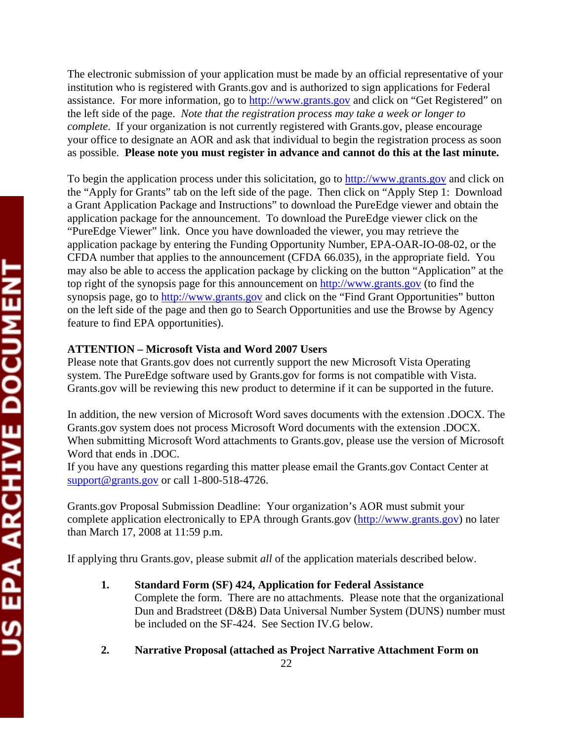The electronic submission of your application must be made by an official representative of your institution who is registered with Grants.gov and is authorized to sign applications for Federal assistance. For more information, go to http://www.grants.gov and click on "Get Registered" on the left side of the page. *Note that the registration process may take a week or longer to complete.* If your organization is not currently registered with Grants.gov, please encourage your office to designate an AOR and ask that individual to begin the registration process as soon as possible. **Please note you must register in advance and cannot do this at the last minute.**

To begin the application process under this solicitation, go to http://www.grants.gov and click on the "Apply for Grants" tab on the left side of the page. Then click on "Apply Step 1: Download a Grant Application Package and Instructions" to download the PureEdge viewer and obtain the application package for the announcement. To download the PureEdge viewer click on the "PureEdge Viewer" link. Once you have downloaded the viewer, you may retrieve the application package by entering the Funding Opportunity Number, EPA-OAR-IO-08-02, or the CFDA number that applies to the announcement (CFDA 66.035), in the appropriate field. You may also be able to access the application package by clicking on the button "Application" at the top right of the synopsis page for this announcement on http://www.grants.gov (to find the synopsis page, go to http://www.grants.gov and click on the "Find Grant Opportunities" button on the left side of the page and then go to Search Opportunities and use the Browse by Agency feature to find EPA opportunities).

**ATTENTION – Microsoft Vista and Word 2007 Users**

Please note that Grants.gov does not currently support the new Microsoft Vista Operating system. The PureEdge software used by Grants.gov for forms is not compatible with Vista. Grants.gov will be reviewing this new product to determine if it can be supported in the future.

In addition, the new version of Microsoft Word saves documents with the extension .DOCX. The Grants.gov system does not process Microsoft Word documents with the extension .DOCX. When submitting Microsoft Word attachments to Grants.gov, please use the version of Microsoft Word that ends in .DOC.

If you have any questions regarding this matter please email the Grants.gov Contact Center at support@grants.gov or call 1-800-518-4726.

Grants.gov Proposal Submission Deadline: Your organization's AOR must submit your complete application electronically to EPA through Grants.gov (http://www.grants.gov) no later than March 17, 2008 at 11:59 p.m.

If applying thru Grants.gov, please submit *all* of the application materials described below.

1. **Standard Form (SF) 424, Application for Federal Assistance**
   Complete the form. There are no attachments. Please note that the organizational Dun and Bradstreet (D&B) Data Universal Number System (DUNS) number must be included on the SF-424. See Section IV.G below.

2. **Narrative Proposal (attached as Project Narrative Attachment Form on**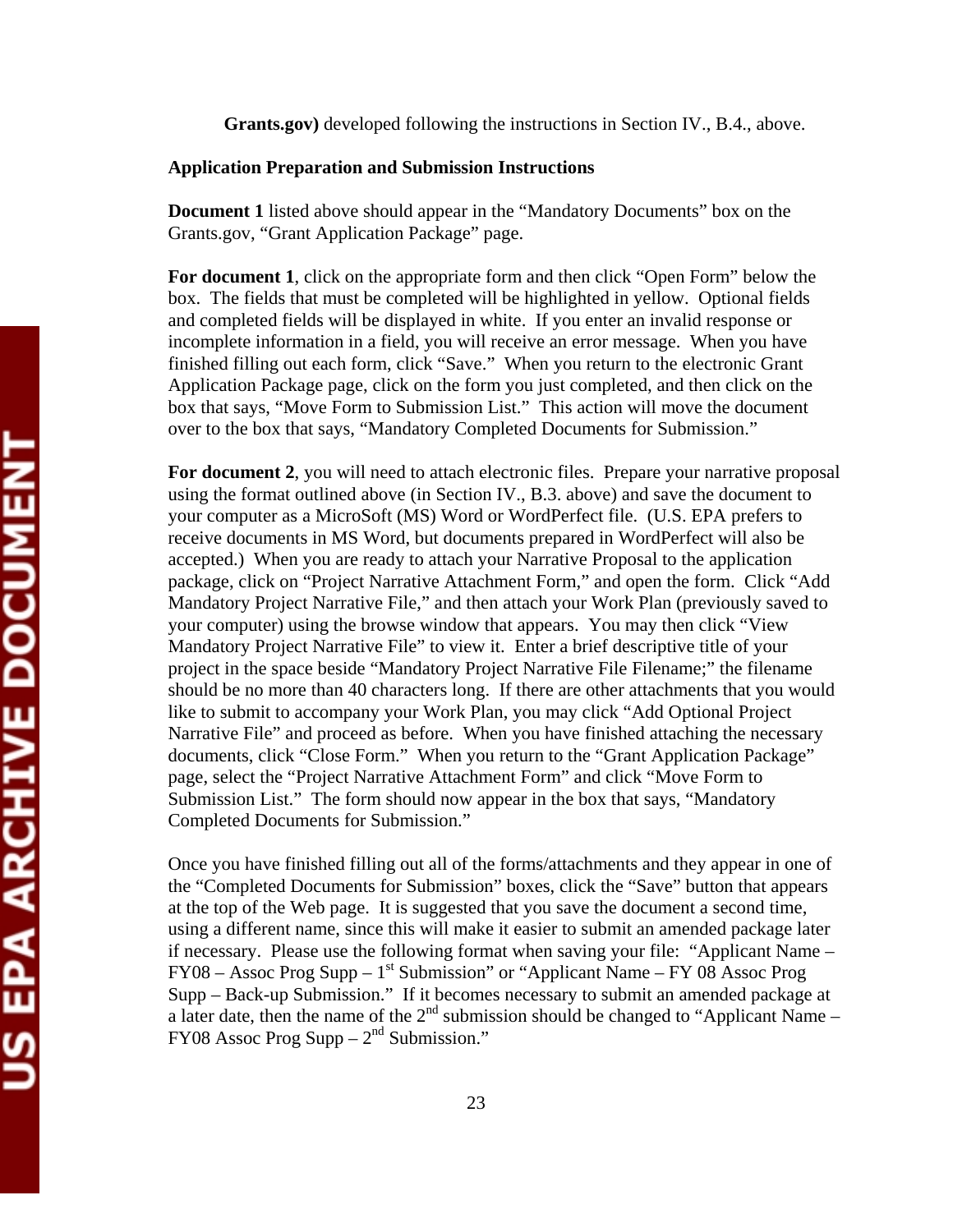**Grants.gov)** developed following the instructions in Section IV., B.4., above.

**Application Preparation and Submission Instructions**

**Document 1** listed above should appear in the "Mandatory Documents" box on the Grants.gov, "Grant Application Package" page.

**For document 1**, click on the appropriate form and then click "Open Form" below the box. The fields that must be completed will be highlighted in yellow. Optional fields and completed fields will be displayed in white. If you enter an invalid response or incomplete information in a field, you will receive an error message. When you have finished filling out each form, click "Save." When you return to the electronic Grant Application Package page, click on the form you just completed, and then click on the box that says, "Move Form to Submission List." This action will move the document over to the box that says, "Mandatory Completed Documents for Submission."

**For document 2**, you will need to attach electronic files. Prepare your narrative proposal using the format outlined above (in Section IV., B.3. above) and save the document to your computer as a MicroSoft (MS) Word or WordPerfect file. (U.S. EPA prefers to receive documents in MS Word, but documents prepared in WordPerfect will also be accepted.) When you are ready to attach your Narrative Proposal to the application package, click on "Project Narrative Attachment Form," and open the form. Click "Add Mandatory Project Narrative File," and then attach your Work Plan (previously saved to your computer) using the browse window that appears. You may then click "View Mandatory Project Narrative File" to view it. Enter a brief descriptive title of your project in the space beside "Mandatory Project Narrative File Filename;" the filename should be no more than 40 characters long. If there are other attachments that you would like to submit to accompany your Work Plan, you may click "Add Optional Project Narrative File" and proceed as before. When you have finished attaching the necessary documents, click "Close Form." When you return to the "Grant Application Package" page, select the "Project Narrative Attachment Form" and click "Move Form to Submission List." The form should now appear in the box that says, "Mandatory Completed Documents for Submission."

Once you have finished filling out all of the forms/attachments and they appear in one of the "Completed Documents for Submission" boxes, click the "Save" button that appears at the top of the Web page. It is suggested that you save the document a second time, using a different name, since this will make it easier to submit an amended package later if necessary. Please use the following format when saving your file: "Applicant Name – FY08 – Assoc Prog Supp – 1st Submission" or "Applicant Name – FY 08 Assoc Prog Supp – Back-up Submission." If it becomes necessary to submit an amended package at a later date, then the name of the 2nd submission should be changed to "Applicant Name – FY08 Assoc Prog Supp – 2nd Submission."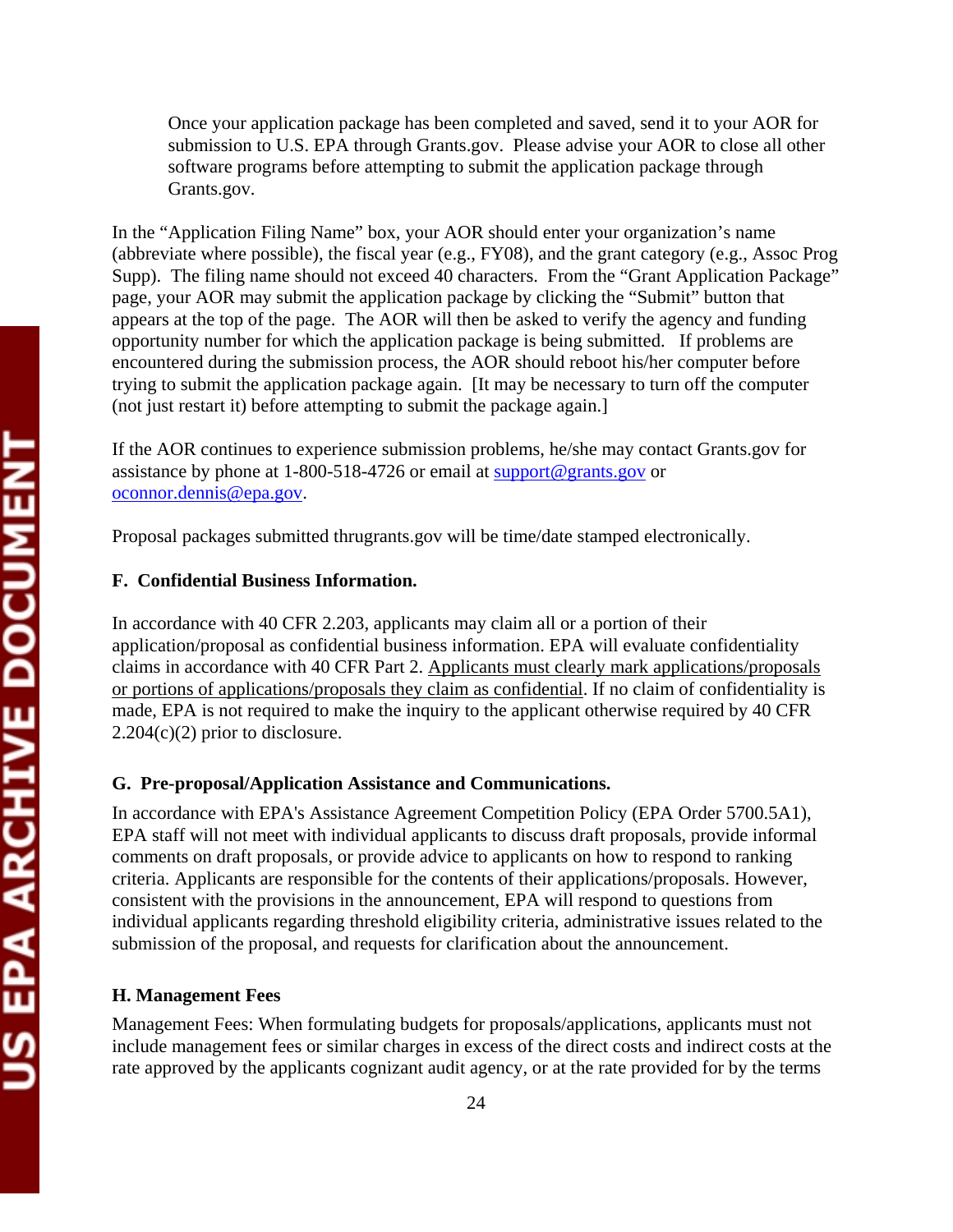Once your application package has been completed and saved, send it to your AOR for submission to U.S. EPA through Grants.gov. Please advise your AOR to close all other software programs before attempting to submit the application package through Grants.gov.

In the "Application Filing Name" box, your AOR should enter your organization's name (abbreviate where possible), the fiscal year (e.g., FY08), and the grant category (e.g., Assoc Prog Supp). The filing name should not exceed 40 characters. From the "Grant Application Package" page, your AOR may submit the application package by clicking the "Submit" button that appears at the top of the page. The AOR will then be asked to verify the agency and funding opportunity number for which the application package is being submitted. If problems are encountered during the submission process, the AOR should reboot his/her computer before trying to submit the application package again. [It may be necessary to turn off the computer (not just restart it) before attempting to submit the package again.]

If the AOR continues to experience submission problems, he/she may contact Grants.gov for assistance by phone at 1-800-518-4726 or email at support@grants.gov or oconnor.dennis@epa.gov.

Proposal packages submitted thrugrants.gov will be time/date stamped electronically.

**F. Confidential Business Information.**

In accordance with 40 CFR 2.203, applicants may claim all or a portion of their application/proposal as confidential business information. EPA will evaluate confidentiality claims in accordance with 40 CFR Part 2. Applicants must clearly mark applications/proposals or portions of applications/proposals they claim as confidential. If no claim of confidentiality is made, EPA is not required to make the inquiry to the applicant otherwise required by 40 CFR 2.204(c)(2) prior to disclosure.

**G. Pre-proposal/Application Assistance and Communications.**

In accordance with EPA's Assistance Agreement Competition Policy (EPA Order 5700.5A1), EPA staff will not meet with individual applicants to discuss draft proposals, provide informal comments on draft proposals, or provide advice to applicants on how to respond to ranking criteria. Applicants are responsible for the contents of their applications/proposals. However, consistent with the provisions in the announcement, EPA will respond to questions from individual applicants regarding threshold eligibility criteria, administrative issues related to the submission of the proposal, and requests for clarification about the announcement.

**H. Management Fees**

Management Fees: When formulating budgets for proposals/applications, applicants must not include management fees or similar charges in excess of the direct costs and indirect costs at the rate approved by the applicants cognizant audit agency, or at the rate provided for by the terms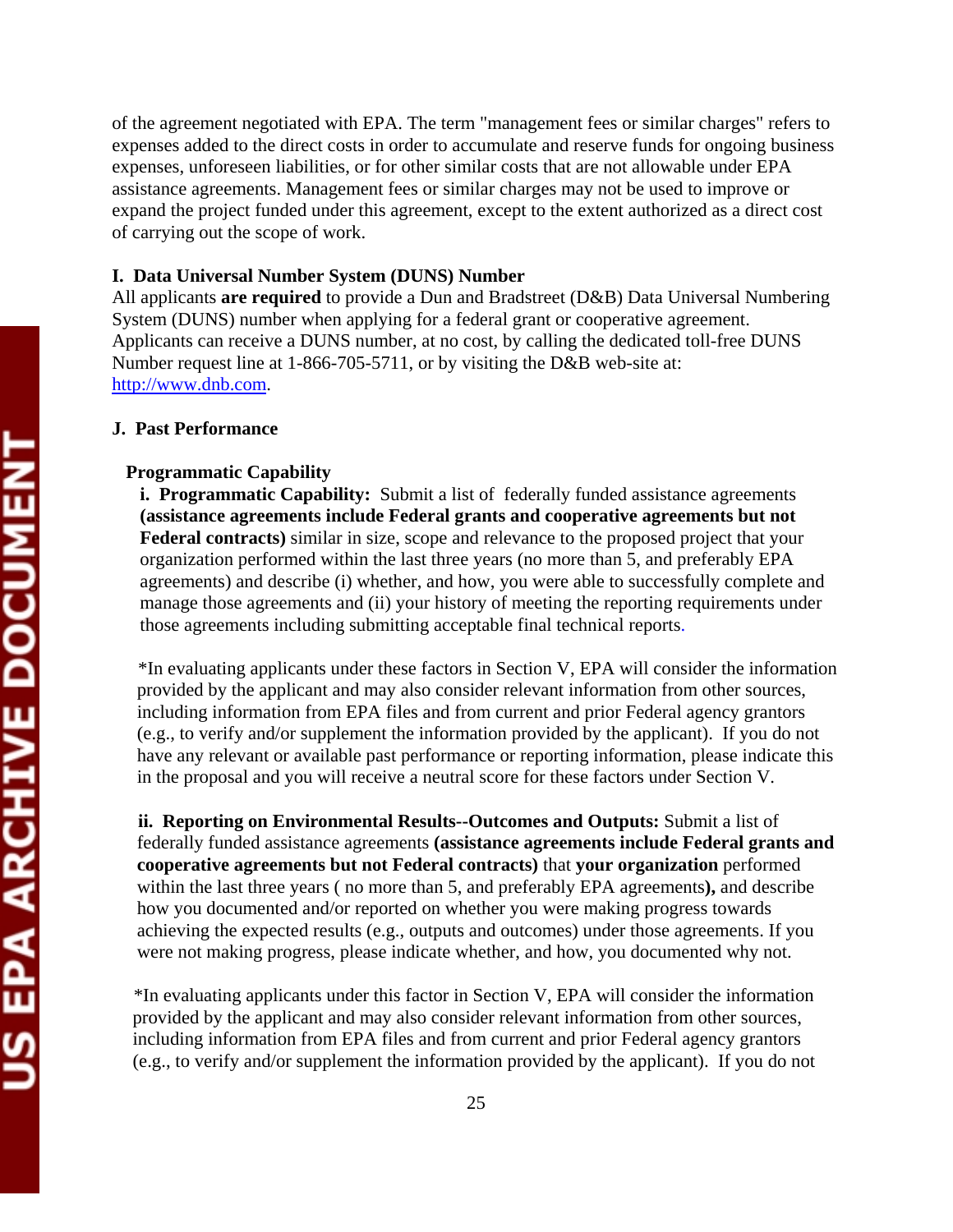of the agreement negotiated with EPA. The term "management fees or similar charges" refers to expenses added to the direct costs in order to accumulate and reserve funds for ongoing business expenses, unforeseen liabilities, or for other similar costs that are not allowable under EPA assistance agreements. Management fees or similar charges may not be used to improve or expand the project funded under this agreement, except to the extent authorized as a direct cost of carrying out the scope of work.

**I. Data Universal Number System (DUNS) Number**

All applicants **are required** to provide a Dun and Bradstreet (D&B) Data Universal Numbering System (DUNS) number when applying for a federal grant or cooperative agreement. Applicants can receive a DUNS number, at no cost, by calling the dedicated toll-free DUNS Number request line at 1-866-705-5711, or by visiting the D&B web-site at: http://www.dnb.com.

**J. Past Performance**

**Programmatic Capability**

**i. Programmatic Capability:** Submit a list of federally funded assistance agreements **(assistance agreements include Federal grants and cooperative agreements but not Federal contracts)** similar in size, scope and relevance to the proposed project that your organization performed within the last three years (no more than 5, and preferably EPA agreements) and describe (i) whether, and how, you were able to successfully complete and manage those agreements and (ii) your history of meeting the reporting requirements under those agreements including submitting acceptable final technical reports.

*In evaluating applicants under these factors in Section V, EPA will consider the information provided by the applicant and may also consider relevant information from other sources, including information from EPA files and from current and prior Federal agency grantors (e.g., to verify and/or supplement the information provided by the applicant). If you do not have any relevant or available past performance or reporting information, please indicate this in the proposal and you will receive a neutral score for these factors under Section V.

**ii. Reporting on Environmental Results--Outcomes and Outputs:** Submit a list of federally funded assistance agreements **(assistance agreements include Federal grants and cooperative agreements but not Federal contracts)** that **your organization** performed within the last three years ( no more than 5, and preferably EPA agreements**),** and describe how you documented and/or reported on whether you were making progress towards achieving the expected results (e.g., outputs and outcomes) under those agreements. If you were not making progress, please indicate whether, and how, you documented why not.

*In evaluating applicants under this factor in Section V, EPA will consider the information provided by the applicant and may also consider relevant information from other sources, including information from EPA files and from current and prior Federal agency grantors (e.g., to verify and/or supplement the information provided by the applicant). If you do not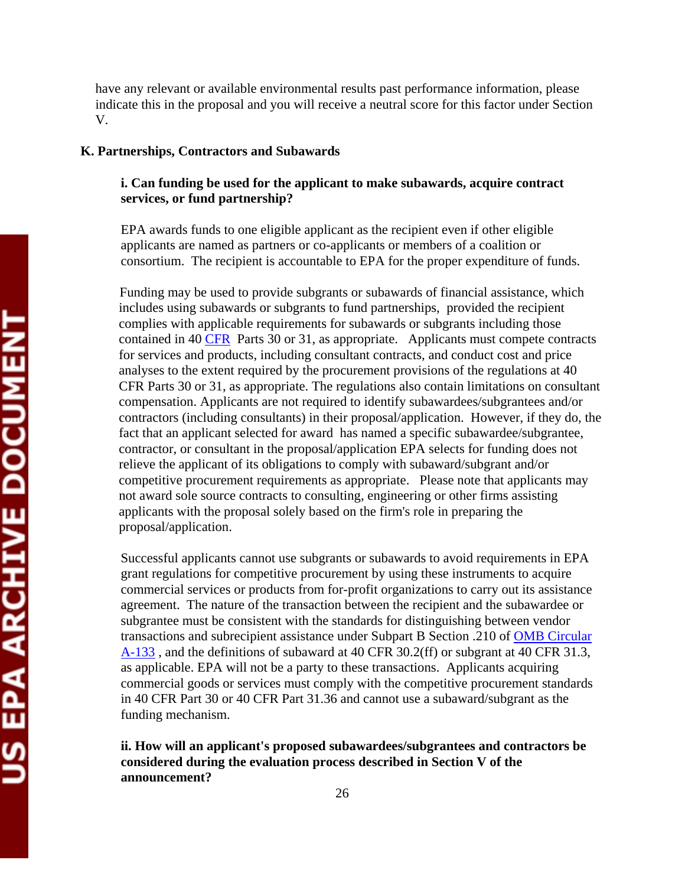have any relevant or available environmental results past performance information, please indicate this in the proposal and you will receive a neutral score for this factor under Section V.

**K. Partnerships, Contractors and Subawards**

**i. Can funding be used for the applicant to make subawards, acquire contract services, or fund partnership?**

EPA awards funds to one eligible applicant as the recipient even if other eligible applicants are named as partners or co-applicants or members of a coalition or consortium. The recipient is accountable to EPA for the proper expenditure of funds.

Funding may be used to provide subgrants or subawards of financial assistance, which includes using subawards or subgrants to fund partnerships, provided the recipient complies with applicable requirements for subawards or subgrants including those contained in 40 CFR Parts 30 or 31, as appropriate. Applicants must compete contracts for services and products, including consultant contracts, and conduct cost and price analyses to the extent required by the procurement provisions of the regulations at 40 CFR Parts 30 or 31, as appropriate. The regulations also contain limitations on consultant compensation. Applicants are not required to identify subawardees/subgrantees and/or contractors (including consultants) in their proposal/application. However, if they do, the fact that an applicant selected for award has named a specific subawardee/subgrantee, contractor, or consultant in the proposal/application EPA selects for funding does not relieve the applicant of its obligations to comply with subaward/subgrant and/or competitive procurement requirements as appropriate. Please note that applicants may not award sole source contracts to consulting, engineering or other firms assisting applicants with the proposal solely based on the firm's role in preparing the proposal/application.

Successful applicants cannot use subgrants or subawards to avoid requirements in EPA grant regulations for competitive procurement by using these instruments to acquire commercial services or products from for-profit organizations to carry out its assistance agreement. The nature of the transaction between the recipient and the subawardee or subgrantee must be consistent with the standards for distinguishing between vendor transactions and subrecipient assistance under Subpart B Section .210 of OMB Circular A-133 , and the definitions of subaward at 40 CFR 30.2(ff) or subgrant at 40 CFR 31.3, as applicable. EPA will not be a party to these transactions. Applicants acquiring commercial goods or services must comply with the competitive procurement standards in 40 CFR Part 30 or 40 CFR Part 31.36 and cannot use a subaward/subgrant as the funding mechanism.

**ii. How will an applicant's proposed subawardees/subgrantees and contractors be considered during the evaluation process described in Section V of the announcement?**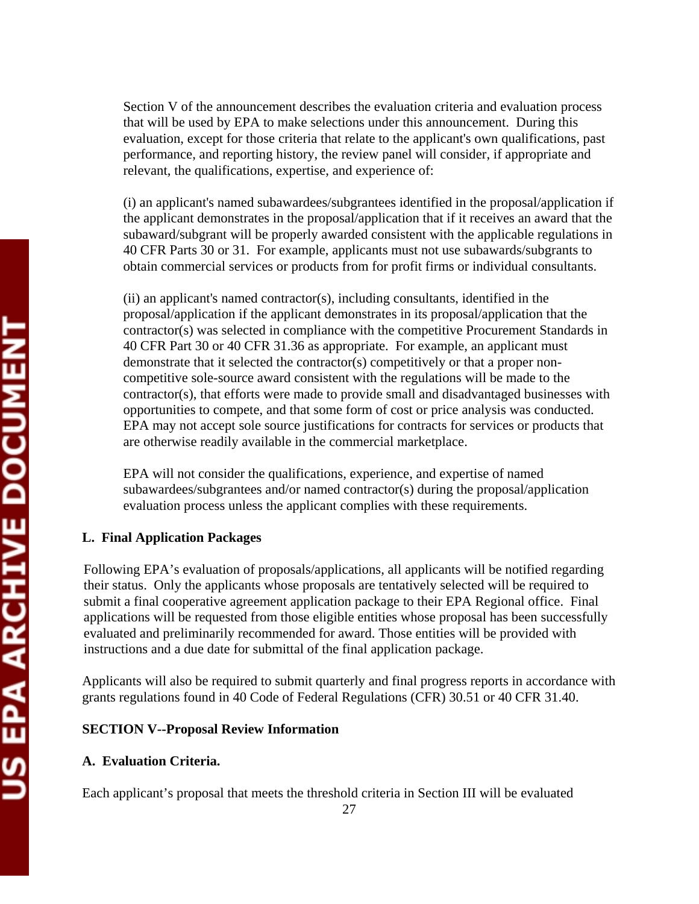Section V of the announcement describes the evaluation criteria and evaluation process that will be used by EPA to make selections under this announcement. During this evaluation, except for those criteria that relate to the applicant's own qualifications, past performance, and reporting history, the review panel will consider, if appropriate and relevant, the qualifications, expertise, and experience of:

(i) an applicant's named subawardees/subgrantees identified in the proposal/application if the applicant demonstrates in the proposal/application that if it receives an award that the subaward/subgrant will be properly awarded consistent with the applicable regulations in 40 CFR Parts 30 or 31. For example, applicants must not use subawards/subgrants to obtain commercial services or products from for profit firms or individual consultants.

(ii) an applicant's named contractor(s), including consultants, identified in the proposal/application if the applicant demonstrates in its proposal/application that the contractor(s) was selected in compliance with the competitive Procurement Standards in 40 CFR Part 30 or 40 CFR 31.36 as appropriate. For example, an applicant must demonstrate that it selected the contractor(s) competitively or that a proper non-competitive sole-source award consistent with the regulations will be made to the contractor(s), that efforts were made to provide small and disadvantaged businesses with opportunities to compete, and that some form of cost or price analysis was conducted. EPA may not accept sole source justifications for contracts for services or products that are otherwise readily available in the commercial marketplace.

EPA will not consider the qualifications, experience, and expertise of named subawardees/subgrantees and/or named contractor(s) during the proposal/application evaluation process unless the applicant complies with these requirements.

### L. Final Application Packages

Following EPA's evaluation of proposals/applications, all applicants will be notified regarding their status. Only the applicants whose proposals are tentatively selected will be required to submit a final cooperative agreement application package to their EPA Regional office. Final applications will be requested from those eligible entities whose proposal has been successfully evaluated and preliminarily recommended for award. Those entities will be provided with instructions and a due date for submittal of the final application package.

Applicants will also be required to submit quarterly and final progress reports in accordance with grants regulations found in 40 Code of Federal Regulations (CFR) 30.51 or 40 CFR 31.40.

## SECTION V--Proposal Review Information

### A. Evaluation Criteria.

Each applicant's proposal that meets the threshold criteria in Section III will be evaluated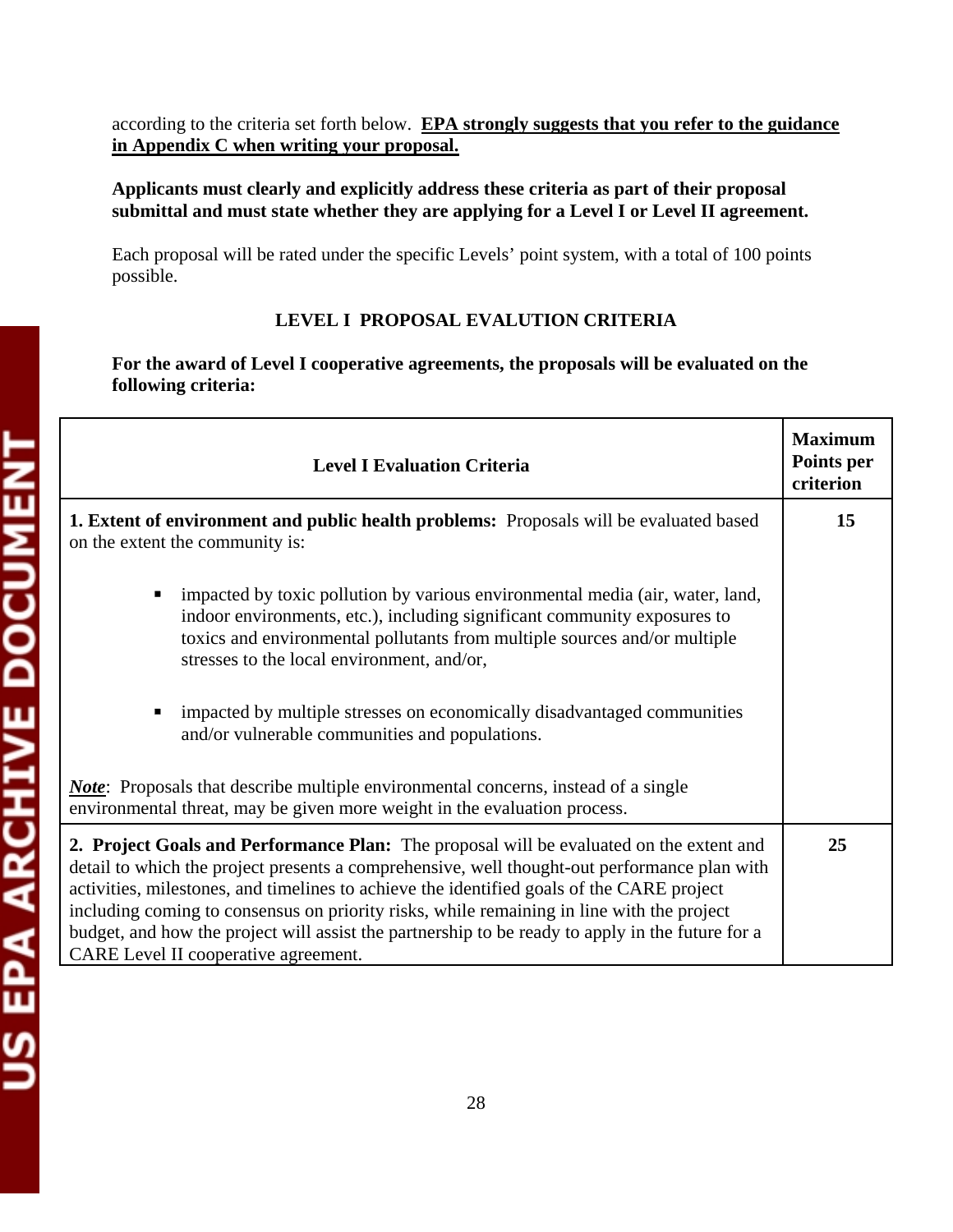according to the criteria set forth below. **<u>EPA strongly suggests that you refer to the guidance in Appendix C when writing your proposal.</u>**

**Applicants must clearly and explicitly address these criteria as part of their proposal submittal and must state whether they are applying for a Level I or Level II agreement.**

Each proposal will be rated under the specific Levels' point system, with a total of 100 points possible.

### LEVEL I PROPOSAL EVALUTION CRITERIA

**For the award of Level I cooperative agreements, the proposals will be evaluated on the following criteria:**

| Level I Evaluation Criteria | Maximum Points per criterion |
|---|---|
| **1. Extent of environment and public health problems:** Proposals will be evaluated based on the extent the community is:<br><br>▪ impacted by toxic pollution by various environmental media (air, water, land, indoor environments, etc.), including significant community exposures to toxics and environmental pollutants from multiple sources and/or multiple stresses to the local environment, and/or,<br><br>▪ impacted by multiple stresses on economically disadvantaged communities and/or vulnerable communities and populations.<br><br>***<u>Note</u>***: Proposals that describe multiple environmental concerns, instead of a single environmental threat, may be given more weight in the evaluation process. | **15** |
| **2. Project Goals and Performance Plan:** The proposal will be evaluated on the extent and detail to which the project presents a comprehensive, well thought-out performance plan with activities, milestones, and timelines to achieve the identified goals of the CARE project including coming to consensus on priority risks, while remaining in line with the project budget, and how the project will assist the partnership to be ready to apply in the future for a CARE Level II cooperative agreement. | **25** |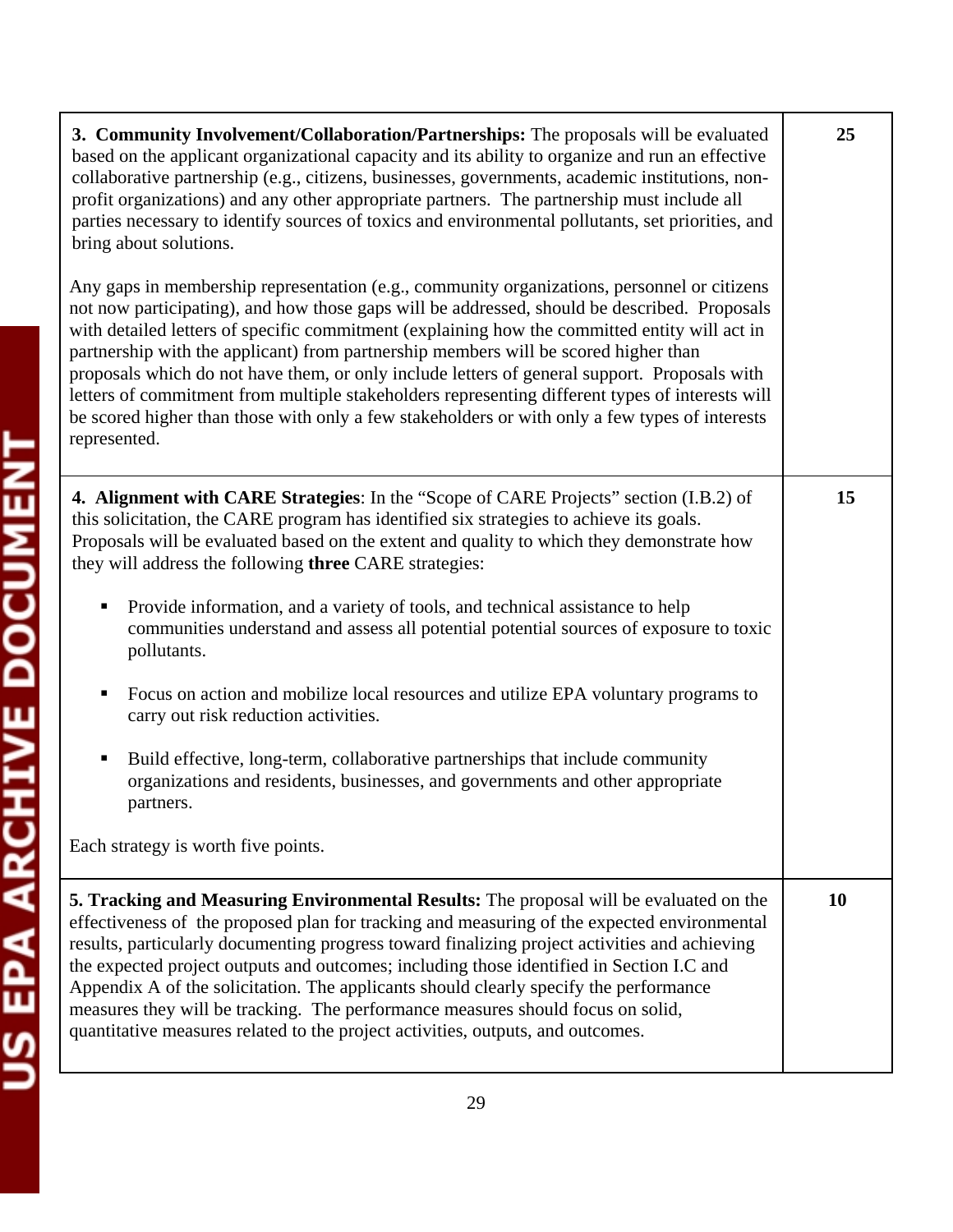| | |
|---|---|
| **3. Community Involvement/Collaboration/Partnerships:** The proposals will be evaluated based on the applicant organizational capacity and its ability to organize and run an effective collaborative partnership (e.g., citizens, businesses, governments, academic institutions, non-profit organizations) and any other appropriate partners. The partnership must include all parties necessary to identify sources of toxics and environmental pollutants, set priorities, and bring about solutions.<br><br>Any gaps in membership representation (e.g., community organizations, personnel or citizens not now participating), and how those gaps will be addressed, should be described. Proposals with detailed letters of specific commitment (explaining how the committed entity will act in partnership with the applicant) from partnership members will be scored higher than proposals which do not have them, or only include letters of general support. Proposals with letters of commitment from multiple stakeholders representing different types of interests will be scored higher than those with only a few stakeholders or with only a few types of interests represented. | **25** |
| **4. Alignment with CARE Strategies**: In the "Scope of CARE Projects" section (I.B.2) of this solicitation, the CARE program has identified six strategies to achieve its goals. Proposals will be evaluated based on the extent and quality to which they demonstrate how they will address the following **three** CARE strategies:<br><br>▪ Provide information, and a variety of tools, and technical assistance to help communities understand and assess all potential potential sources of exposure to toxic pollutants.<br><br>▪ Focus on action and mobilize local resources and utilize EPA voluntary programs to carry out risk reduction activities.<br><br>▪ Build effective, long-term, collaborative partnerships that include community organizations and residents, businesses, and governments and other appropriate partners.<br><br>Each strategy is worth five points. | **15** |
| **5. Tracking and Measuring Environmental Results:** The proposal will be evaluated on the effectiveness of the proposed plan for tracking and measuring of the expected environmental results, particularly documenting progress toward finalizing project activities and achieving the expected project outputs and outcomes; including those identified in Section I.C and Appendix A of the solicitation. The applicants should clearly specify the performance measures they will be tracking. The performance measures should focus on solid, quantitative measures related to the project activities, outputs, and outcomes. | **10** |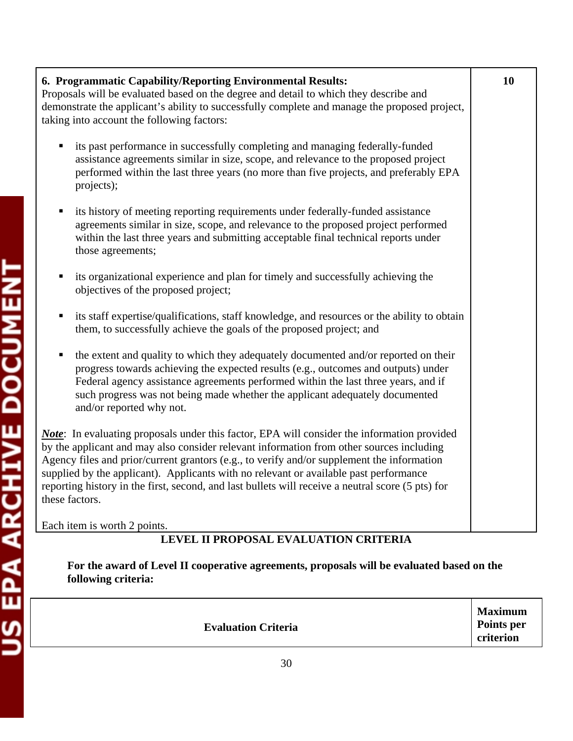| | |
|---|---|
| **6. Programmatic Capability/Reporting Environmental Results:**<br>Proposals will be evaluated based on the degree and detail to which they describe and demonstrate the applicant's ability to successfully complete and manage the proposed project, taking into account the following factors:<br><br>▪ its past performance in successfully completing and managing federally-funded assistance agreements similar in size, scope, and relevance to the proposed project performed within the last three years (no more than five projects, and preferably EPA projects);<br><br>▪ its history of meeting reporting requirements under federally-funded assistance agreements similar in size, scope, and relevance to the proposed project performed within the last three years and submitting acceptable final technical reports under those agreements;<br><br>▪ its organizational experience and plan for timely and successfully achieving the objectives of the proposed project;<br><br>▪ its staff expertise/qualifications, staff knowledge, and resources or the ability to obtain them, to successfully achieve the goals of the proposed project; and<br><br>▪ the extent and quality to which they adequately documented and/or reported on their progress towards achieving the expected results (e.g., outcomes and outputs) under Federal agency assistance agreements performed within the last three years, and if such progress was not being made whether the applicant adequately documented and/or reported why not.<br><br>***Note***: In evaluating proposals under this factor, EPA will consider the information provided by the applicant and may also consider relevant information from other sources including Agency files and prior/current grantors (e.g., to verify and/or supplement the information supplied by the applicant). Applicants with no relevant or available past performance reporting history in the first, second, and last bullets will receive a neutral score (5 pts) for these factors.<br><br>Each item is worth 2 points. | **10** |

**LEVEL II PROPOSAL EVALUATION CRITERIA**

**For the award of Level II cooperative agreements, proposals will be evaluated based on the following criteria:**

| **Evaluation Criteria** | **Maximum Points per criterion** |
|---|---|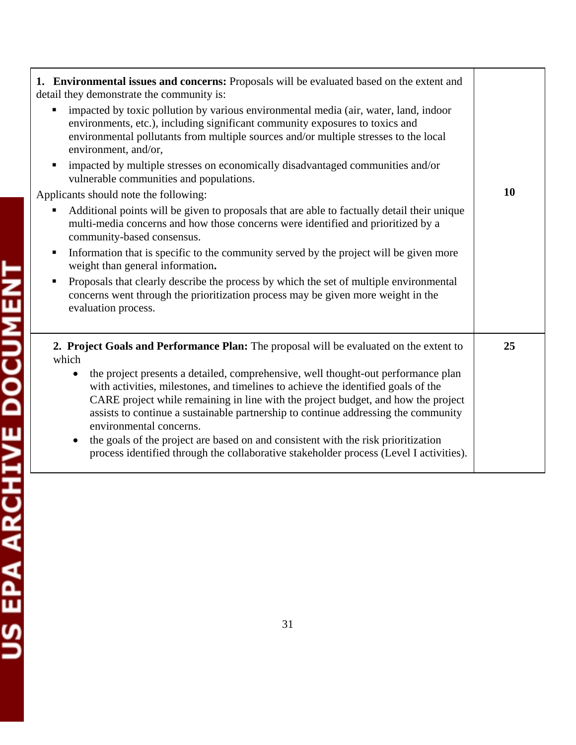| | |
|---|---|
| **1. Environmental issues and concerns:** Proposals will be evaluated based on the extent and detail they demonstrate the community is:<br>▪ impacted by toxic pollution by various environmental media (air, water, land, indoor environments, etc.), including significant community exposures to toxics and environmental pollutants from multiple sources and/or multiple stresses to the local environment, and/or,<br>▪ impacted by multiple stresses on economically disadvantaged communities and/or vulnerable communities and populations.<br>Applicants should note the following:<br>▪ Additional points will be given to proposals that are able to factually detail their unique multi-media concerns and how those concerns were identified and prioritized by a community-based consensus.<br>▪ Information that is specific to the community served by the project will be given more weight than general information**.**<br>▪ Proposals that clearly describe the process by which the set of multiple environmental concerns went through the prioritization process may be given more weight in the evaluation process. | **10** |
| **2. Project Goals and Performance Plan:** The proposal will be evaluated on the extent to which<br>• the project presents a detailed, comprehensive, well thought-out performance plan with activities, milestones, and timelines to achieve the identified goals of the CARE project while remaining in line with the project budget, and how the project assists to continue a sustainable partnership to continue addressing the community environmental concerns.<br>• the goals of the project are based on and consistent with the risk prioritization process identified through the collaborative stakeholder process (Level I activities). | **25** |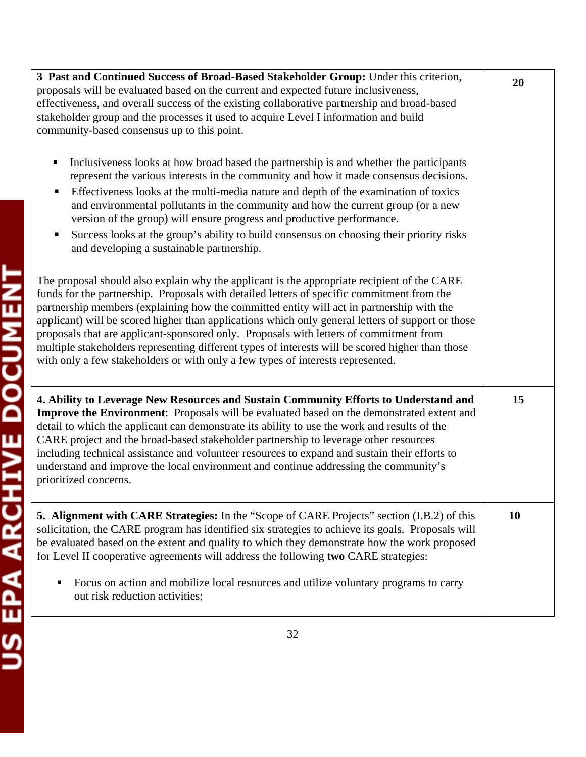| | |
|---|---|
| **3 Past and Continued Success of Broad-Based Stakeholder Group:** Under this criterion, proposals will be evaluated based on the current and expected future inclusiveness, effectiveness, and overall success of the existing collaborative partnership and broad-based stakeholder group and the processes it used to acquire Level I information and build community-based consensus up to this point.<br><br>▪ Inclusiveness looks at how broad based the partnership is and whether the participants represent the various interests in the community and how it made consensus decisions.<br>▪ Effectiveness looks at the multi-media nature and depth of the examination of toxics and environmental pollutants in the community and how the current group (or a new version of the group) will ensure progress and productive performance.<br>▪ Success looks at the group's ability to build consensus on choosing their priority risks and developing a sustainable partnership.<br><br>The proposal should also explain why the applicant is the appropriate recipient of the CARE funds for the partnership. Proposals with detailed letters of specific commitment from the partnership members (explaining how the committed entity will act in partnership with the applicant) will be scored higher than applications which only general letters of support or those proposals that are applicant-sponsored only. Proposals with letters of commitment from multiple stakeholders representing different types of interests will be scored higher than those with only a few stakeholders or with only a few types of interests represented. | **20** |
| **4. Ability to Leverage New Resources and Sustain Community Efforts to Understand and Improve the Environment**: Proposals will be evaluated based on the demonstrated extent and detail to which the applicant can demonstrate its ability to use the work and results of the CARE project and the broad-based stakeholder partnership to leverage other resources including technical assistance and volunteer resources to expand and sustain their efforts to understand and improve the local environment and continue addressing the community's prioritized concerns. | **15** |
| **5. Alignment with CARE Strategies:** In the "Scope of CARE Projects" section (I.B.2) of this solicitation, the CARE program has identified six strategies to achieve its goals. Proposals will be evaluated based on the extent and quality to which they demonstrate how the work proposed for Level II cooperative agreements will address the following **two** CARE strategies:<br><br>▪ Focus on action and mobilize local resources and utilize voluntary programs to carry out risk reduction activities; | **10** |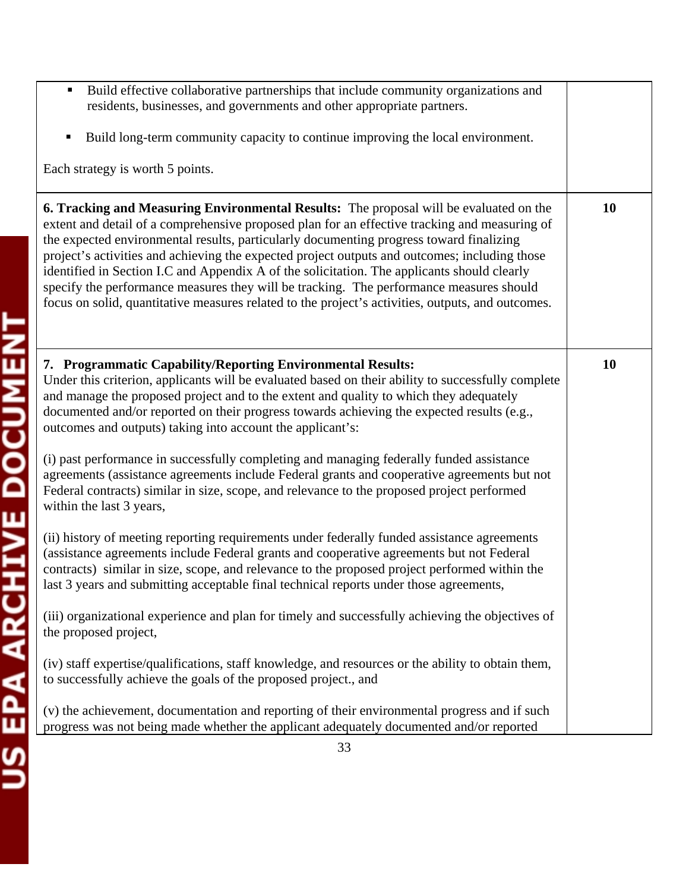| | |
|---|---|
| ▪ Build effective collaborative partnerships that include community organizations and residents, businesses, and governments and other appropriate partners.<br><br>▪ Build long-term community capacity to continue improving the local environment.<br><br>Each strategy is worth 5 points. | |
| **6. Tracking and Measuring Environmental Results:** The proposal will be evaluated on the extent and detail of a comprehensive proposed plan for an effective tracking and measuring of the expected environmental results, particularly documenting progress toward finalizing project's activities and achieving the expected project outputs and outcomes; including those identified in Section I.C and Appendix A of the solicitation. The applicants should clearly specify the performance measures they will be tracking. The performance measures should focus on solid, quantitative measures related to the project's activities, outputs, and outcomes. | **10** |
| **7. Programmatic Capability/Reporting Environmental Results:**<br>Under this criterion, applicants will be evaluated based on their ability to successfully complete and manage the proposed project and to the extent and quality to which they adequately documented and/or reported on their progress towards achieving the expected results (e.g., outcomes and outputs) taking into account the applicant's:<br><br>(i) past performance in successfully completing and managing federally funded assistance agreements (assistance agreements include Federal grants and cooperative agreements but not Federal contracts) similar in size, scope, and relevance to the proposed project performed within the last 3 years,<br><br>(ii) history of meeting reporting requirements under federally funded assistance agreements (assistance agreements include Federal grants and cooperative agreements but not Federal contracts) similar in size, scope, and relevance to the proposed project performed within the last 3 years and submitting acceptable final technical reports under those agreements,<br><br>(iii) organizational experience and plan for timely and successfully achieving the objectives of the proposed project,<br><br>(iv) staff expertise/qualifications, staff knowledge, and resources or the ability to obtain them, to successfully achieve the goals of the proposed project., and<br><br>(v) the achievement, documentation and reporting of their environmental progress and if such progress was not being made whether the applicant adequately documented and/or reported | **10** |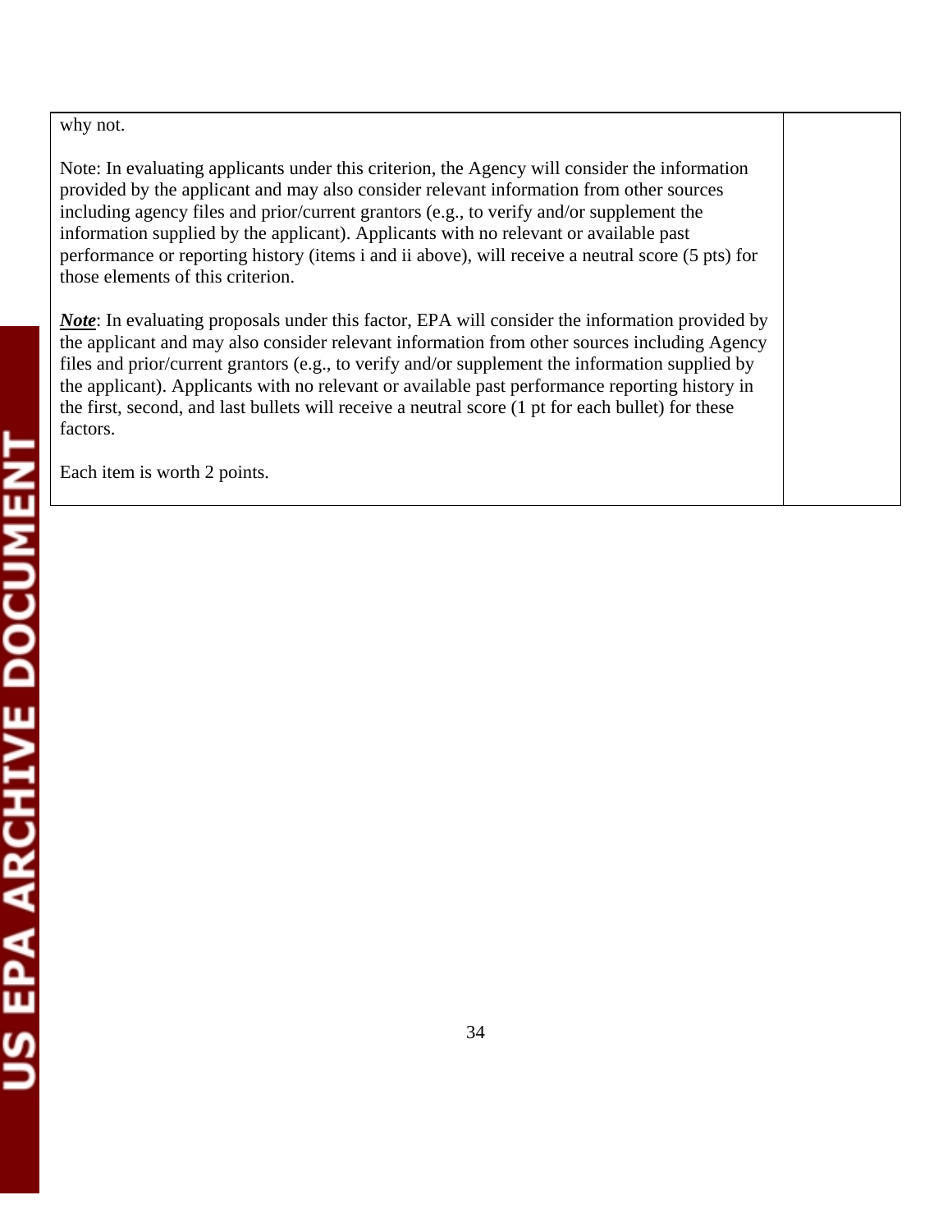| | |
|---|---|
| why not.<br><br>Note: In evaluating applicants under this criterion, the Agency will consider the information provided by the applicant and may also consider relevant information from other sources including agency files and prior/current grantors (e.g., to verify and/or supplement the information supplied by the applicant). Applicants with no relevant or available past performance or reporting history (items i and ii above), will receive a neutral score (5 pts) for those elements of this criterion.<br><br>***Note***: In evaluating proposals under this factor, EPA will consider the information provided by the applicant and may also consider relevant information from other sources including Agency files and prior/current grantors (e.g., to verify and/or supplement the information supplied by the applicant). Applicants with no relevant or available past performance reporting history in the first, second, and last bullets will receive a neutral score (1 pt for each bullet) for these factors.<br><br>Each item is worth 2 points. | |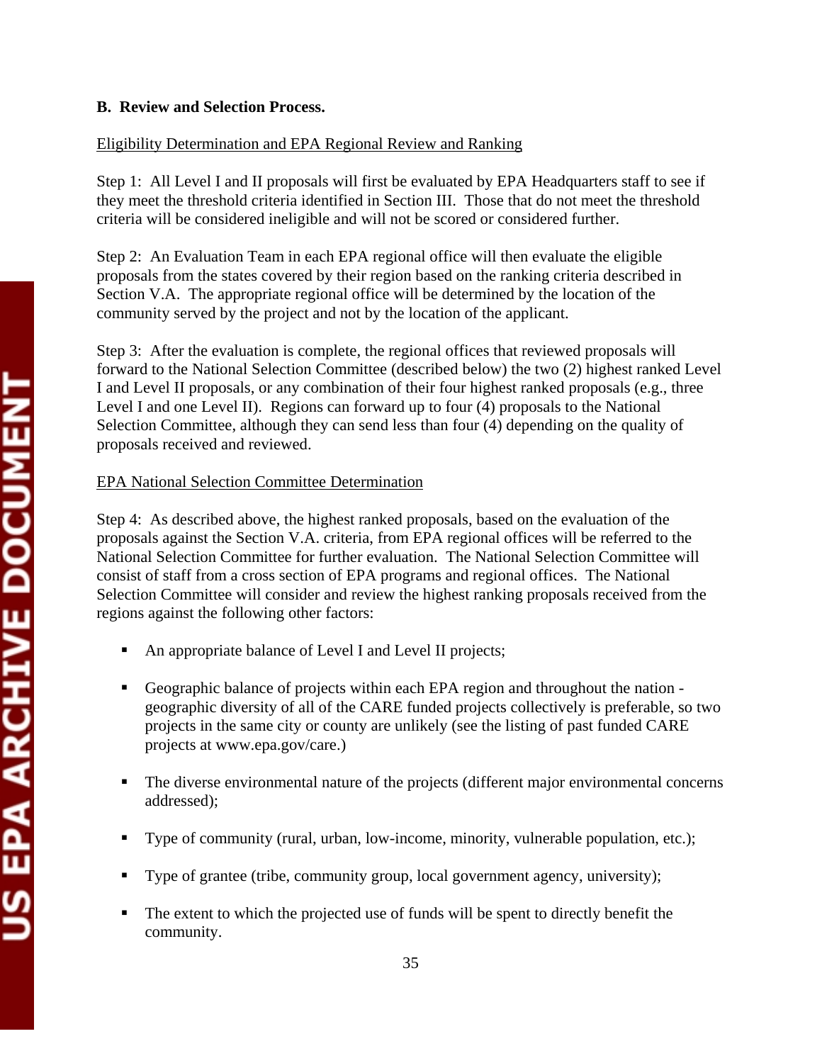**B. Review and Selection Process.**

Eligibility Determination and EPA Regional Review and Ranking

Step 1: All Level I and II proposals will first be evaluated by EPA Headquarters staff to see if they meet the threshold criteria identified in Section III. Those that do not meet the threshold criteria will be considered ineligible and will not be scored or considered further.

Step 2: An Evaluation Team in each EPA regional office will then evaluate the eligible proposals from the states covered by their region based on the ranking criteria described in Section V.A. The appropriate regional office will be determined by the location of the community served by the project and not by the location of the applicant.

Step 3: After the evaluation is complete, the regional offices that reviewed proposals will forward to the National Selection Committee (described below) the two (2) highest ranked Level I and Level II proposals, or any combination of their four highest ranked proposals (e.g., three Level I and one Level II). Regions can forward up to four (4) proposals to the National Selection Committee, although they can send less than four (4) depending on the quality of proposals received and reviewed.

EPA National Selection Committee Determination

Step 4: As described above, the highest ranked proposals, based on the evaluation of the proposals against the Section V.A. criteria, from EPA regional offices will be referred to the National Selection Committee for further evaluation. The National Selection Committee will consist of staff from a cross section of EPA programs and regional offices. The National Selection Committee will consider and review the highest ranking proposals received from the regions against the following other factors:

- An appropriate balance of Level I and Level II projects;
- Geographic balance of projects within each EPA region and throughout the nation - geographic diversity of all of the CARE funded projects collectively is preferable, so two projects in the same city or county are unlikely (see the listing of past funded CARE projects at www.epa.gov/care.)
- The diverse environmental nature of the projects (different major environmental concerns addressed);
- Type of community (rural, urban, low-income, minority, vulnerable population, etc.);
- Type of grantee (tribe, community group, local government agency, university);
- The extent to which the projected use of funds will be spent to directly benefit the community.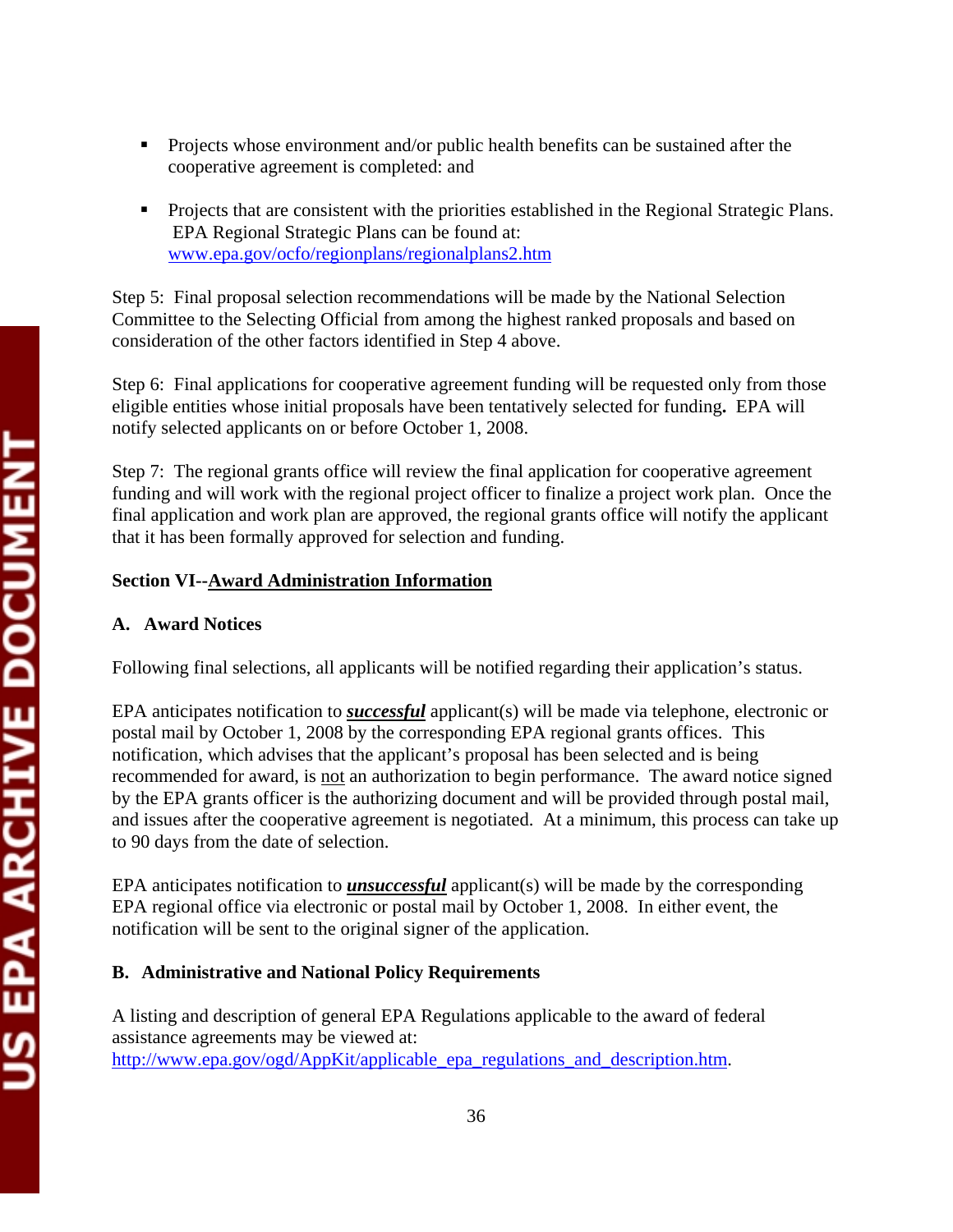- Projects whose environment and/or public health benefits can be sustained after the cooperative agreement is completed: and

- Projects that are consistent with the priorities established in the Regional Strategic Plans. EPA Regional Strategic Plans can be found at: www.epa.gov/ocfo/regionplans/regionalplans2.htm

Step 5: Final proposal selection recommendations will be made by the National Selection Committee to the Selecting Official from among the highest ranked proposals and based on consideration of the other factors identified in Step 4 above.

Step 6: Final applications for cooperative agreement funding will be requested only from those eligible entities whose initial proposals have been tentatively selected for funding**.** EPA will notify selected applicants on or before October 1, 2008.

Step 7: The regional grants office will review the final application for cooperative agreement funding and will work with the regional project officer to finalize a project work plan. Once the final application and work plan are approved, the regional grants office will notify the applicant that it has been formally approved for selection and funding.

## Section VI--Award Administration Information

### A. Award Notices

Following final selections, all applicants will be notified regarding their application's status.

EPA anticipates notification to ***successful*** applicant(s) will be made via telephone, electronic or postal mail by October 1, 2008 by the corresponding EPA regional grants offices. This notification, which advises that the applicant's proposal has been selected and is being recommended for award, is not an authorization to begin performance. The award notice signed by the EPA grants officer is the authorizing document and will be provided through postal mail, and issues after the cooperative agreement is negotiated. At a minimum, this process can take up to 90 days from the date of selection.

EPA anticipates notification to ***unsuccessful*** applicant(s) will be made by the corresponding EPA regional office via electronic or postal mail by October 1, 2008. In either event, the notification will be sent to the original signer of the application.

### B. Administrative and National Policy Requirements

A listing and description of general EPA Regulations applicable to the award of federal assistance agreements may be viewed at: http://www.epa.gov/ogd/AppKit/applicable_epa_regulations_and_description.htm.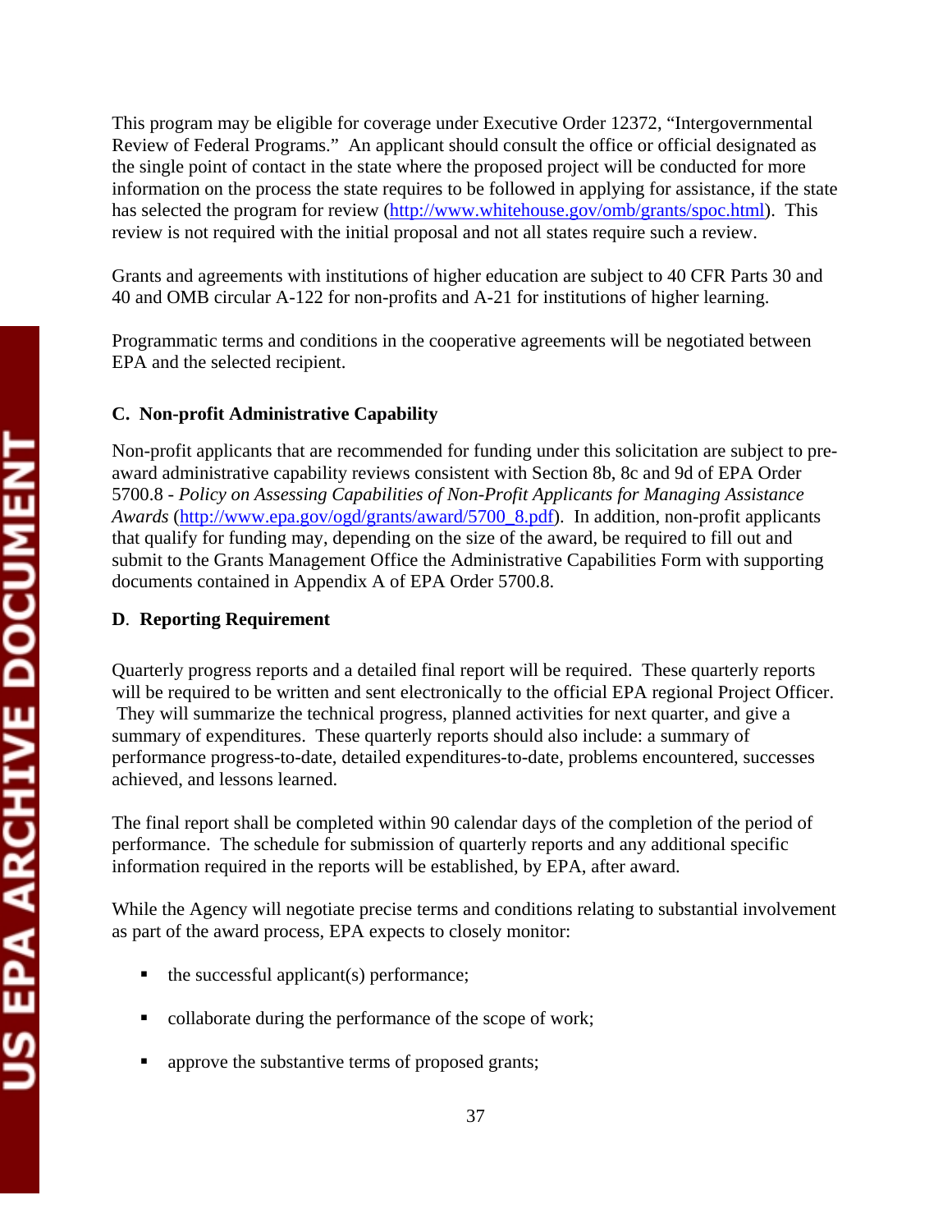This program may be eligible for coverage under Executive Order 12372, "Intergovernmental Review of Federal Programs." An applicant should consult the office or official designated as the single point of contact in the state where the proposed project will be conducted for more information on the process the state requires to be followed in applying for assistance, if the state has selected the program for review (http://www.whitehouse.gov/omb/grants/spoc.html). This review is not required with the initial proposal and not all states require such a review.

Grants and agreements with institutions of higher education are subject to 40 CFR Parts 30 and 40 and OMB circular A-122 for non-profits and A-21 for institutions of higher learning.

Programmatic terms and conditions in the cooperative agreements will be negotiated between EPA and the selected recipient.

**C. Non-profit Administrative Capability**

Non-profit applicants that are recommended for funding under this solicitation are subject to pre-award administrative capability reviews consistent with Section 8b, 8c and 9d of EPA Order 5700.8 - *Policy on Assessing Capabilities of Non-Profit Applicants for Managing Assistance Awards* (http://www.epa.gov/ogd/grants/award/5700_8.pdf). In addition, non-profit applicants that qualify for funding may, depending on the size of the award, be required to fill out and submit to the Grants Management Office the Administrative Capabilities Form with supporting documents contained in Appendix A of EPA Order 5700.8.

**D. Reporting Requirement**

Quarterly progress reports and a detailed final report will be required. These quarterly reports will be required to be written and sent electronically to the official EPA regional Project Officer. They will summarize the technical progress, planned activities for next quarter, and give a summary of expenditures. These quarterly reports should also include: a summary of performance progress-to-date, detailed expenditures-to-date, problems encountered, successes achieved, and lessons learned.

The final report shall be completed within 90 calendar days of the completion of the period of performance. The schedule for submission of quarterly reports and any additional specific information required in the reports will be established, by EPA, after award.

While the Agency will negotiate precise terms and conditions relating to substantial involvement as part of the award process, EPA expects to closely monitor:

- the successful applicant(s) performance;
- collaborate during the performance of the scope of work;
- approve the substantive terms of proposed grants;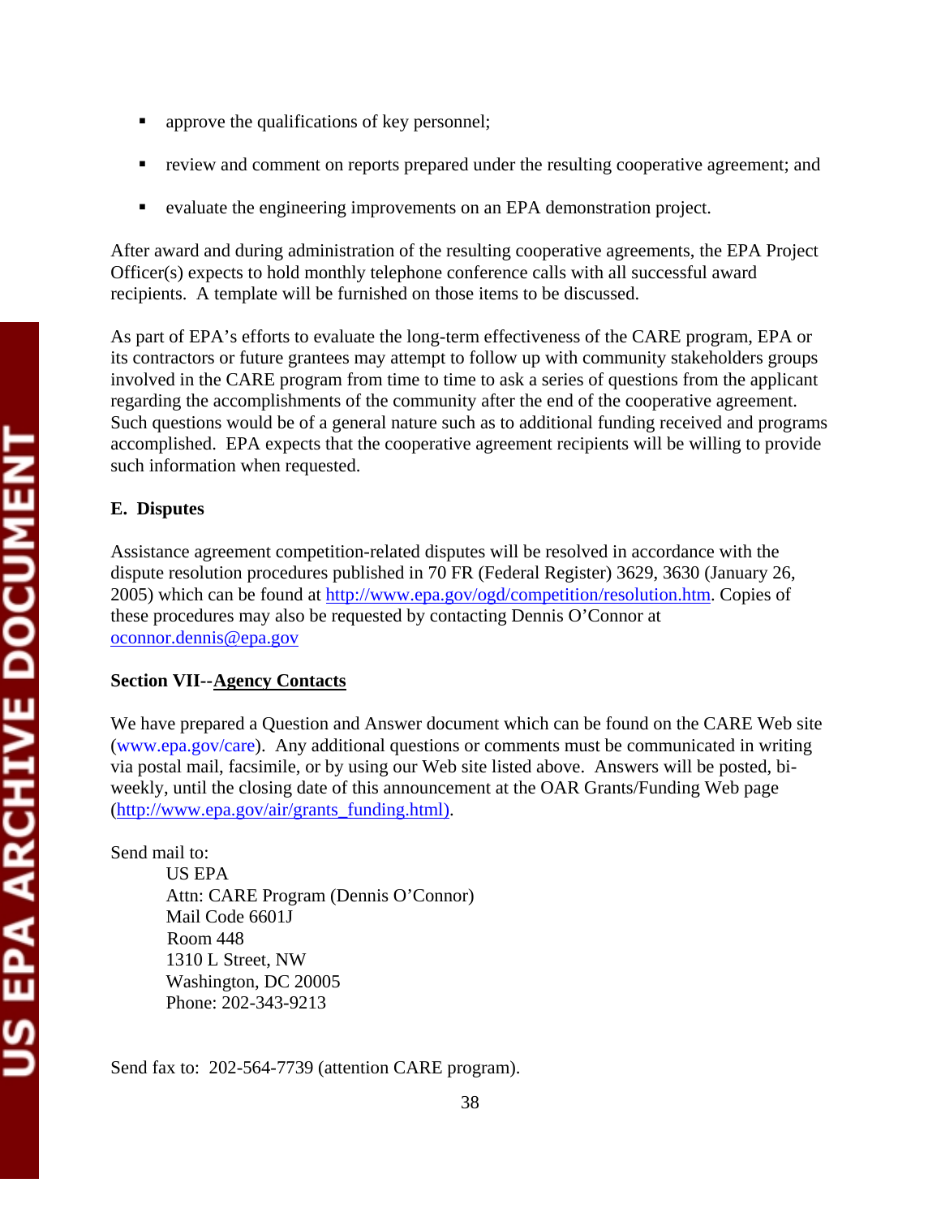- approve the qualifications of key personnel;
- review and comment on reports prepared under the resulting cooperative agreement; and
- evaluate the engineering improvements on an EPA demonstration project.

After award and during administration of the resulting cooperative agreements, the EPA Project Officer(s) expects to hold monthly telephone conference calls with all successful award recipients. A template will be furnished on those items to be discussed.

As part of EPA's efforts to evaluate the long-term effectiveness of the CARE program, EPA or its contractors or future grantees may attempt to follow up with community stakeholders groups involved in the CARE program from time to time to ask a series of questions from the applicant regarding the accomplishments of the community after the end of the cooperative agreement. Such questions would be of a general nature such as to additional funding received and programs accomplished. EPA expects that the cooperative agreement recipients will be willing to provide such information when requested.

**E. Disputes**

Assistance agreement competition-related disputes will be resolved in accordance with the dispute resolution procedures published in 70 FR (Federal Register) 3629, 3630 (January 26, 2005) which can be found at http://www.epa.gov/ogd/competition/resolution.htm. Copies of these procedures may also be requested by contacting Dennis O'Connor at oconnor.dennis@epa.gov

**Section VII--Agency Contacts**

We have prepared a Question and Answer document which can be found on the CARE Web site (www.epa.gov/care). Any additional questions or comments must be communicated in writing via postal mail, facsimile, or by using our Web site listed above. Answers will be posted, bi-weekly, until the closing date of this announcement at the OAR Grants/Funding Web page (http://www.epa.gov/air/grants_funding.html).

Send mail to:

US EPA  
Attn: CARE Program (Dennis O'Connor)  
Mail Code 6601J  
Room 448  
1310 L Street, NW  
Washington, DC 20005  
Phone: 202-343-9213

Send fax to: 202-564-7739 (attention CARE program).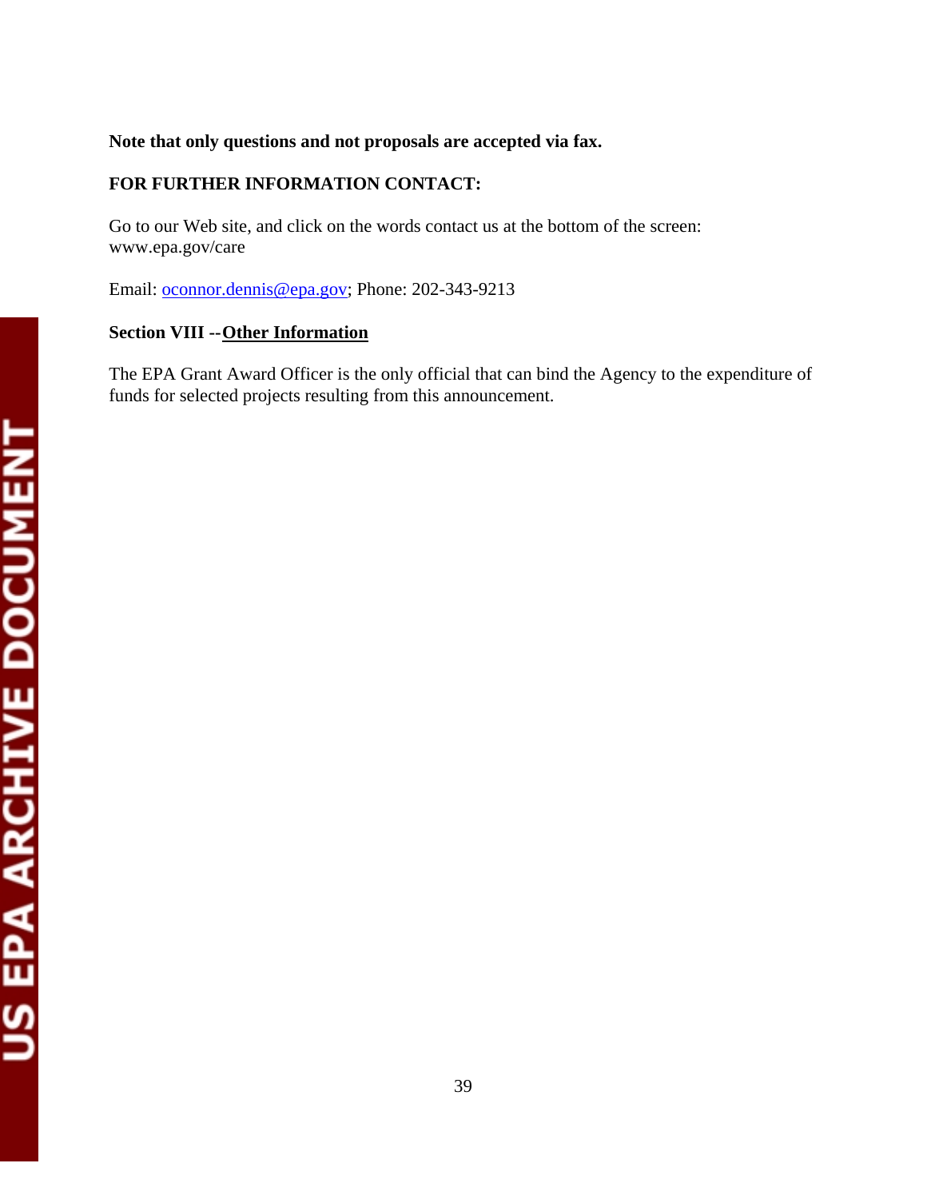**Note that only questions and not proposals are accepted via fax.**

**FOR FURTHER INFORMATION CONTACT:**

Go to our Web site, and click on the words contact us at the bottom of the screen: www.epa.gov/care

Email: oconnor.dennis@epa.gov; Phone: 202-343-9213

## Section VIII --Other Information

The EPA Grant Award Officer is the only official that can bind the Agency to the expenditure of funds for selected projects resulting from this announcement.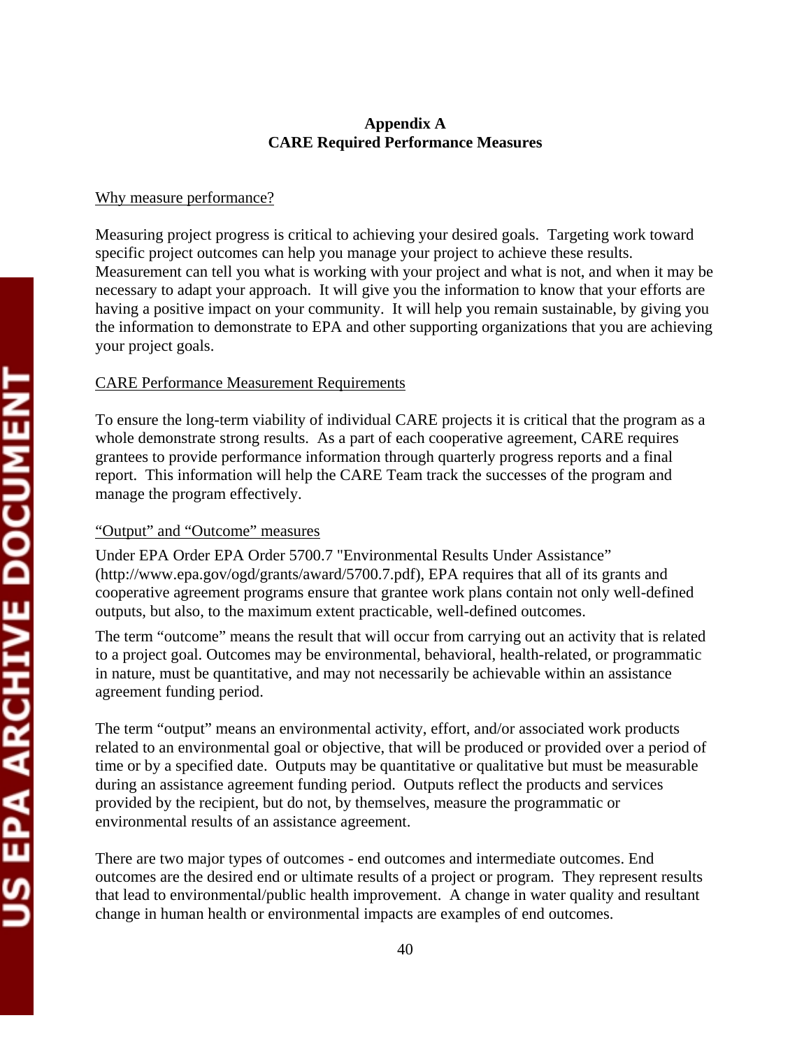# Appendix A
# CARE Required Performance Measures

Why measure performance?

Measuring project progress is critical to achieving your desired goals. Targeting work toward specific project outcomes can help you manage your project to achieve these results. Measurement can tell you what is working with your project and what is not, and when it may be necessary to adapt your approach. It will give you the information to know that your efforts are having a positive impact on your community. It will help you remain sustainable, by giving you the information to demonstrate to EPA and other supporting organizations that you are achieving your project goals.

CARE Performance Measurement Requirements

To ensure the long-term viability of individual CARE projects it is critical that the program as a whole demonstrate strong results. As a part of each cooperative agreement, CARE requires grantees to provide performance information through quarterly progress reports and a final report. This information will help the CARE Team track the successes of the program and manage the program effectively.

"Output" and "Outcome" measures

Under EPA Order EPA Order 5700.7 "Environmental Results Under Assistance" (http://www.epa.gov/ogd/grants/award/5700.7.pdf), EPA requires that all of its grants and cooperative agreement programs ensure that grantee work plans contain not only well-defined outputs, but also, to the maximum extent practicable, well-defined outcomes.

The term "outcome" means the result that will occur from carrying out an activity that is related to a project goal. Outcomes may be environmental, behavioral, health-related, or programmatic in nature, must be quantitative, and may not necessarily be achievable within an assistance agreement funding period.

The term "output" means an environmental activity, effort, and/or associated work products related to an environmental goal or objective, that will be produced or provided over a period of time or by a specified date. Outputs may be quantitative or qualitative but must be measurable during an assistance agreement funding period. Outputs reflect the products and services provided by the recipient, but do not, by themselves, measure the programmatic or environmental results of an assistance agreement.

There are two major types of outcomes - end outcomes and intermediate outcomes. End outcomes are the desired end or ultimate results of a project or program. They represent results that lead to environmental/public health improvement. A change in water quality and resultant change in human health or environmental impacts are examples of end outcomes.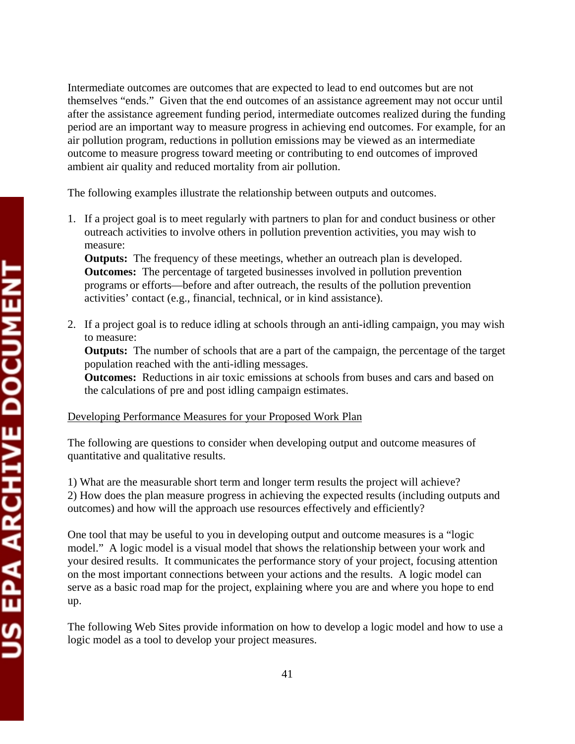Intermediate outcomes are outcomes that are expected to lead to end outcomes but are not themselves "ends." Given that the end outcomes of an assistance agreement may not occur until after the assistance agreement funding period, intermediate outcomes realized during the funding period are an important way to measure progress in achieving end outcomes. For example, for an air pollution program, reductions in pollution emissions may be viewed as an intermediate outcome to measure progress toward meeting or contributing to end outcomes of improved ambient air quality and reduced mortality from air pollution.

The following examples illustrate the relationship between outputs and outcomes.

1. If a project goal is to meet regularly with partners to plan for and conduct business or other outreach activities to involve others in pollution prevention activities, you may wish to measure:
   **Outputs:** The frequency of these meetings, whether an outreach plan is developed.
   **Outcomes:** The percentage of targeted businesses involved in pollution prevention programs or efforts—before and after outreach, the results of the pollution prevention activities' contact (e.g., financial, technical, or in kind assistance).

2. If a project goal is to reduce idling at schools through an anti-idling campaign, you may wish to measure:
   **Outputs:** The number of schools that are a part of the campaign, the percentage of the target population reached with the anti-idling messages.
   **Outcomes:** Reductions in air toxic emissions at schools from buses and cars and based on the calculations of pre and post idling campaign estimates.

<u>Developing Performance Measures for your Proposed Work Plan</u>

The following are questions to consider when developing output and outcome measures of quantitative and qualitative results.

1) What are the measurable short term and longer term results the project will achieve?
2) How does the plan measure progress in achieving the expected results (including outputs and outcomes) and how will the approach use resources effectively and efficiently?

One tool that may be useful to you in developing output and outcome measures is a "logic model." A logic model is a visual model that shows the relationship between your work and your desired results. It communicates the performance story of your project, focusing attention on the most important connections between your actions and the results. A logic model can serve as a basic road map for the project, explaining where you are and where you hope to end up.

The following Web Sites provide information on how to develop a logic model and how to use a logic model as a tool to develop your project measures.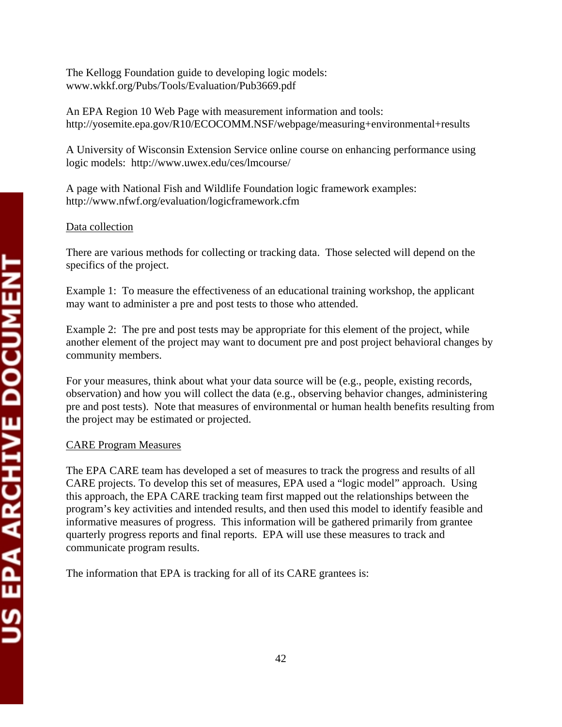The Kellogg Foundation guide to developing logic models:
www.wkkf.org/Pubs/Tools/Evaluation/Pub3669.pdf

An EPA Region 10 Web Page with measurement information and tools:
http://yosemite.epa.gov/R10/ECOCOMM.NSF/webpage/measuring+environmental+results

A University of Wisconsin Extension Service online course on enhancing performance using logic models: http://www.uwex.edu/ces/lmcourse/

A page with National Fish and Wildlife Foundation logic framework examples:
http://www.nfwf.org/evaluation/logicframework.cfm

<u>Data collection</u>

There are various methods for collecting or tracking data. Those selected will depend on the specifics of the project.

Example 1: To measure the effectiveness of an educational training workshop, the applicant may want to administer a pre and post tests to those who attended.

Example 2: The pre and post tests may be appropriate for this element of the project, while another element of the project may want to document pre and post project behavioral changes by community members.

For your measures, think about what your data source will be (e.g., people, existing records, observation) and how you will collect the data (e.g., observing behavior changes, administering pre and post tests). Note that measures of environmental or human health benefits resulting from the project may be estimated or projected.

<u>CARE Program Measures</u>

The EPA CARE team has developed a set of measures to track the progress and results of all CARE projects. To develop this set of measures, EPA used a "logic model" approach. Using this approach, the EPA CARE tracking team first mapped out the relationships between the program's key activities and intended results, and then used this model to identify feasible and informative measures of progress. This information will be gathered primarily from grantee quarterly progress reports and final reports. EPA will use these measures to track and communicate program results.

The information that EPA is tracking for all of its CARE grantees is: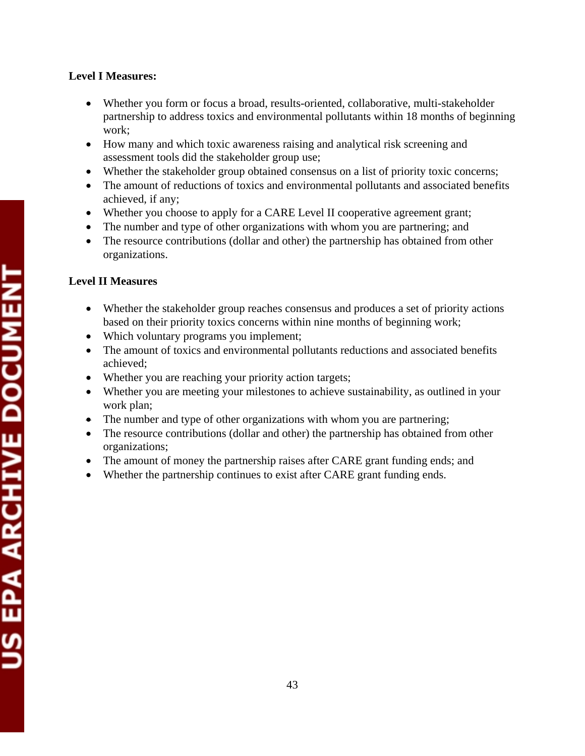**Level I Measures:**

- Whether you form or focus a broad, results-oriented, collaborative, multi-stakeholder partnership to address toxics and environmental pollutants within 18 months of beginning work;
- How many and which toxic awareness raising and analytical risk screening and assessment tools did the stakeholder group use;
- Whether the stakeholder group obtained consensus on a list of priority toxic concerns;
- The amount of reductions of toxics and environmental pollutants and associated benefits achieved, if any;
- Whether you choose to apply for a CARE Level II cooperative agreement grant;
- The number and type of other organizations with whom you are partnering; and
- The resource contributions (dollar and other) the partnership has obtained from other organizations.

**Level II Measures**

- Whether the stakeholder group reaches consensus and produces a set of priority actions based on their priority toxics concerns within nine months of beginning work;
- Which voluntary programs you implement;
- The amount of toxics and environmental pollutants reductions and associated benefits achieved;
- Whether you are reaching your priority action targets;
- Whether you are meeting your milestones to achieve sustainability, as outlined in your work plan;
- The number and type of other organizations with whom you are partnering;
- The resource contributions (dollar and other) the partnership has obtained from other organizations;
- The amount of money the partnership raises after CARE grant funding ends; and
- Whether the partnership continues to exist after CARE grant funding ends.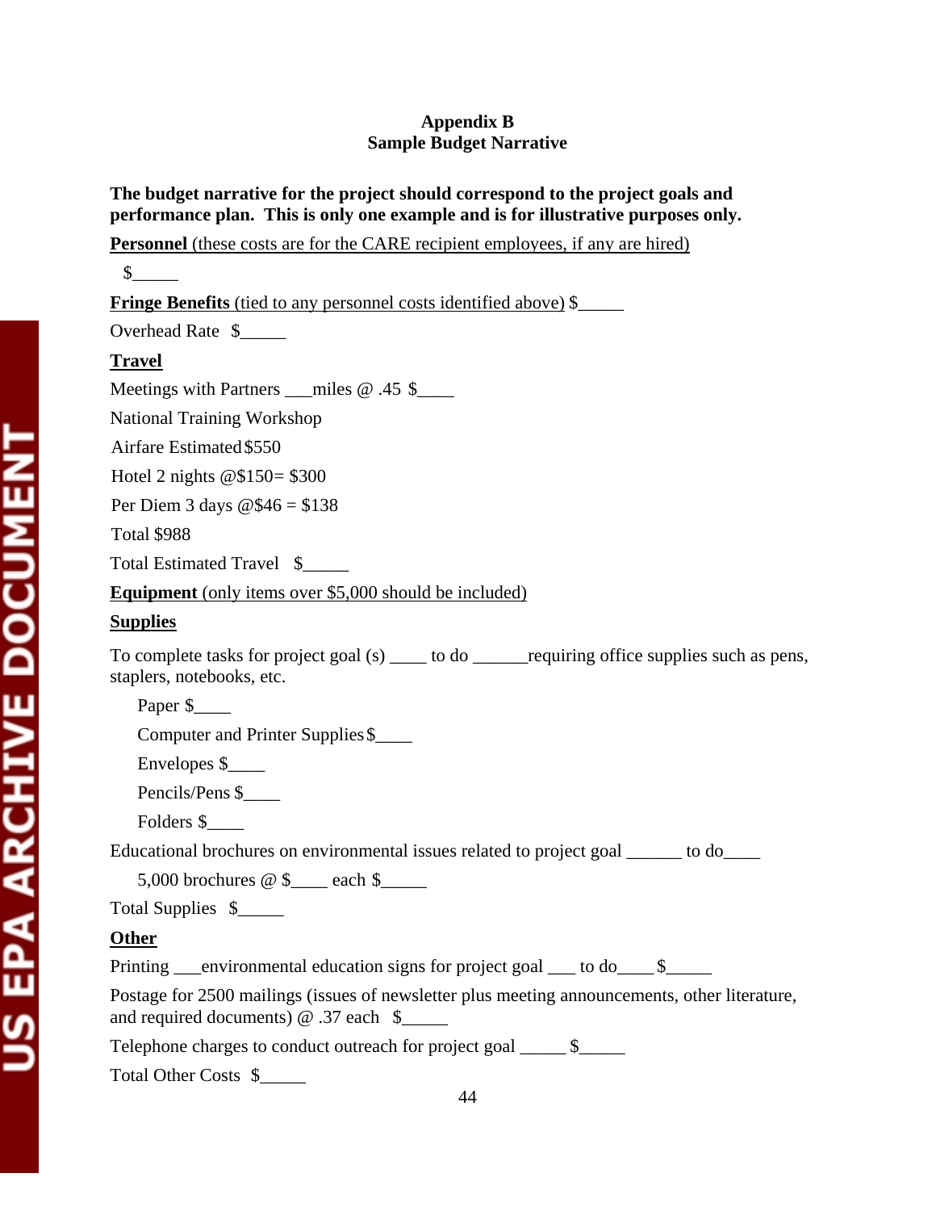## Appendix B
## Sample Budget Narrative

**The budget narrative for the project should correspond to the project goals and performance plan. This is only one example and is for illustrative purposes only.**

**Personnel** (these costs are for the CARE recipient employees, if any are hired)

$_____

**Fringe Benefits** (tied to any personnel costs identified above) $_____

Overhead Rate $_____

**Travel**

Meetings with Partners ___miles @ .45 $____

National Training Workshop

Airfare Estimated $550

Hotel 2 nights @$150= $300

Per Diem 3 days @$46 = $138

Total $988

Total Estimated Travel $_____

**Equipment** (only items over $5,000 should be included)

**Supplies**

To complete tasks for project goal (s) ____ to do ______requiring office supplies such as pens, staplers, notebooks, etc.

Paper $____

Computer and Printer Supplies $____

Envelopes $____

Pencils/Pens $____

Folders $____

Educational brochures on environmental issues related to project goal ______ to do____

5,000 brochures @ $____ each $_____

Total Supplies $_____

**Other**

Printing ___environmental education signs for project goal ___ to do____ $_____

Postage for 2500 mailings (issues of newsletter plus meeting announcements, other literature, and required documents) @ .37 each $_____

Telephone charges to conduct outreach for project goal _____ $_____

Total Other Costs $_____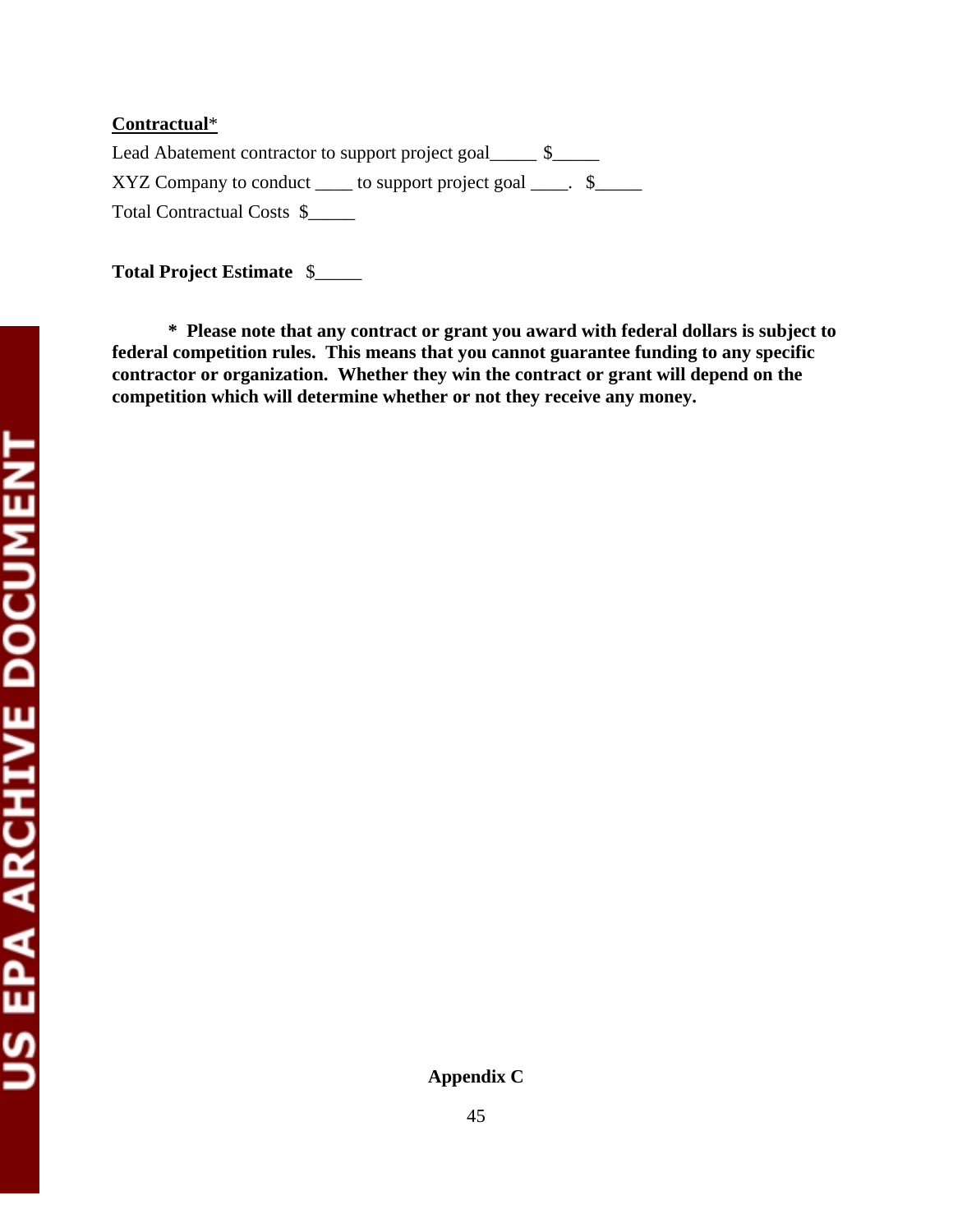**<u>Contractual</u>***

Lead Abatement contractor to support project goal_____ $_____

XYZ Company to conduct ____ to support project goal ____. $_____

Total Contractual Costs $_____

**Total Project Estimate** $_____

**\* Please note that any contract or grant you award with federal dollars is subject to federal competition rules. This means that you cannot guarantee funding to any specific contractor or organization. Whether they win the contract or grant will depend on the competition which will determine whether or not they receive any money.**

**Appendix C**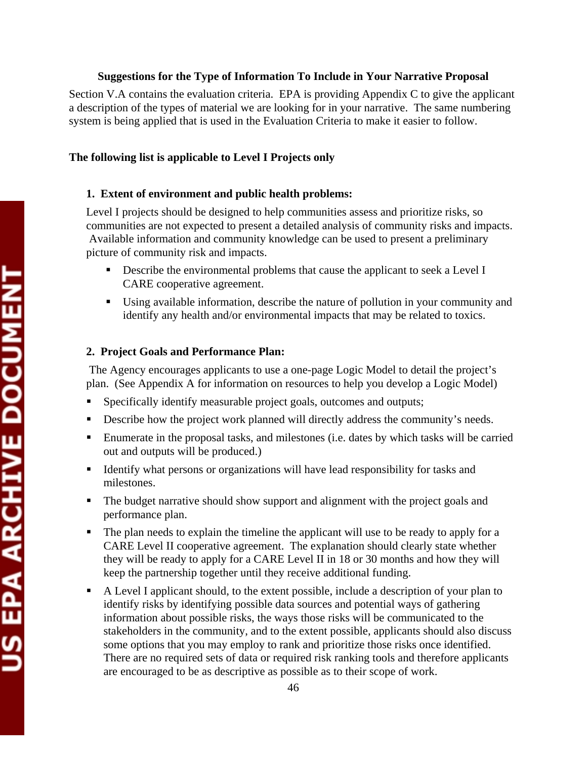### Suggestions for the Type of Information To Include in Your Narrative Proposal

Section V.A contains the evaluation criteria. EPA is providing Appendix C to give the applicant a description of the types of material we are looking for in your narrative. The same numbering system is being applied that is used in the Evaluation Criteria to make it easier to follow.

**The following list is applicable to Level I Projects only**

**1. Extent of environment and public health problems:**

Level I projects should be designed to help communities assess and prioritize risks, so communities are not expected to present a detailed analysis of community risks and impacts. Available information and community knowledge can be used to present a preliminary picture of community risk and impacts.

- Describe the environmental problems that cause the applicant to seek a Level I CARE cooperative agreement.
- Using available information, describe the nature of pollution in your community and identify any health and/or environmental impacts that may be related to toxics.

**2. Project Goals and Performance Plan:**

The Agency encourages applicants to use a one-page Logic Model to detail the project's plan. (See Appendix A for information on resources to help you develop a Logic Model)

- Specifically identify measurable project goals, outcomes and outputs;
- Describe how the project work planned will directly address the community's needs.
- Enumerate in the proposal tasks, and milestones (i.e. dates by which tasks will be carried out and outputs will be produced.)
- Identify what persons or organizations will have lead responsibility for tasks and milestones.
- The budget narrative should show support and alignment with the project goals and performance plan.
- The plan needs to explain the timeline the applicant will use to be ready to apply for a CARE Level II cooperative agreement. The explanation should clearly state whether they will be ready to apply for a CARE Level II in 18 or 30 months and how they will keep the partnership together until they receive additional funding.
- A Level I applicant should, to the extent possible, include a description of your plan to identify risks by identifying possible data sources and potential ways of gathering information about possible risks, the ways those risks will be communicated to the stakeholders in the community, and to the extent possible, applicants should also discuss some options that you may employ to rank and prioritize those risks once identified. There are no required sets of data or required risk ranking tools and therefore applicants are encouraged to be as descriptive as possible as to their scope of work.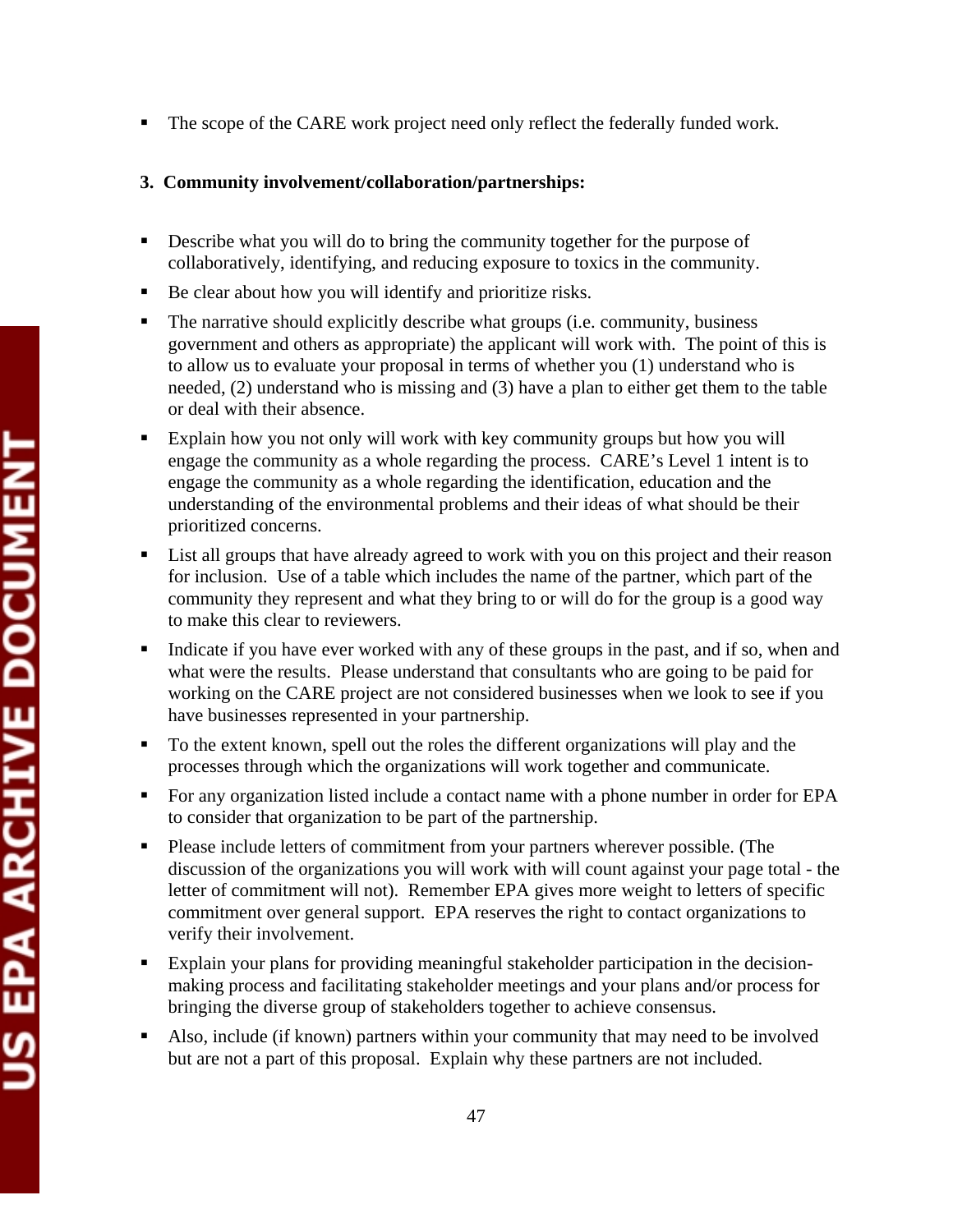- The scope of the CARE work project need only reflect the federally funded work.

**3. Community involvement/collaboration/partnerships:**

- Describe what you will do to bring the community together for the purpose of collaboratively, identifying, and reducing exposure to toxics in the community.
- Be clear about how you will identify and prioritize risks.
- The narrative should explicitly describe what groups (i.e. community, business government and others as appropriate) the applicant will work with. The point of this is to allow us to evaluate your proposal in terms of whether you (1) understand who is needed, (2) understand who is missing and (3) have a plan to either get them to the table or deal with their absence.
- Explain how you not only will work with key community groups but how you will engage the community as a whole regarding the process. CARE's Level 1 intent is to engage the community as a whole regarding the identification, education and the understanding of the environmental problems and their ideas of what should be their prioritized concerns.
- List all groups that have already agreed to work with you on this project and their reason for inclusion. Use of a table which includes the name of the partner, which part of the community they represent and what they bring to or will do for the group is a good way to make this clear to reviewers.
- Indicate if you have ever worked with any of these groups in the past, and if so, when and what were the results. Please understand that consultants who are going to be paid for working on the CARE project are not considered businesses when we look to see if you have businesses represented in your partnership.
- To the extent known, spell out the roles the different organizations will play and the processes through which the organizations will work together and communicate.
- For any organization listed include a contact name with a phone number in order for EPA to consider that organization to be part of the partnership.
- Please include letters of commitment from your partners wherever possible. (The discussion of the organizations you will work with will count against your page total - the letter of commitment will not). Remember EPA gives more weight to letters of specific commitment over general support. EPA reserves the right to contact organizations to verify their involvement.
- Explain your plans for providing meaningful stakeholder participation in the decision-making process and facilitating stakeholder meetings and your plans and/or process for bringing the diverse group of stakeholders together to achieve consensus.
- Also, include (if known) partners within your community that may need to be involved but are not a part of this proposal. Explain why these partners are not included.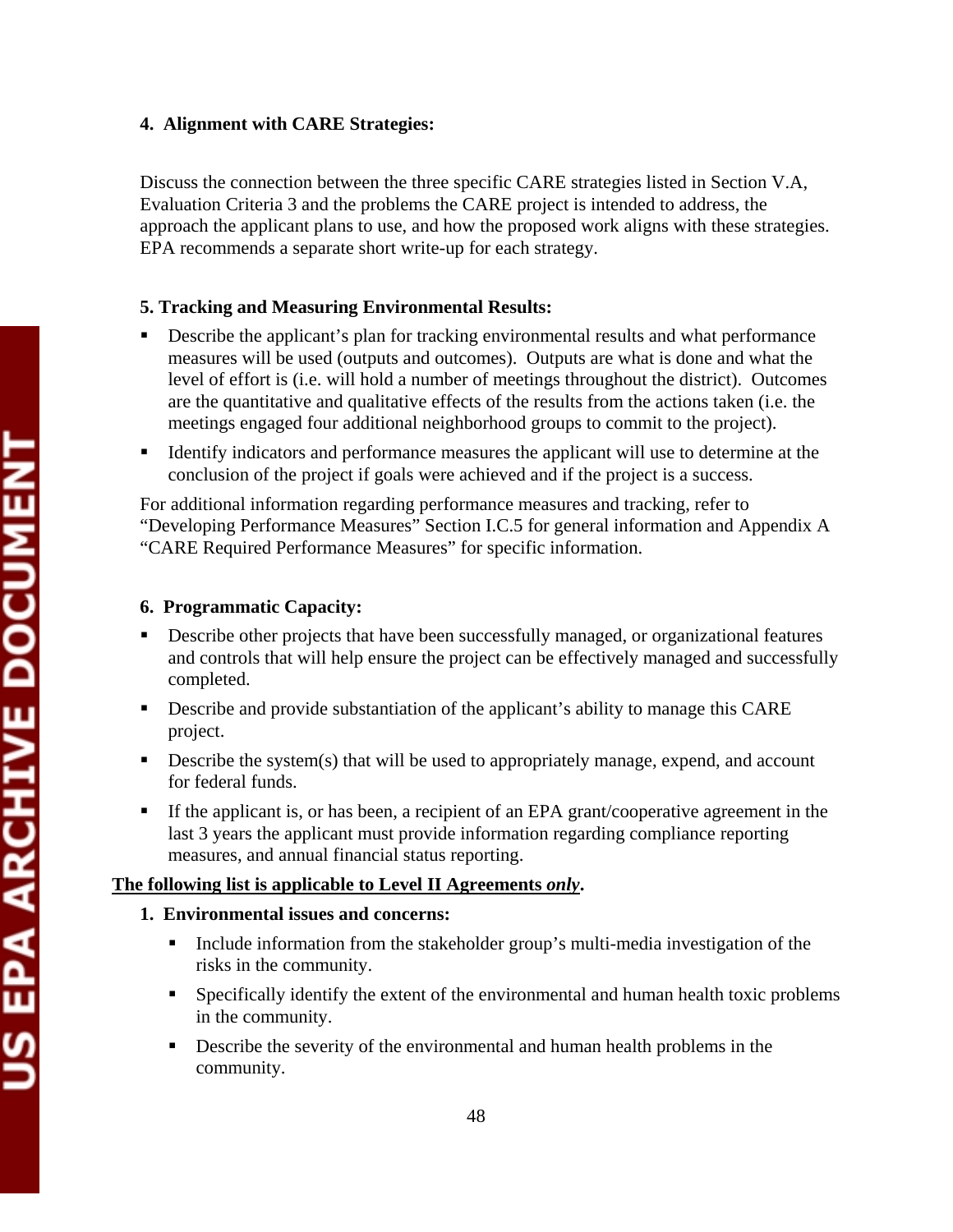#### 4. Alignment with CARE Strategies:

Discuss the connection between the three specific CARE strategies listed in Section V.A, Evaluation Criteria 3 and the problems the CARE project is intended to address, the approach the applicant plans to use, and how the proposed work aligns with these strategies. EPA recommends a separate short write-up for each strategy.

#### 5. Tracking and Measuring Environmental Results:

- Describe the applicant's plan for tracking environmental results and what performance measures will be used (outputs and outcomes). Outputs are what is done and what the level of effort is (i.e. will hold a number of meetings throughout the district). Outcomes are the quantitative and qualitative effects of the results from the actions taken (i.e. the meetings engaged four additional neighborhood groups to commit to the project).
- Identify indicators and performance measures the applicant will use to determine at the conclusion of the project if goals were achieved and if the project is a success.

For additional information regarding performance measures and tracking, refer to "Developing Performance Measures" Section I.C.5 for general information and Appendix A "CARE Required Performance Measures" for specific information.

#### 6. Programmatic Capacity:

- Describe other projects that have been successfully managed, or organizational features and controls that will help ensure the project can be effectively managed and successfully completed.
- Describe and provide substantiation of the applicant's ability to manage this CARE project.
- Describe the system(s) that will be used to appropriately manage, expend, and account for federal funds.
- If the applicant is, or has been, a recipient of an EPA grant/cooperative agreement in the last 3 years the applicant must provide information regarding compliance reporting measures, and annual financial status reporting.

**The following list is applicable to Level II Agreements *only*.**

#### 1. Environmental issues and concerns:

- Include information from the stakeholder group's multi-media investigation of the risks in the community.
- Specifically identify the extent of the environmental and human health toxic problems in the community.
- Describe the severity of the environmental and human health problems in the community.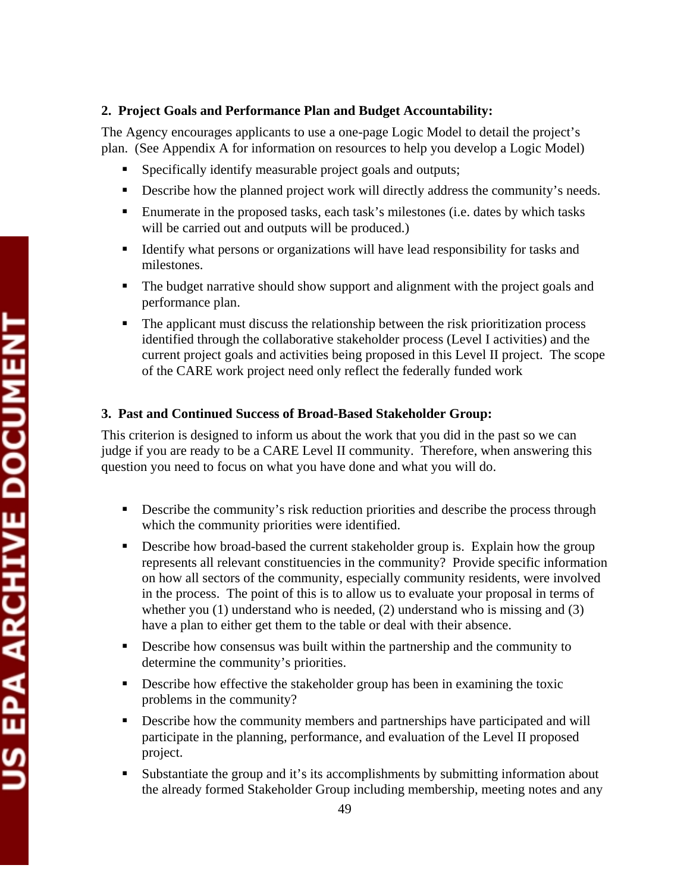**2. Project Goals and Performance Plan and Budget Accountability:**

The Agency encourages applicants to use a one-page Logic Model to detail the project's plan. (See Appendix A for information on resources to help you develop a Logic Model)

- Specifically identify measurable project goals and outputs;
- Describe how the planned project work will directly address the community's needs.
- Enumerate in the proposed tasks, each task's milestones (i.e. dates by which tasks will be carried out and outputs will be produced.)
- Identify what persons or organizations will have lead responsibility for tasks and milestones.
- The budget narrative should show support and alignment with the project goals and performance plan.
- The applicant must discuss the relationship between the risk prioritization process identified through the collaborative stakeholder process (Level I activities) and the current project goals and activities being proposed in this Level II project. The scope of the CARE work project need only reflect the federally funded work

**3. Past and Continued Success of Broad-Based Stakeholder Group:**

This criterion is designed to inform us about the work that you did in the past so we can judge if you are ready to be a CARE Level II community. Therefore, when answering this question you need to focus on what you have done and what you will do.

- Describe the community's risk reduction priorities and describe the process through which the community priorities were identified.
- Describe how broad-based the current stakeholder group is. Explain how the group represents all relevant constituencies in the community? Provide specific information on how all sectors of the community, especially community residents, were involved in the process. The point of this is to allow us to evaluate your proposal in terms of whether you (1) understand who is needed, (2) understand who is missing and (3) have a plan to either get them to the table or deal with their absence.
- Describe how consensus was built within the partnership and the community to determine the community's priorities.
- Describe how effective the stakeholder group has been in examining the toxic problems in the community?
- Describe how the community members and partnerships have participated and will participate in the planning, performance, and evaluation of the Level II proposed project.
- Substantiate the group and it's its accomplishments by submitting information about the already formed Stakeholder Group including membership, meeting notes and any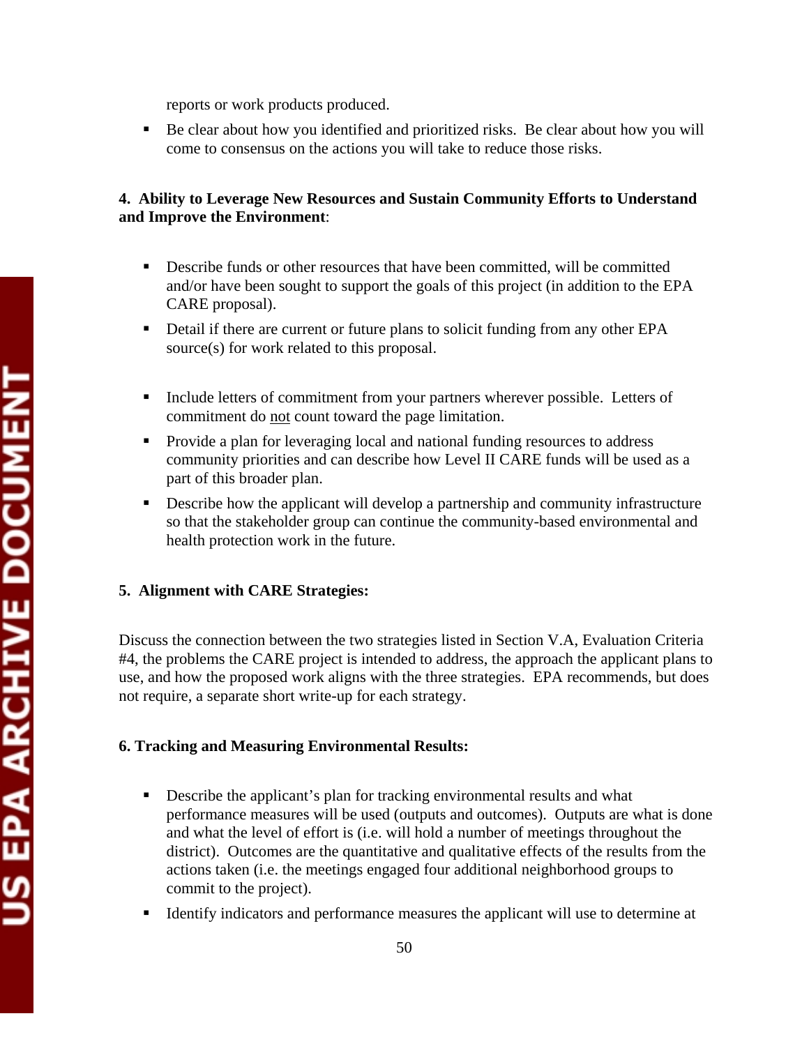reports or work products produced.

- Be clear about how you identified and prioritized risks. Be clear about how you will come to consensus on the actions you will take to reduce those risks.

**4. Ability to Leverage New Resources and Sustain Community Efforts to Understand and Improve the Environment**:

- Describe funds or other resources that have been committed, will be committed and/or have been sought to support the goals of this project (in addition to the EPA CARE proposal).
- Detail if there are current or future plans to solicit funding from any other EPA source(s) for work related to this proposal.
- Include letters of commitment from your partners wherever possible. Letters of commitment do not count toward the page limitation.
- Provide a plan for leveraging local and national funding resources to address community priorities and can describe how Level II CARE funds will be used as a part of this broader plan.
- Describe how the applicant will develop a partnership and community infrastructure so that the stakeholder group can continue the community-based environmental and health protection work in the future.

**5. Alignment with CARE Strategies:**

Discuss the connection between the two strategies listed in Section V.A, Evaluation Criteria #4, the problems the CARE project is intended to address, the approach the applicant plans to use, and how the proposed work aligns with the three strategies. EPA recommends, but does not require, a separate short write-up for each strategy.

**6. Tracking and Measuring Environmental Results:**

- Describe the applicant's plan for tracking environmental results and what performance measures will be used (outputs and outcomes). Outputs are what is done and what the level of effort is (i.e. will hold a number of meetings throughout the district). Outcomes are the quantitative and qualitative effects of the results from the actions taken (i.e. the meetings engaged four additional neighborhood groups to commit to the project).
- Identify indicators and performance measures the applicant will use to determine at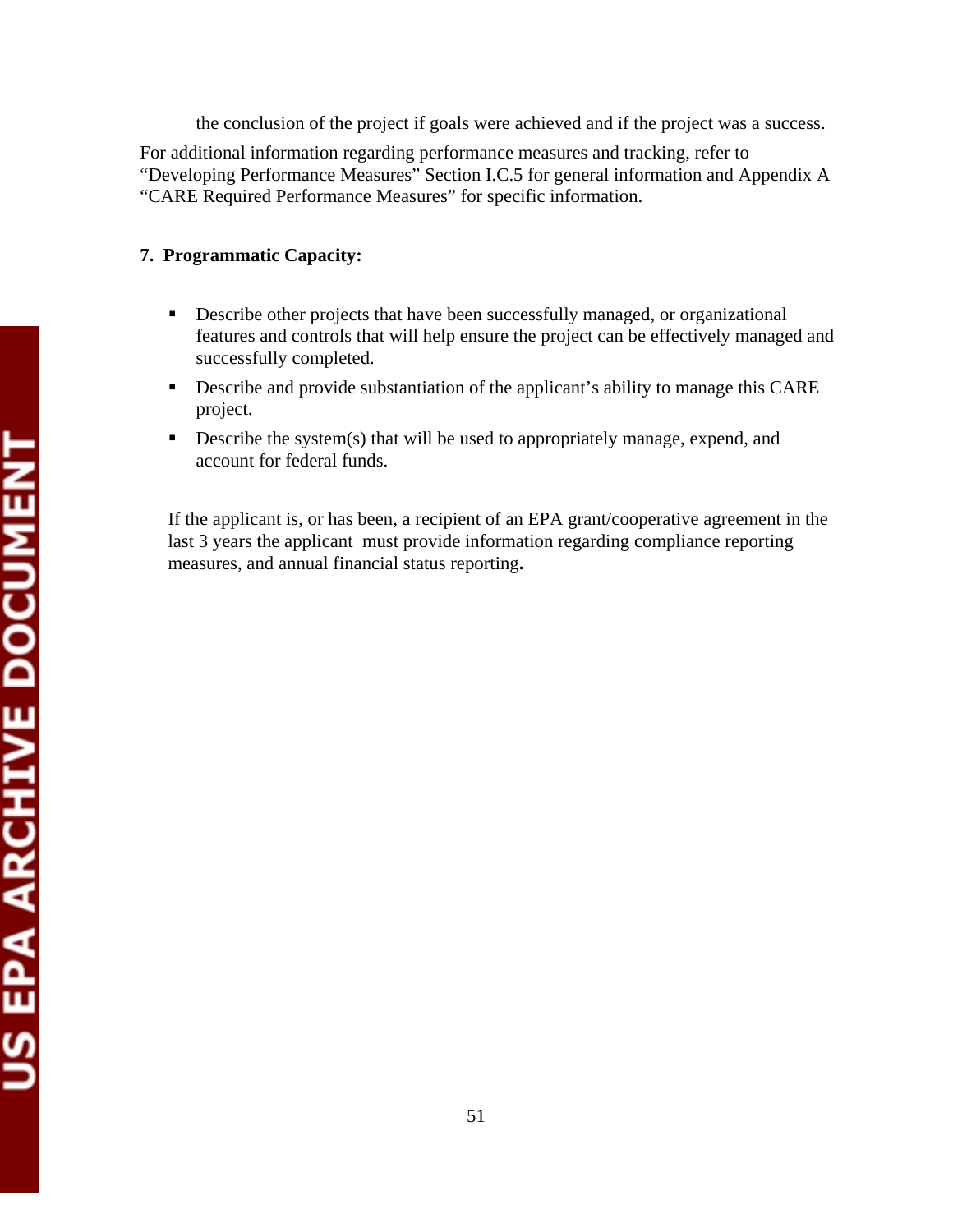the conclusion of the project if goals were achieved and if the project was a success.

For additional information regarding performance measures and tracking, refer to "Developing Performance Measures" Section I.C.5 for general information and Appendix A "CARE Required Performance Measures" for specific information.

**7. Programmatic Capacity:**

- Describe other projects that have been successfully managed, or organizational features and controls that will help ensure the project can be effectively managed and successfully completed.
- Describe and provide substantiation of the applicant's ability to manage this CARE project.
- Describe the system(s) that will be used to appropriately manage, expend, and account for federal funds.

If the applicant is, or has been, a recipient of an EPA grant/cooperative agreement in the last 3 years the applicant must provide information regarding compliance reporting measures, and annual financial status reporting**.**